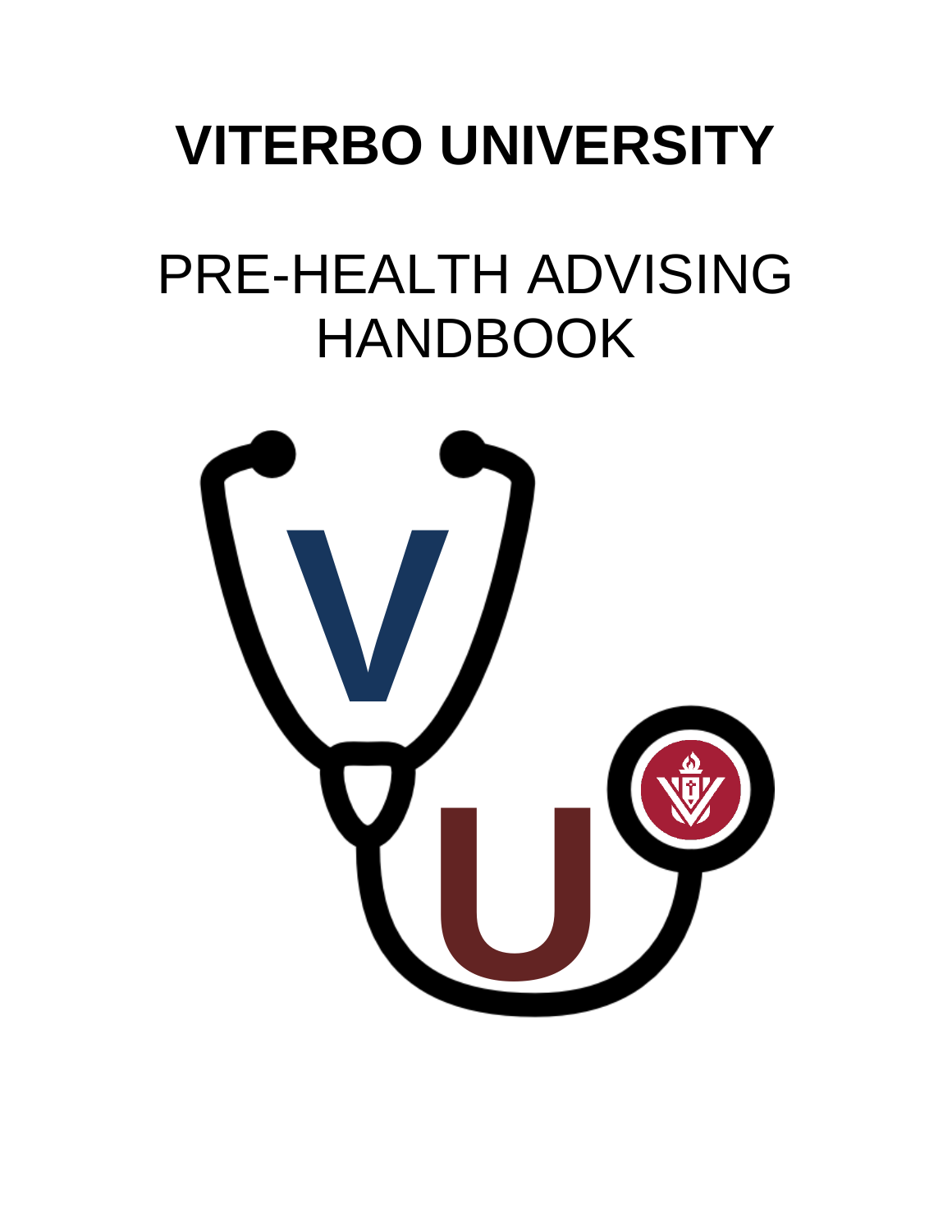# VITERBO UNIVERSITY

## PRE-HEALTH ADVISING HANDBOOK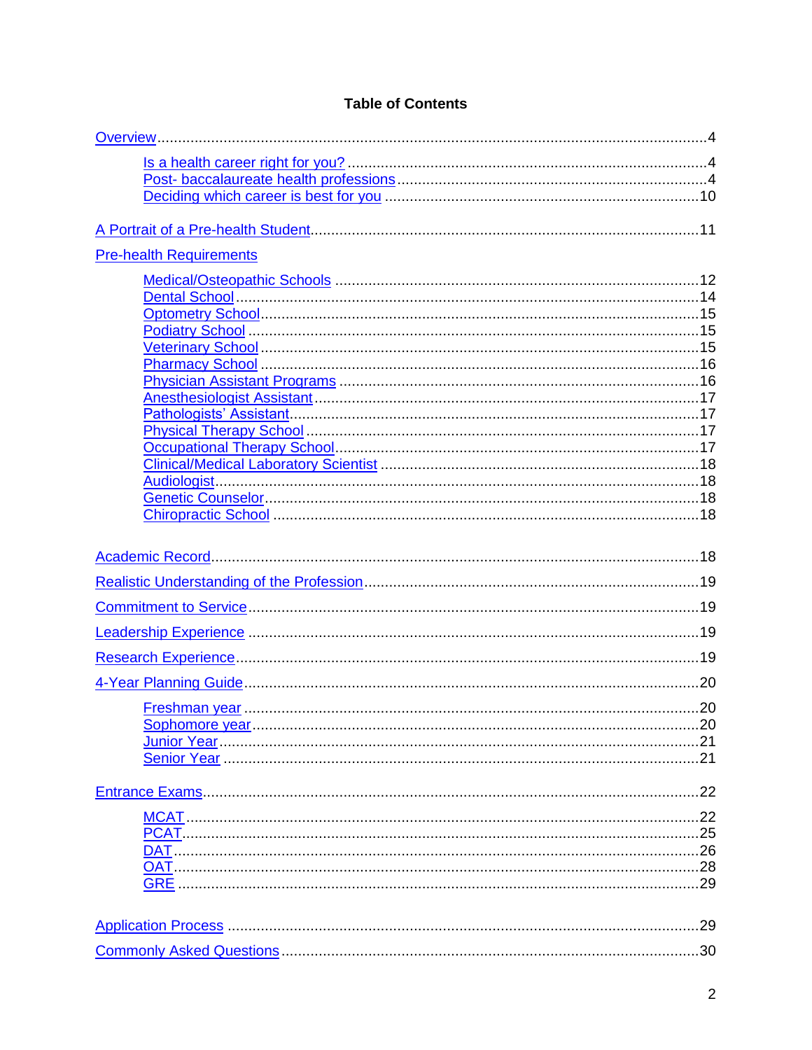# Table of Contents

- Overview....4
  - Is a health career right for you?....4
  - Post- baccalaureate health professions....4
  - Deciding which career is best for you....10
- A Portrait of a Pre-health Student....11
- Pre-health Requirements
  - Medical/Osteopathic Schools....12
  - Dental School....14
  - Optometry School....15
  - Podiatry School....15
  - Veterinary School....15
  - Pharmacy School....16
  - Physician Assistant Programs....16
  - Anesthesiologist Assistant....17
  - Pathologists' Assistant....17
  - Physical Therapy School....17
  - Occupational Therapy School....17
  - Clinical/Medical Laboratory Scientist....18
  - Audiologist....18
  - Genetic Counselor....18
  - Chiropractic School....18
- Academic Record....18
- Realistic Understanding of the Profession....19
- Commitment to Service....19
- Leadership Experience....19
- Research Experience....19
- 4-Year Planning Guide....20
  - Freshman year....20
  - Sophomore year....20
  - Junior Year....21
  - Senior Year....21
- Entrance Exams....22
  - MCAT....22
  - PCAT....25
  - DAT....26
  - OAT....28
  - GRE....29
- Application Process....29
- Commonly Asked Questions....30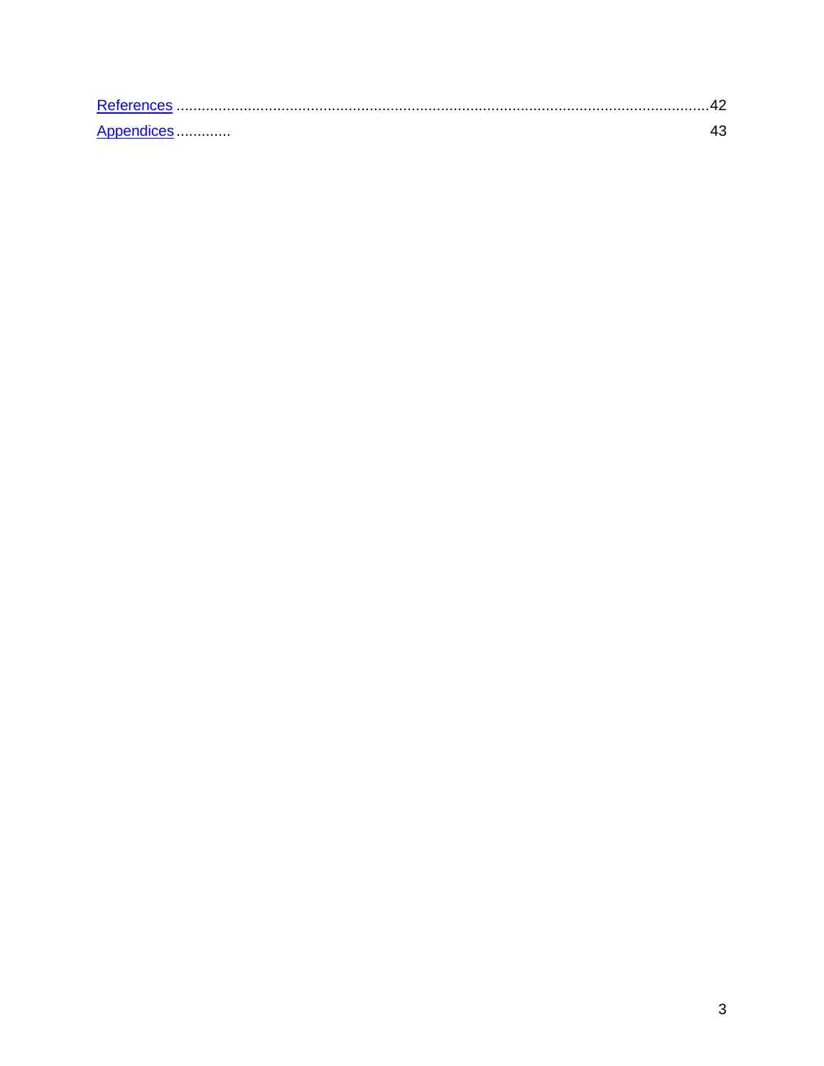[References](#) ..............................................................................................................................42
[Appendices](#) ............. 43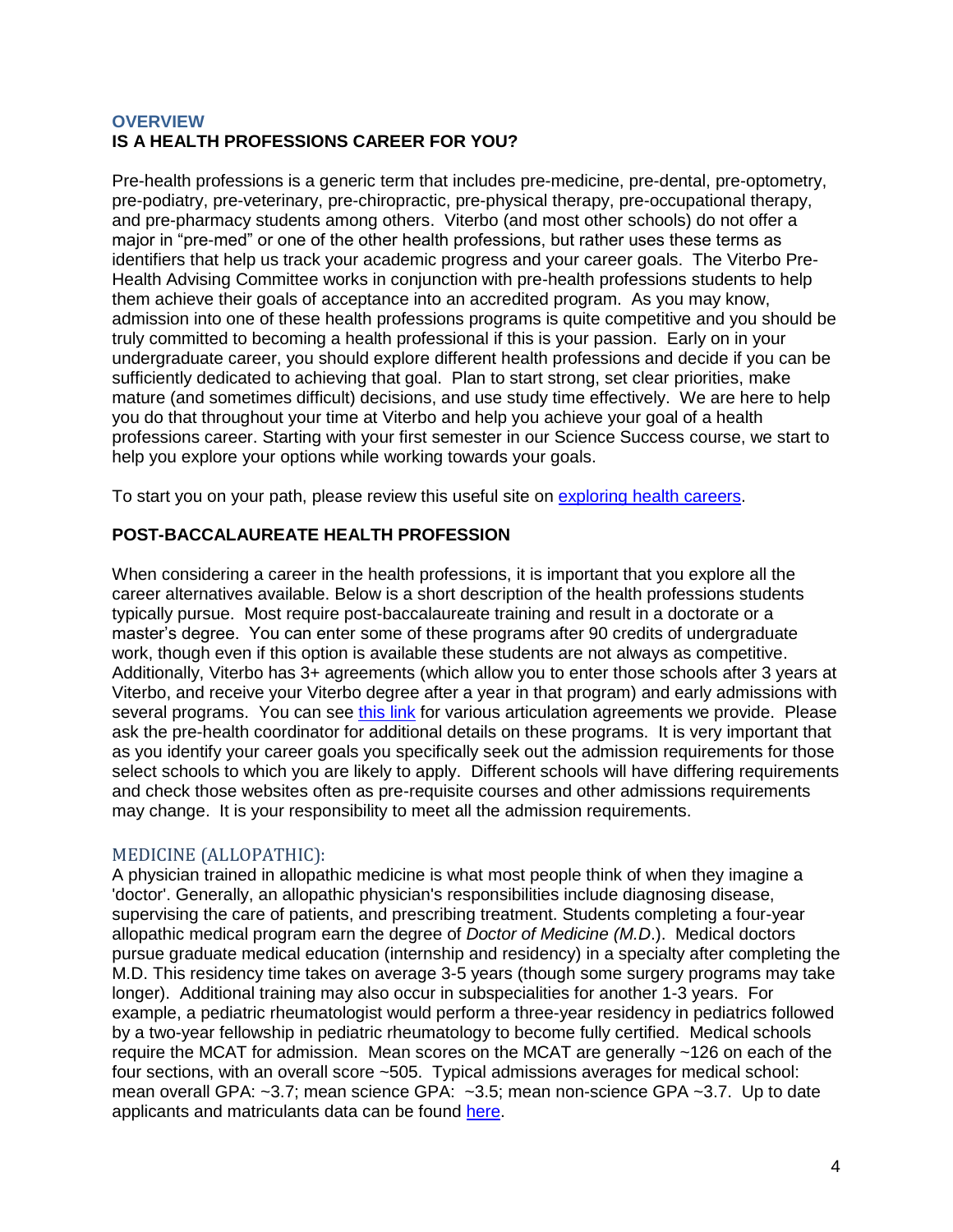## OVERVIEW

## IS A HEALTH PROFESSIONS CAREER FOR YOU?

Pre-health professions is a generic term that includes pre-medicine, pre-dental, pre-optometry, pre-podiatry, pre-veterinary, pre-chiropractic, pre-physical therapy, pre-occupational therapy, and pre-pharmacy students among others. Viterbo (and most other schools) do not offer a major in "pre-med" or one of the other health professions, but rather uses these terms as identifiers that help us track your academic progress and your career goals. The Viterbo Pre-Health Advising Committee works in conjunction with pre-health professions students to help them achieve their goals of acceptance into an accredited program. As you may know, admission into one of these health professions programs is quite competitive and you should be truly committed to becoming a health professional if this is your passion. Early on in your undergraduate career, you should explore different health professions and decide if you can be sufficiently dedicated to achieving that goal. Plan to start strong, set clear priorities, make mature (and sometimes difficult) decisions, and use study time effectively. We are here to help you do that throughout your time at Viterbo and help you achieve your goal of a health professions career. Starting with your first semester in our Science Success course, we start to help you explore your options while working towards your goals.

To start you on your path, please review this useful site on exploring health careers.

## POST-BACCALAUREATE HEALTH PROFESSION

When considering a career in the health professions, it is important that you explore all the career alternatives available. Below is a short description of the health professions students typically pursue. Most require post-baccalaureate training and result in a doctorate or a master's degree. You can enter some of these programs after 90 credits of undergraduate work, though even if this option is available these students are not always as competitive. Additionally, Viterbo has 3+ agreements (which allow you to enter those schools after 3 years at Viterbo, and receive your Viterbo degree after a year in that program) and early admissions with several programs. You can see this link for various articulation agreements we provide. Please ask the pre-health coordinator for additional details on these programs. It is very important that as you identify your career goals you specifically seek out the admission requirements for those select schools to which you are likely to apply. Different schools will have differing requirements and check those websites often as pre-requisite courses and other admissions requirements may change. It is your responsibility to meet all the admission requirements.

### MEDICINE (ALLOPATHIC):

A physician trained in allopathic medicine is what most people think of when they imagine a 'doctor'. Generally, an allopathic physician's responsibilities include diagnosing disease, supervising the care of patients, and prescribing treatment. Students completing a four-year allopathic medical program earn the degree of *Doctor of Medicine (M.D*.). Medical doctors pursue graduate medical education (internship and residency) in a specialty after completing the M.D. This residency time takes on average 3-5 years (though some surgery programs may take longer). Additional training may also occur in subspecialities for another 1-3 years. For example, a pediatric rheumatologist would perform a three-year residency in pediatrics followed by a two-year fellowship in pediatric rheumatology to become fully certified. Medical schools require the MCAT for admission. Mean scores on the MCAT are generally ~126 on each of the four sections, with an overall score ~505. Typical admissions averages for medical school: mean overall GPA: ~3.7; mean science GPA: ~3.5; mean non-science GPA ~3.7. Up to date applicants and matriculants data can be found here.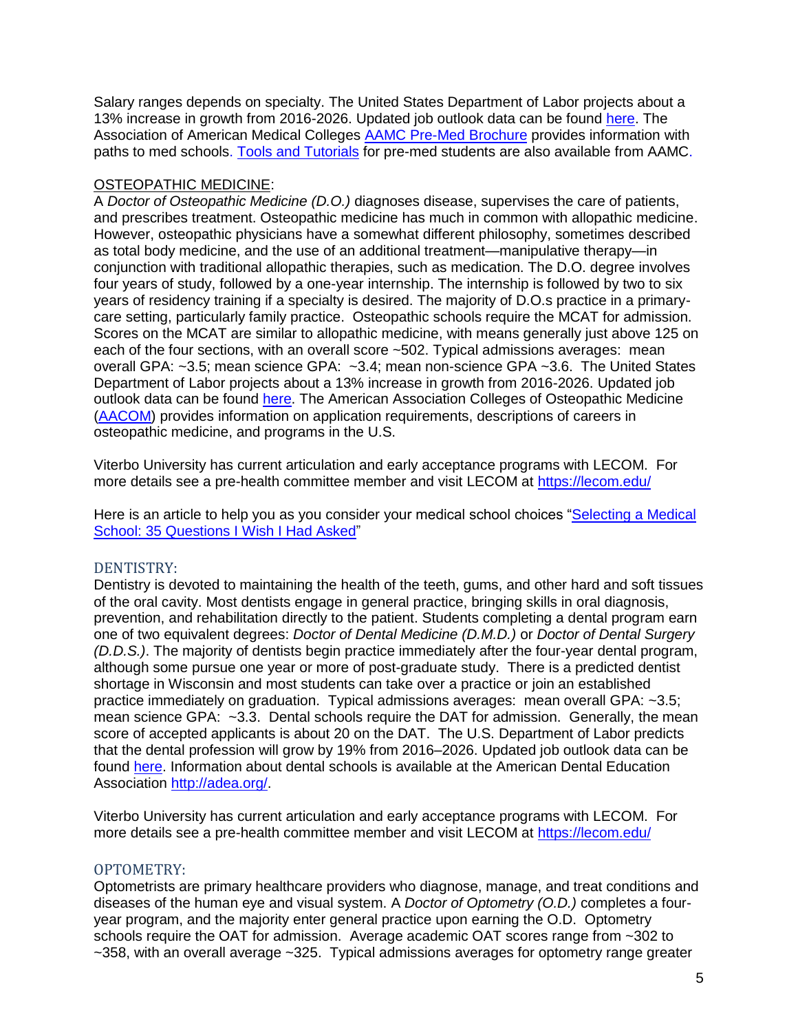Salary ranges depends on specialty. The United States Department of Labor projects about a 13% increase in growth from 2016-2026. Updated job outlook data can be found here. The Association of American Medical Colleges AAMC Pre-Med Brochure provides information with paths to med schools. Tools and Tutorials for pre-med students are also available from AAMC.

## OSTEOPATHIC MEDICINE:

A *Doctor of Osteopathic Medicine (D.O.)* diagnoses disease, supervises the care of patients, and prescribes treatment. Osteopathic medicine has much in common with allopathic medicine. However, osteopathic physicians have a somewhat different philosophy, sometimes described as total body medicine, and the use of an additional treatment—manipulative therapy—in conjunction with traditional allopathic therapies, such as medication. The D.O. degree involves four years of study, followed by a one-year internship. The internship is followed by two to six years of residency training if a specialty is desired. The majority of D.O.s practice in a primary-care setting, particularly family practice. Osteopathic schools require the MCAT for admission. Scores on the MCAT are similar to allopathic medicine, with means generally just above 125 on each of the four sections, with an overall score ~502. Typical admissions averages: mean overall GPA: ~3.5; mean science GPA: ~3.4; mean non-science GPA ~3.6. The United States Department of Labor projects about a 13% increase in growth from 2016-2026. Updated job outlook data can be found here. The American Association Colleges of Osteopathic Medicine (AACOM) provides information on application requirements, descriptions of careers in osteopathic medicine, and programs in the U.S.

Viterbo University has current articulation and early acceptance programs with LECOM. For more details see a pre-health committee member and visit LECOM at https://lecom.edu/

Here is an article to help you as you consider your medical school choices "Selecting a Medical School: 35 Questions I Wish I Had Asked"

## DENTISTRY:

Dentistry is devoted to maintaining the health of the teeth, gums, and other hard and soft tissues of the oral cavity. Most dentists engage in general practice, bringing skills in oral diagnosis, prevention, and rehabilitation directly to the patient. Students completing a dental program earn one of two equivalent degrees: *Doctor of Dental Medicine (D.M.D.)* or *Doctor of Dental Surgery (D.D.S.)*. The majority of dentists begin practice immediately after the four-year dental program, although some pursue one year or more of post-graduate study. There is a predicted dentist shortage in Wisconsin and most students can take over a practice or join an established practice immediately on graduation. Typical admissions averages: mean overall GPA: ~3.5; mean science GPA: ~3.3. Dental schools require the DAT for admission. Generally, the mean score of accepted applicants is about 20 on the DAT. The U.S. Department of Labor predicts that the dental profession will grow by 19% from 2016–2026. Updated job outlook data can be found here. Information about dental schools is available at the American Dental Education Association http://adea.org/.

Viterbo University has current articulation and early acceptance programs with LECOM. For more details see a pre-health committee member and visit LECOM at https://lecom.edu/

## OPTOMETRY:

Optometrists are primary healthcare providers who diagnose, manage, and treat conditions and diseases of the human eye and visual system. A *Doctor of Optometry (O.D.)* completes a four-year program, and the majority enter general practice upon earning the O.D. Optometry schools require the OAT for admission. Average academic OAT scores range from ~302 to ~358, with an overall average ~325. Typical admissions averages for optometry range greater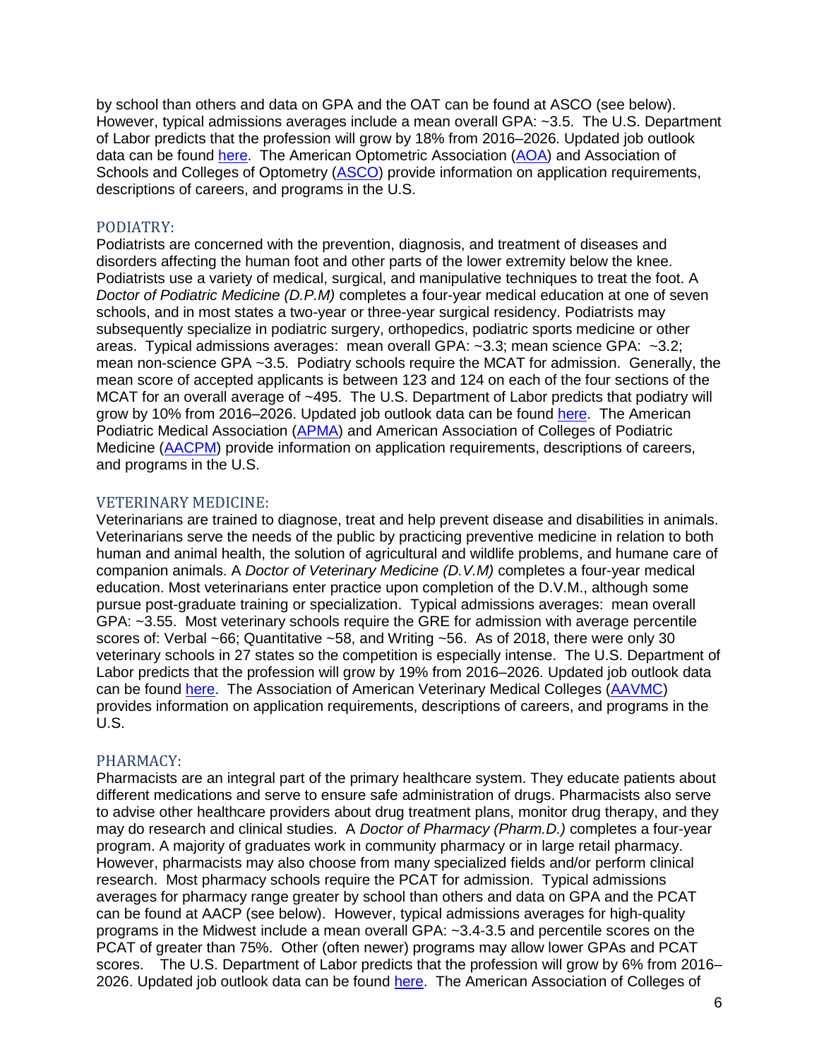by school than others and data on GPA and the OAT can be found at ASCO (see below). However, typical admissions averages include a mean overall GPA: ~3.5. The U.S. Department of Labor predicts that the profession will grow by 18% from 2016–2026. Updated job outlook data can be found here. The American Optometric Association (AOA) and Association of Schools and Colleges of Optometry (ASCO) provide information on application requirements, descriptions of careers, and programs in the U.S.

## PODIATRY:

Podiatrists are concerned with the prevention, diagnosis, and treatment of diseases and disorders affecting the human foot and other parts of the lower extremity below the knee. Podiatrists use a variety of medical, surgical, and manipulative techniques to treat the foot. A *Doctor of Podiatric Medicine (D.P.M)* completes a four-year medical education at one of seven schools, and in most states a two-year or three-year surgical residency. Podiatrists may subsequently specialize in podiatric surgery, orthopedics, podiatric sports medicine or other areas. Typical admissions averages: mean overall GPA: ~3.3; mean science GPA: ~3.2; mean non-science GPA ~3.5. Podiatry schools require the MCAT for admission. Generally, the mean score of accepted applicants is between 123 and 124 on each of the four sections of the MCAT for an overall average of ~495. The U.S. Department of Labor predicts that podiatry will grow by 10% from 2016–2026. Updated job outlook data can be found here. The American Podiatric Medical Association (APMA) and American Association of Colleges of Podiatric Medicine (AACPM) provide information on application requirements, descriptions of careers, and programs in the U.S.

## VETERINARY MEDICINE:

Veterinarians are trained to diagnose, treat and help prevent disease and disabilities in animals. Veterinarians serve the needs of the public by practicing preventive medicine in relation to both human and animal health, the solution of agricultural and wildlife problems, and humane care of companion animals. A *Doctor of Veterinary Medicine (D.V.M)* completes a four-year medical education. Most veterinarians enter practice upon completion of the D.V.M., although some pursue post-graduate training or specialization. Typical admissions averages: mean overall GPA: ~3.55. Most veterinary schools require the GRE for admission with average percentile scores of: Verbal ~66; Quantitative ~58, and Writing ~56. As of 2018, there were only 30 veterinary schools in 27 states so the competition is especially intense. The U.S. Department of Labor predicts that the profession will grow by 19% from 2016–2026. Updated job outlook data can be found here. The Association of American Veterinary Medical Colleges (AAVMC) provides information on application requirements, descriptions of careers, and programs in the U.S.

## PHARMACY:

Pharmacists are an integral part of the primary healthcare system. They educate patients about different medications and serve to ensure safe administration of drugs. Pharmacists also serve to advise other healthcare providers about drug treatment plans, monitor drug therapy, and they may do research and clinical studies. A *Doctor of Pharmacy (Pharm.D.)* completes a four-year program. A majority of graduates work in community pharmacy or in large retail pharmacy. However, pharmacists may also choose from many specialized fields and/or perform clinical research. Most pharmacy schools require the PCAT for admission. Typical admissions averages for pharmacy range greater by school than others and data on GPA and the PCAT can be found at AACP (see below). However, typical admissions averages for high-quality programs in the Midwest include a mean overall GPA: ~3.4-3.5 and percentile scores on the PCAT of greater than 75%. Other (often newer) programs may allow lower GPAs and PCAT scores. The U.S. Department of Labor predicts that the profession will grow by 6% from 2016–2026. Updated job outlook data can be found here. The American Association of Colleges of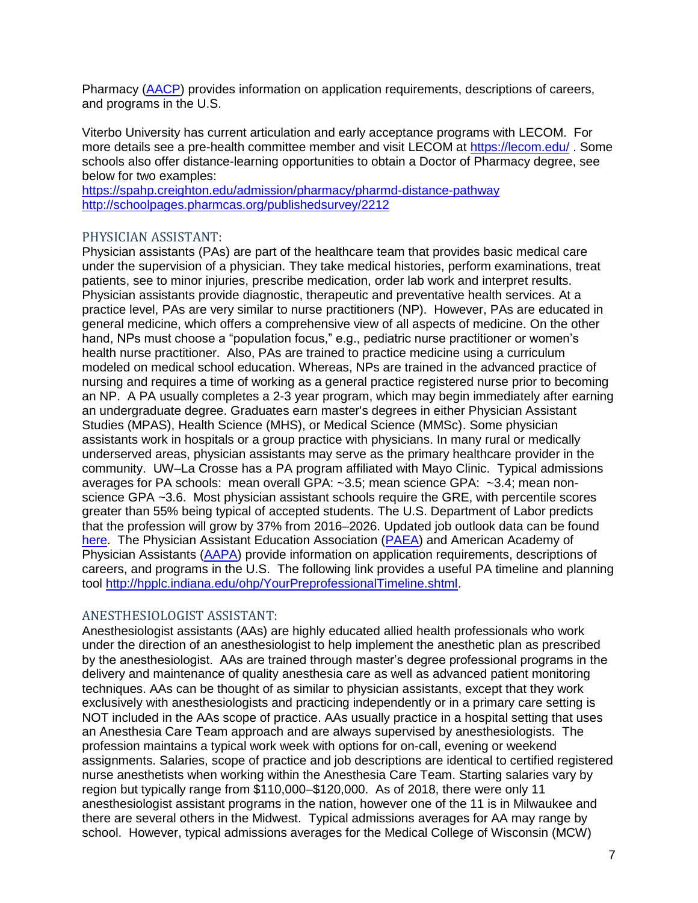Pharmacy ([AACP](AACP)) provides information on application requirements, descriptions of careers, and programs in the U.S.

Viterbo University has current articulation and early acceptance programs with LECOM. For more details see a pre-health committee member and visit LECOM at https://lecom.edu/ . Some schools also offer distance-learning opportunities to obtain a Doctor of Pharmacy degree, see below for two examples:
https://spahp.creighton.edu/admission/pharmacy/pharmd-distance-pathway
http://schoolpages.pharmcas.org/publishedsurvey/2212

## PHYSICIAN ASSISTANT:

Physician assistants (PAs) are part of the healthcare team that provides basic medical care under the supervision of a physician. They take medical histories, perform examinations, treat patients, see to minor injuries, prescribe medication, order lab work and interpret results. Physician assistants provide diagnostic, therapeutic and preventative health services. At a practice level, PAs are very similar to nurse practitioners (NP). However, PAs are educated in general medicine, which offers a comprehensive view of all aspects of medicine. On the other hand, NPs must choose a "population focus," e.g., pediatric nurse practitioner or women's health nurse practitioner. Also, PAs are trained to practice medicine using a curriculum modeled on medical school education. Whereas, NPs are trained in the advanced practice of nursing and requires a time of working as a general practice registered nurse prior to becoming an NP. A PA usually completes a 2-3 year program, which may begin immediately after earning an undergraduate degree. Graduates earn master's degrees in either Physician Assistant Studies (MPAS), Health Science (MHS), or Medical Science (MMSc). Some physician assistants work in hospitals or a group practice with physicians. In many rural or medically underserved areas, physician assistants may serve as the primary healthcare provider in the community. UW–La Crosse has a PA program affiliated with Mayo Clinic. Typical admissions averages for PA schools: mean overall GPA: ~3.5; mean science GPA: ~3.4; mean non-science GPA ~3.6. Most physician assistant schools require the GRE, with percentile scores greater than 55% being typical of accepted students. The U.S. Department of Labor predicts that the profession will grow by 37% from 2016–2026. Updated job outlook data can be found [here](here). The Physician Assistant Education Association ([PAEA](PAEA)) and American Academy of Physician Assistants ([AAPA](AAPA)) provide information on application requirements, descriptions of careers, and programs in the U.S. The following link provides a useful PA timeline and planning tool http://hpplc.indiana.edu/ohp/YourPreprofessionalTimeline.shtml.

## ANESTHESIOLOGIST ASSISTANT:

Anesthesiologist assistants (AAs) are highly educated allied health professionals who work under the direction of an anesthesiologist to help implement the anesthetic plan as prescribed by the anesthesiologist. AAs are trained through master's degree professional programs in the delivery and maintenance of quality anesthesia care as well as advanced patient monitoring techniques. AAs can be thought of as similar to physician assistants, except that they work exclusively with anesthesiologists and practicing independently or in a primary care setting is NOT included in the AAs scope of practice. AAs usually practice in a hospital setting that uses an Anesthesia Care Team approach and are always supervised by anesthesiologists. The profession maintains a typical work week with options for on-call, evening or weekend assignments. Salaries, scope of practice and job descriptions are identical to certified registered nurse anesthetists when working within the Anesthesia Care Team. Starting salaries vary by region but typically range from $110,000–$120,000. As of 2018, there were only 11 anesthesiologist assistant programs in the nation, however one of the 11 is in Milwaukee and there are several others in the Midwest. Typical admissions averages for AA may range by school. However, typical admissions averages for the Medical College of Wisconsin (MCW)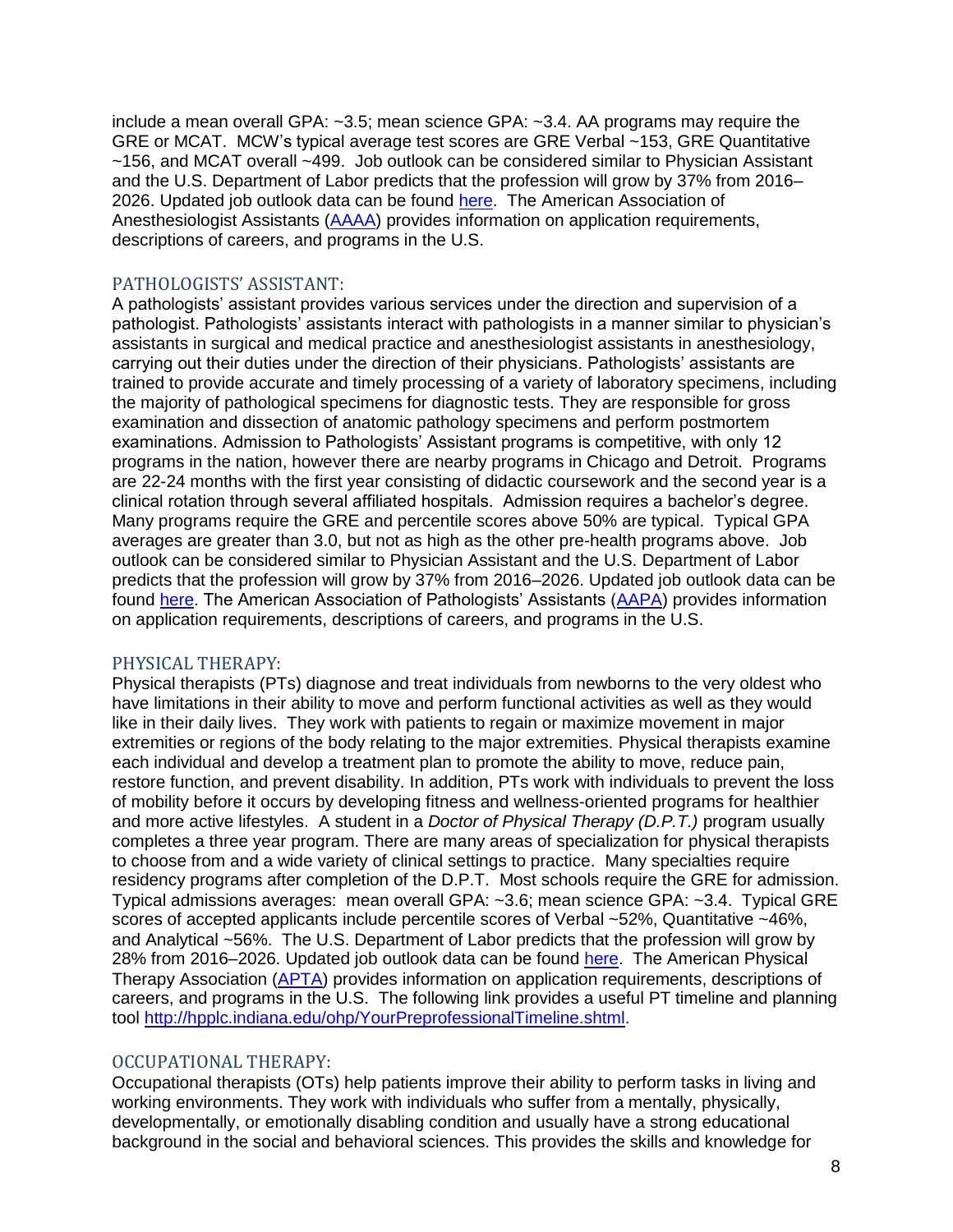include a mean overall GPA: ~3.5; mean science GPA: ~3.4. AA programs may require the GRE or MCAT. MCW's typical average test scores are GRE Verbal ~153, GRE Quantitative ~156, and MCAT overall ~499. Job outlook can be considered similar to Physician Assistant and the U.S. Department of Labor predicts that the profession will grow by 37% from 2016–2026. Updated job outlook data can be found [here](). The American Association of Anesthesiologist Assistants ([AAAA]()) provides information on application requirements, descriptions of careers, and programs in the U.S.

## PATHOLOGISTS' ASSISTANT:

A pathologists' assistant provides various services under the direction and supervision of a pathologist. Pathologists' assistants interact with pathologists in a manner similar to physician's assistants in surgical and medical practice and anesthesiologist assistants in anesthesiology, carrying out their duties under the direction of their physicians. Pathologists' assistants are trained to provide accurate and timely processing of a variety of laboratory specimens, including the majority of pathological specimens for diagnostic tests. They are responsible for gross examination and dissection of anatomic pathology specimens and perform postmortem examinations. Admission to Pathologists' Assistant programs is competitive, with only 12 programs in the nation, however there are nearby programs in Chicago and Detroit. Programs are 22-24 months with the first year consisting of didactic coursework and the second year is a clinical rotation through several affiliated hospitals. Admission requires a bachelor's degree. Many programs require the GRE and percentile scores above 50% are typical. Typical GPA averages are greater than 3.0, but not as high as the other pre-health programs above. Job outlook can be considered similar to Physician Assistant and the U.S. Department of Labor predicts that the profession will grow by 37% from 2016–2026. Updated job outlook data can be found [here](). The American Association of Pathologists' Assistants ([AAPA]()) provides information on application requirements, descriptions of careers, and programs in the U.S.

## PHYSICAL THERAPY:

Physical therapists (PTs) diagnose and treat individuals from newborns to the very oldest who have limitations in their ability to move and perform functional activities as well as they would like in their daily lives. They work with patients to regain or maximize movement in major extremities or regions of the body relating to the major extremities. Physical therapists examine each individual and develop a treatment plan to promote the ability to move, reduce pain, restore function, and prevent disability. In addition, PTs work with individuals to prevent the loss of mobility before it occurs by developing fitness and wellness-oriented programs for healthier and more active lifestyles. A student in a *Doctor of Physical Therapy (D.P.T.)* program usually completes a three year program. There are many areas of specialization for physical therapists to choose from and a wide variety of clinical settings to practice. Many specialties require residency programs after completion of the D.P.T. Most schools require the GRE for admission. Typical admissions averages: mean overall GPA: ~3.6; mean science GPA: ~3.4. Typical GRE scores of accepted applicants include percentile scores of Verbal ~52%, Quantitative ~46%, and Analytical ~56%. The U.S. Department of Labor predicts that the profession will grow by 28% from 2016–2026. Updated job outlook data can be found [here](). The American Physical Therapy Association ([APTA]()) provides information on application requirements, descriptions of careers, and programs in the U.S. The following link provides a useful PT timeline and planning tool [http://hpplc.indiana.edu/ohp/YourPreprofessionalTimeline.shtml](http://hpplc.indiana.edu/ohp/YourPreprofessionalTimeline.shtml).

## OCCUPATIONAL THERAPY:

Occupational therapists (OTs) help patients improve their ability to perform tasks in living and working environments. They work with individuals who suffer from a mentally, physically, developmentally, or emotionally disabling condition and usually have a strong educational background in the social and behavioral sciences. This provides the skills and knowledge for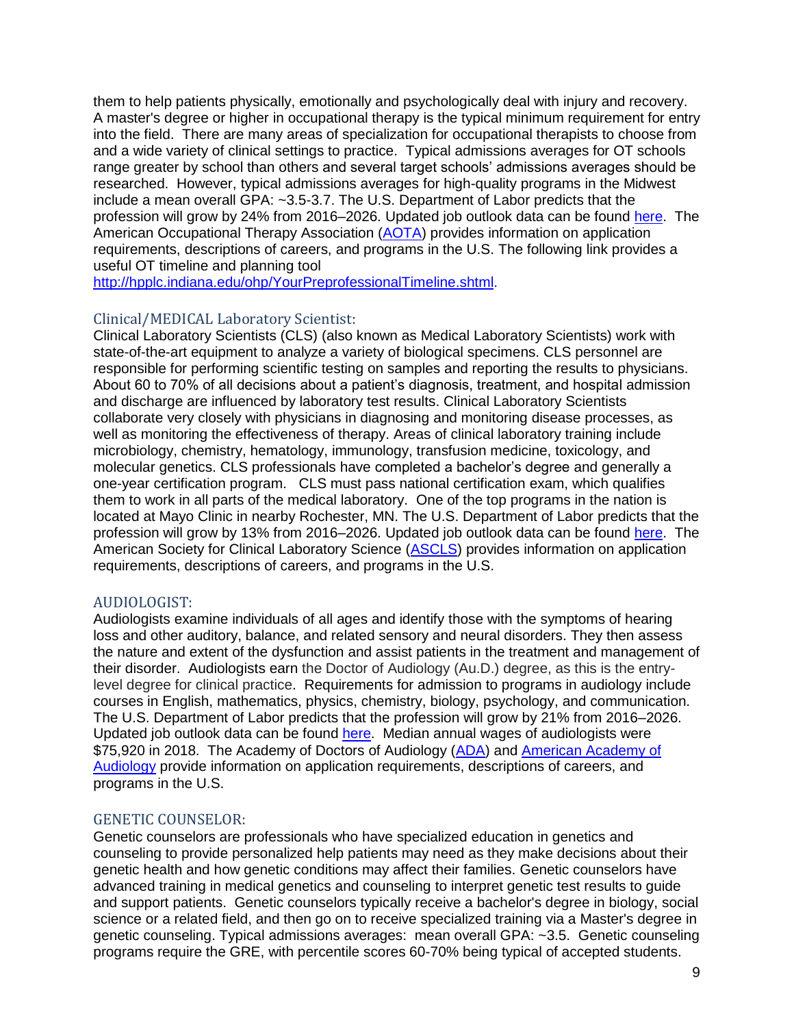them to help patients physically, emotionally and psychologically deal with injury and recovery. A master's degree or higher in occupational therapy is the typical minimum requirement for entry into the field. There are many areas of specialization for occupational therapists to choose from and a wide variety of clinical settings to practice. Typical admissions averages for OT schools range greater by school than others and several target schools' admissions averages should be researched. However, typical admissions averages for high-quality programs in the Midwest include a mean overall GPA: ~3.5-3.7. The U.S. Department of Labor predicts that the profession will grow by 24% from 2016–2026. Updated job outlook data can be found here. The American Occupational Therapy Association (AOTA) provides information on application requirements, descriptions of careers, and programs in the U.S. The following link provides a useful OT timeline and planning tool http://hpplc.indiana.edu/ohp/YourPreprofessionalTimeline.shtml.

## Clinical/MEDICAL Laboratory Scientist:

Clinical Laboratory Scientists (CLS) (also known as Medical Laboratory Scientists) work with state-of-the-art equipment to analyze a variety of biological specimens. CLS personnel are responsible for performing scientific testing on samples and reporting the results to physicians. About 60 to 70% of all decisions about a patient's diagnosis, treatment, and hospital admission and discharge are influenced by laboratory test results. Clinical Laboratory Scientists collaborate very closely with physicians in diagnosing and monitoring disease processes, as well as monitoring the effectiveness of therapy. Areas of clinical laboratory training include microbiology, chemistry, hematology, immunology, transfusion medicine, toxicology, and molecular genetics. CLS professionals have completed a bachelor's degree and generally a one-year certification program. CLS must pass national certification exam, which qualifies them to work in all parts of the medical laboratory. One of the top programs in the nation is located at Mayo Clinic in nearby Rochester, MN. The U.S. Department of Labor predicts that the profession will grow by 13% from 2016–2026. Updated job outlook data can be found here. The American Society for Clinical Laboratory Science (ASCLS) provides information on application requirements, descriptions of careers, and programs in the U.S.

## AUDIOLOGIST:

Audiologists examine individuals of all ages and identify those with the symptoms of hearing loss and other auditory, balance, and related sensory and neural disorders. They then assess the nature and extent of the dysfunction and assist patients in the treatment and management of their disorder. Audiologists earn the Doctor of Audiology (Au.D.) degree, as this is the entry-level degree for clinical practice. Requirements for admission to programs in audiology include courses in English, mathematics, physics, chemistry, biology, psychology, and communication. The U.S. Department of Labor predicts that the profession will grow by 21% from 2016–2026. Updated job outlook data can be found here. Median annual wages of audiologists were $75,920 in 2018. The Academy of Doctors of Audiology (ADA) and American Academy of Audiology provide information on application requirements, descriptions of careers, and programs in the U.S.

## GENETIC COUNSELOR:

Genetic counselors are professionals who have specialized education in genetics and counseling to provide personalized help patients may need as they make decisions about their genetic health and how genetic conditions may affect their families. Genetic counselors have advanced training in medical genetics and counseling to interpret genetic test results to guide and support patients. Genetic counselors typically receive a bachelor's degree in biology, social science or a related field, and then go on to receive specialized training via a Master's degree in genetic counseling. Typical admissions averages: mean overall GPA: ~3.5. Genetic counseling programs require the GRE, with percentile scores 60-70% being typical of accepted students.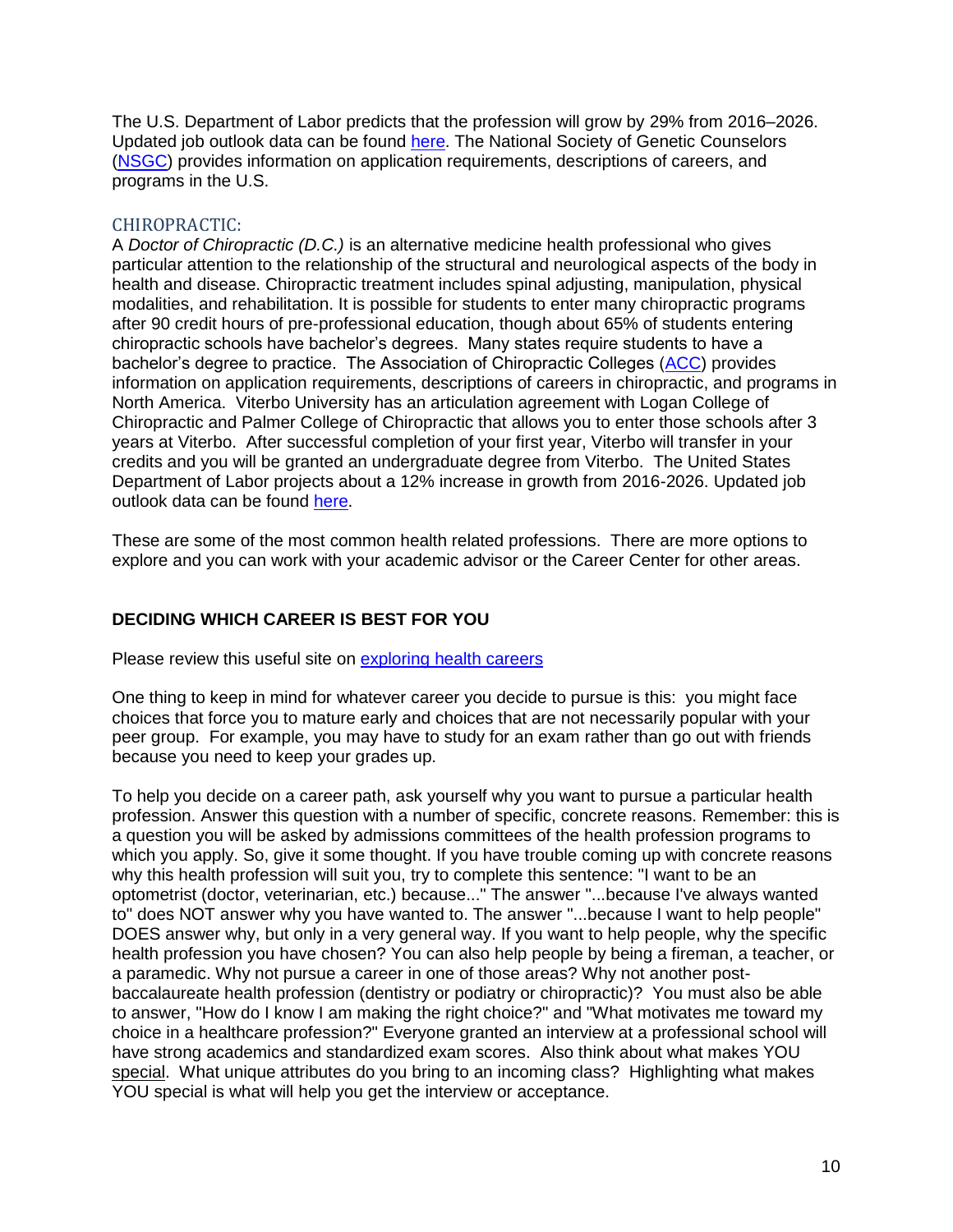The U.S. Department of Labor predicts that the profession will grow by 29% from 2016–2026. Updated job outlook data can be found here. The National Society of Genetic Counselors (NSGC) provides information on application requirements, descriptions of careers, and programs in the U.S.

## CHIROPRACTIC:

A *Doctor of Chiropractic (D.C.)* is an alternative medicine health professional who gives particular attention to the relationship of the structural and neurological aspects of the body in health and disease. Chiropractic treatment includes spinal adjusting, manipulation, physical modalities, and rehabilitation. It is possible for students to enter many chiropractic programs after 90 credit hours of pre-professional education, though about 65% of students entering chiropractic schools have bachelor's degrees. Many states require students to have a bachelor's degree to practice. The Association of Chiropractic Colleges (ACC) provides information on application requirements, descriptions of careers in chiropractic, and programs in North America. Viterbo University has an articulation agreement with Logan College of Chiropractic and Palmer College of Chiropractic that allows you to enter those schools after 3 years at Viterbo. After successful completion of your first year, Viterbo will transfer in your credits and you will be granted an undergraduate degree from Viterbo. The United States Department of Labor projects about a 12% increase in growth from 2016-2026. Updated job outlook data can be found here.

These are some of the most common health related professions. There are more options to explore and you can work with your academic advisor or the Career Center for other areas.

### DECIDING WHICH CAREER IS BEST FOR YOU

Please review this useful site on exploring health careers

One thing to keep in mind for whatever career you decide to pursue is this: you might face choices that force you to mature early and choices that are not necessarily popular with your peer group. For example, you may have to study for an exam rather than go out with friends because you need to keep your grades up.

To help you decide on a career path, ask yourself why you want to pursue a particular health profession. Answer this question with a number of specific, concrete reasons. Remember: this is a question you will be asked by admissions committees of the health profession programs to which you apply. So, give it some thought. If you have trouble coming up with concrete reasons why this health profession will suit you, try to complete this sentence: "I want to be an optometrist (doctor, veterinarian, etc.) because..." The answer "...because I've always wanted to" does NOT answer why you have wanted to. The answer "...because I want to help people" DOES answer why, but only in a very general way. If you want to help people, why the specific health profession you have chosen? You can also help people by being a fireman, a teacher, or a paramedic. Why not pursue a career in one of those areas? Why not another post-baccalaureate health profession (dentistry or podiatry or chiropractic)? You must also be able to answer, "How do I know I am making the right choice?" and "What motivates me toward my choice in a healthcare profession?" Everyone granted an interview at a professional school will have strong academics and standardized exam scores. Also think about what makes YOU special. What unique attributes do you bring to an incoming class? Highlighting what makes YOU special is what will help you get the interview or acceptance.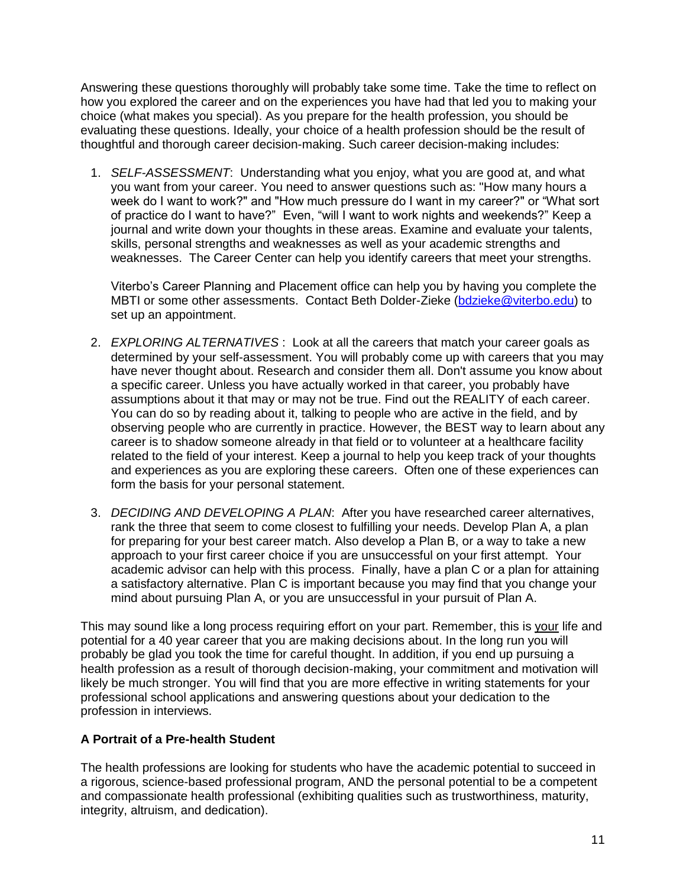Answering these questions thoroughly will probably take some time. Take the time to reflect on how you explored the career and on the experiences you have had that led you to making your choice (what makes you special). As you prepare for the health profession, you should be evaluating these questions. Ideally, your choice of a health profession should be the result of thoughtful and thorough career decision-making. Such career decision-making includes:

1. *SELF-ASSESSMENT*: Understanding what you enjoy, what you are good at, and what you want from your career. You need to answer questions such as: "How many hours a week do I want to work?" and "How much pressure do I want in my career?" or "What sort of practice do I want to have?" Even, "will I want to work nights and weekends?" Keep a journal and write down your thoughts in these areas. Examine and evaluate your talents, skills, personal strengths and weaknesses as well as your academic strengths and weaknesses. The Career Center can help you identify careers that meet your strengths.

   Viterbo's Career Planning and Placement office can help you by having you complete the MBTI or some other assessments. Contact Beth Dolder-Zieke ([bdzieke@viterbo.edu](mailto:bdzieke@viterbo.edu)) to set up an appointment.

2. *EXPLORING ALTERNATIVES* : Look at all the careers that match your career goals as determined by your self-assessment. You will probably come up with careers that you may have never thought about. Research and consider them all. Don't assume you know about a specific career. Unless you have actually worked in that career, you probably have assumptions about it that may or may not be true. Find out the REALITY of each career. You can do so by reading about it, talking to people who are active in the field, and by observing people who are currently in practice. However, the BEST way to learn about any career is to shadow someone already in that field or to volunteer at a healthcare facility related to the field of your interest. Keep a journal to help you keep track of your thoughts and experiences as you are exploring these careers. Often one of these experiences can form the basis for your personal statement.

3. *DECIDING AND DEVELOPING A PLAN*: After you have researched career alternatives, rank the three that seem to come closest to fulfilling your needs. Develop Plan A, a plan for preparing for your best career match. Also develop a Plan B, or a way to take a new approach to your first career choice if you are unsuccessful on your first attempt. Your academic advisor can help with this process. Finally, have a plan C or a plan for attaining a satisfactory alternative. Plan C is important because you may find that you change your mind about pursuing Plan A, or you are unsuccessful in your pursuit of Plan A.

This may sound like a long process requiring effort on your part. Remember, this is <u>your</u> life and potential for a 40 year career that you are making decisions about. In the long run you will probably be glad you took the time for careful thought. In addition, if you end up pursuing a health profession as a result of thorough decision-making, your commitment and motivation will likely be much stronger. You will find that you are more effective in writing statements for your professional school applications and answering questions about your dedication to the profession in interviews.

**A Portrait of a Pre-health Student**

The health professions are looking for students who have the academic potential to succeed in a rigorous, science-based professional program, AND the personal potential to be a competent and compassionate health professional (exhibiting qualities such as trustworthiness, maturity, integrity, altruism, and dedication).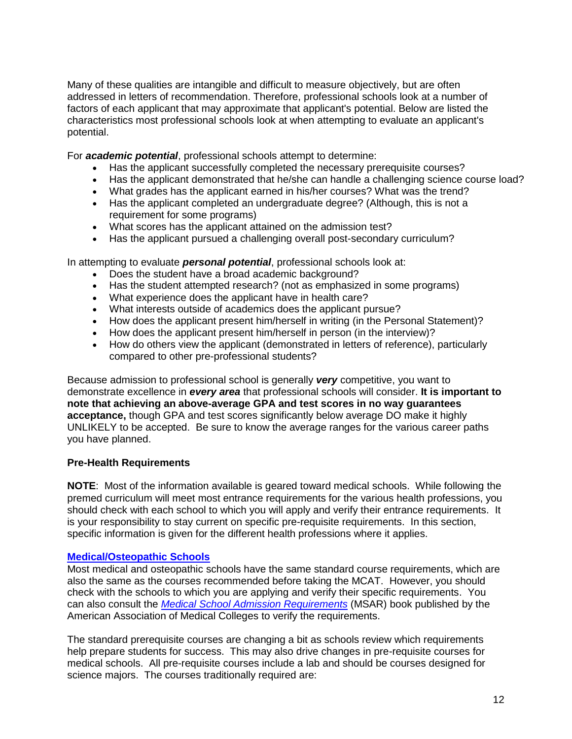Many of these qualities are intangible and difficult to measure objectively, but are often addressed in letters of recommendation. Therefore, professional schools look at a number of factors of each applicant that may approximate that applicant's potential. Below are listed the characteristics most professional schools look at when attempting to evaluate an applicant's potential.

For ***academic potential***, professional schools attempt to determine:

- Has the applicant successfully completed the necessary prerequisite courses?
- Has the applicant demonstrated that he/she can handle a challenging science course load?
- What grades has the applicant earned in his/her courses? What was the trend?
- Has the applicant completed an undergraduate degree? (Although, this is not a requirement for some programs)
- What scores has the applicant attained on the admission test?
- Has the applicant pursued a challenging overall post-secondary curriculum?

In attempting to evaluate ***personal potential***, professional schools look at:

- Does the student have a broad academic background?
- Has the student attempted research? (not as emphasized in some programs)
- What experience does the applicant have in health care?
- What interests outside of academics does the applicant pursue?
- How does the applicant present him/herself in writing (in the Personal Statement)?
- How does the applicant present him/herself in person (in the interview)?
- How do others view the applicant (demonstrated in letters of reference), particularly compared to other pre-professional students?

Because admission to professional school is generally ***very*** competitive, you want to demonstrate excellence in ***every area*** that professional schools will consider. **It is important to note that achieving an above-average GPA and test scores in no way guarantees acceptance,** though GPA and test scores significantly below average DO make it highly UNLIKELY to be accepted. Be sure to know the average ranges for the various career paths you have planned.

**Pre-Health Requirements**

**NOTE**: Most of the information available is geared toward medical schools. While following the premed curriculum will meet most entrance requirements for the various health professions, you should check with each school to which you will apply and verify their entrance requirements. It is your responsibility to stay current on specific pre-requisite requirements. In this section, specific information is given for the different health professions where it applies.

**Medical/Osteopathic Schools**

Most medical and osteopathic schools have the same standard course requirements, which are also the same as the courses recommended before taking the MCAT. However, you should check with the schools to which you are applying and verify their specific requirements. You can also consult the *Medical School Admission Requirements* (MSAR) book published by the American Association of Medical Colleges to verify the requirements.

The standard prerequisite courses are changing a bit as schools review which requirements help prepare students for success. This may also drive changes in pre-requisite courses for medical schools. All pre-requisite courses include a lab and should be courses designed for science majors. The courses traditionally required are: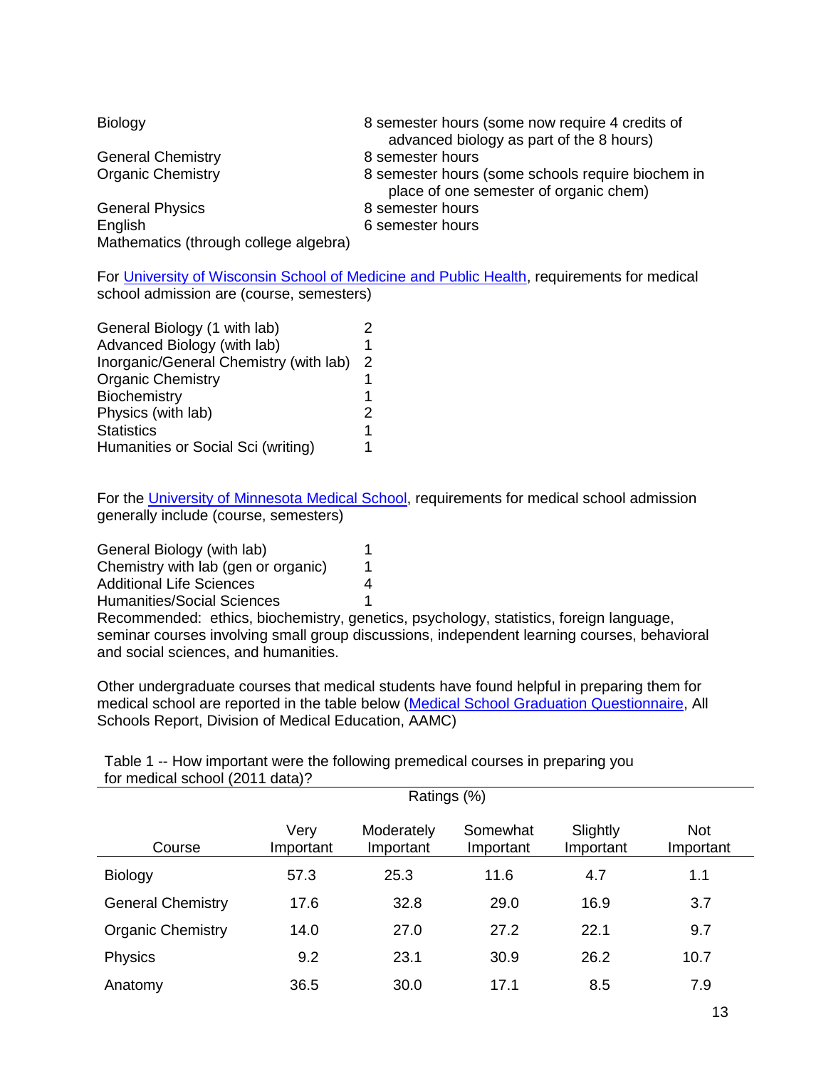| | |
|---|---|
| Biology | 8 semester hours (some now require 4 credits of advanced biology as part of the 8 hours) |
| General Chemistry | 8 semester hours |
| Organic Chemistry | 8 semester hours (some schools require biochem in place of one semester of organic chem) |
| General Physics | 8 semester hours |
| English | 6 semester hours |
| Mathematics (through college algebra) | |

For [University of Wisconsin School of Medicine and Public Health](), requirements for medical school admission are (course, semesters)

| | |
|---|---|
| General Biology (1 with lab) | 2 |
| Advanced Biology (with lab) | 1 |
| Inorganic/General Chemistry (with lab) | 2 |
| Organic Chemistry | 1 |
| Biochemistry | 1 |
| Physics (with lab) | 2 |
| Statistics | 1 |
| Humanities or Social Sci (writing) | 1 |

For the [University of Minnesota Medical School](), requirements for medical school admission generally include (course, semesters)

| | |
|---|---|
| General Biology (with lab) | 1 |
| Chemistry with lab (gen or organic) | 1 |
| Additional Life Sciences | 4 |
| Humanities/Social Sciences | 1 |

Recommended: ethics, biochemistry, genetics, psychology, statistics, foreign language, seminar courses involving small group discussions, independent learning courses, behavioral and social sciences, and humanities.

Other undergraduate courses that medical students have found helpful in preparing them for medical school are reported in the table below ([Medical School Graduation Questionnaire](), All Schools Report, Division of Medical Education, AAMC)

Table 1 -- How important were the following premedical courses in preparing you for medical school (2011 data)?

| | Ratings (%) | | | | |
|---|---|---|---|---|---|
| Course | Very Important | Moderately Important | Somewhat Important | Slightly Important | Not Important |
| Biology | 57.3 | 25.3 | 11.6 | 4.7 | 1.1 |
| General Chemistry | 17.6 | 32.8 | 29.0 | 16.9 | 3.7 |
| Organic Chemistry | 14.0 | 27.0 | 27.2 | 22.1 | 9.7 |
| Physics | 9.2 | 23.1 | 30.9 | 26.2 | 10.7 |
| Anatomy | 36.5 | 30.0 | 17.1 | 8.5 | 7.9 |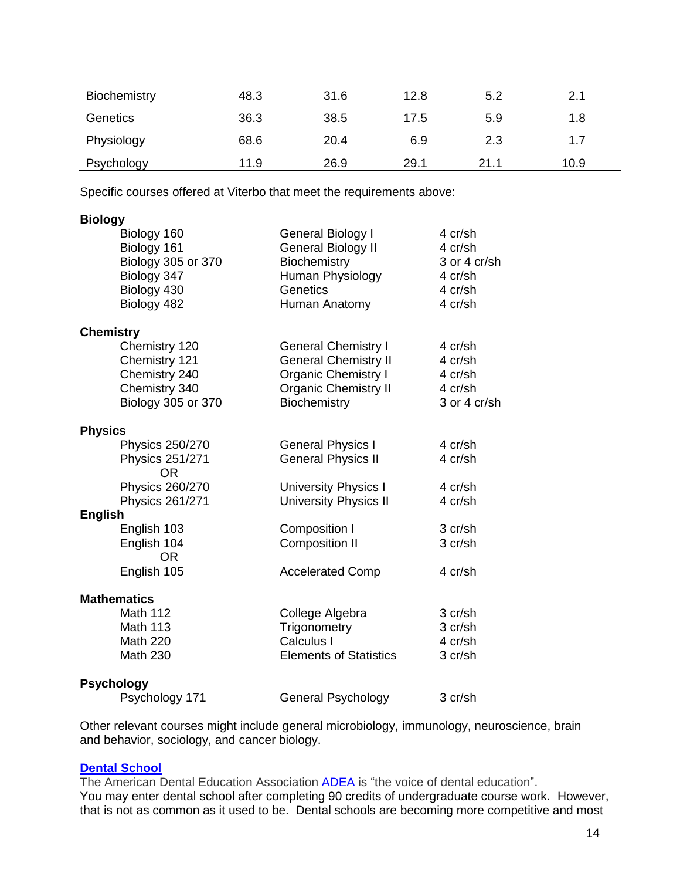| | | | | | |
|---|---|---|---|---|---|
| Biochemistry | 48.3 | 31.6 | 12.8 | 5.2 | 2.1 |
| Genetics | 36.3 | 38.5 | 17.5 | 5.9 | 1.8 |
| Physiology | 68.6 | 20.4 | 6.9 | 2.3 | 1.7 |
| Psychology | 11.9 | 26.9 | 29.1 | 21.1 | 10.9 |

Specific courses offered at Viterbo that meet the requirements above:

**Biology**

| | | |
|---|---|---|
| Biology 160 | General Biology I | 4 cr/sh |
| Biology 161 | General Biology II | 4 cr/sh |
| Biology 305 or 370 | Biochemistry | 3 or 4 cr/sh |
| Biology 347 | Human Physiology | 4 cr/sh |
| Biology 430 | Genetics | 4 cr/sh |
| Biology 482 | Human Anatomy | 4 cr/sh |

**Chemistry**

| | | |
|---|---|---|
| Chemistry 120 | General Chemistry I | 4 cr/sh |
| Chemistry 121 | General Chemistry II | 4 cr/sh |
| Chemistry 240 | Organic Chemistry I | 4 cr/sh |
| Chemistry 340 | Organic Chemistry II | 4 cr/sh |
| Biology 305 or 370 | Biochemistry | 3 or 4 cr/sh |

**Physics**

| | | |
|---|---|---|
| Physics 250/270 | General Physics I | 4 cr/sh |
| Physics 251/271 | General Physics II | 4 cr/sh |
| OR | | |
| Physics 260/270 | University Physics I | 4 cr/sh |
| Physics 261/271 | University Physics II | 4 cr/sh |

**English**

| | | |
|---|---|---|
| English 103 | Composition I | 3 cr/sh |
| English 104 | Composition II | 3 cr/sh |
| OR | | |
| English 105 | Accelerated Comp | 4 cr/sh |

**Mathematics**

| | | |
|---|---|---|
| Math 112 | College Algebra | 3 cr/sh |
| Math 113 | Trigonometry | 3 cr/sh |
| Math 220 | Calculus I | 4 cr/sh |
| Math 230 | Elements of Statistics | 3 cr/sh |

**Psychology**

| | | |
|---|---|---|
| Psychology 171 | General Psychology | 3 cr/sh |

Other relevant courses might include general microbiology, immunology, neuroscience, brain and behavior, sociology, and cancer biology.

## Dental School

The American Dental Education Association ADEA is "the voice of dental education".
You may enter dental school after completing 90 credits of undergraduate course work. However, that is not as common as it used to be. Dental schools are becoming more competitive and most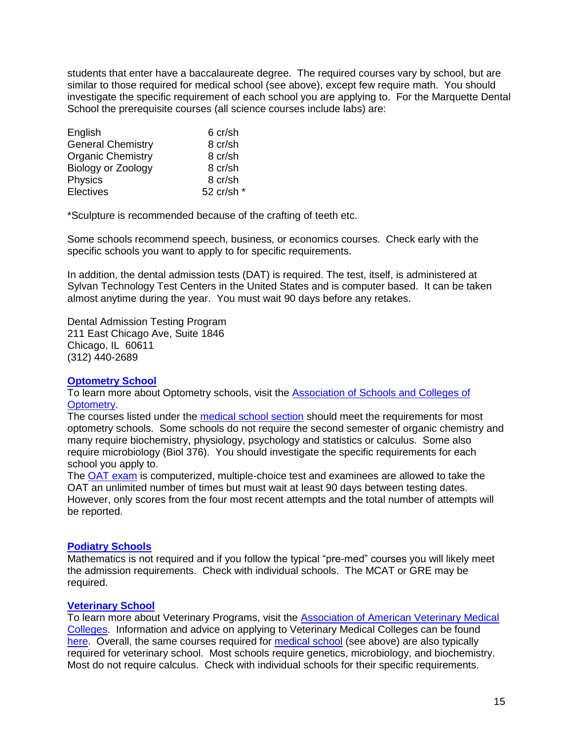students that enter have a baccalaureate degree. The required courses vary by school, but are similar to those required for medical school (see above), except few require math. You should investigate the specific requirement of each school you are applying to. For the Marquette Dental School the prerequisite courses (all science courses include labs) are:

| Course | Credits |
|---|---|
| English | 6 cr/sh |
| General Chemistry | 8 cr/sh |
| Organic Chemistry | 8 cr/sh |
| Biology or Zoology | 8 cr/sh |
| Physics | 8 cr/sh |
| Electives | 52 cr/sh * |

*Sculpture is recommended because of the crafting of teeth etc.

Some schools recommend speech, business, or economics courses. Check early with the specific schools you want to apply to for specific requirements.

In addition, the dental admission tests (DAT) is required. The test, itself, is administered at Sylvan Technology Test Centers in the United States and is computer based. It can be taken almost anytime during the year. You must wait 90 days before any retakes.

Dental Admission Testing Program
211 East Chicago Ave, Suite 1846
Chicago, IL 60611
(312) 440-2689

**Optometry School**

To learn more about Optometry schools, visit the Association of Schools and Colleges of Optometry.

The courses listed under the medical school section should meet the requirements for most optometry schools. Some schools do not require the second semester of organic chemistry and many require biochemistry, physiology, psychology and statistics or calculus. Some also require microbiology (Biol 376). You should investigate the specific requirements for each school you apply to.

The OAT exam is computerized, multiple-choice test and examinees are allowed to take the OAT an unlimited number of times but must wait at least 90 days between testing dates. However, only scores from the four most recent attempts and the total number of attempts will be reported.

**Podiatry Schools**

Mathematics is not required and if you follow the typical "pre-med" courses you will likely meet the admission requirements. Check with individual schools. The MCAT or GRE may be required.

**Veterinary School**

To learn more about Veterinary Programs, visit the Association of American Veterinary Medical Colleges. Information and advice on applying to Veterinary Medical Colleges can be found here. Overall, the same courses required for medical school (see above) are also typically required for veterinary school. Most schools require genetics, microbiology, and biochemistry. Most do not require calculus. Check with individual schools for their specific requirements.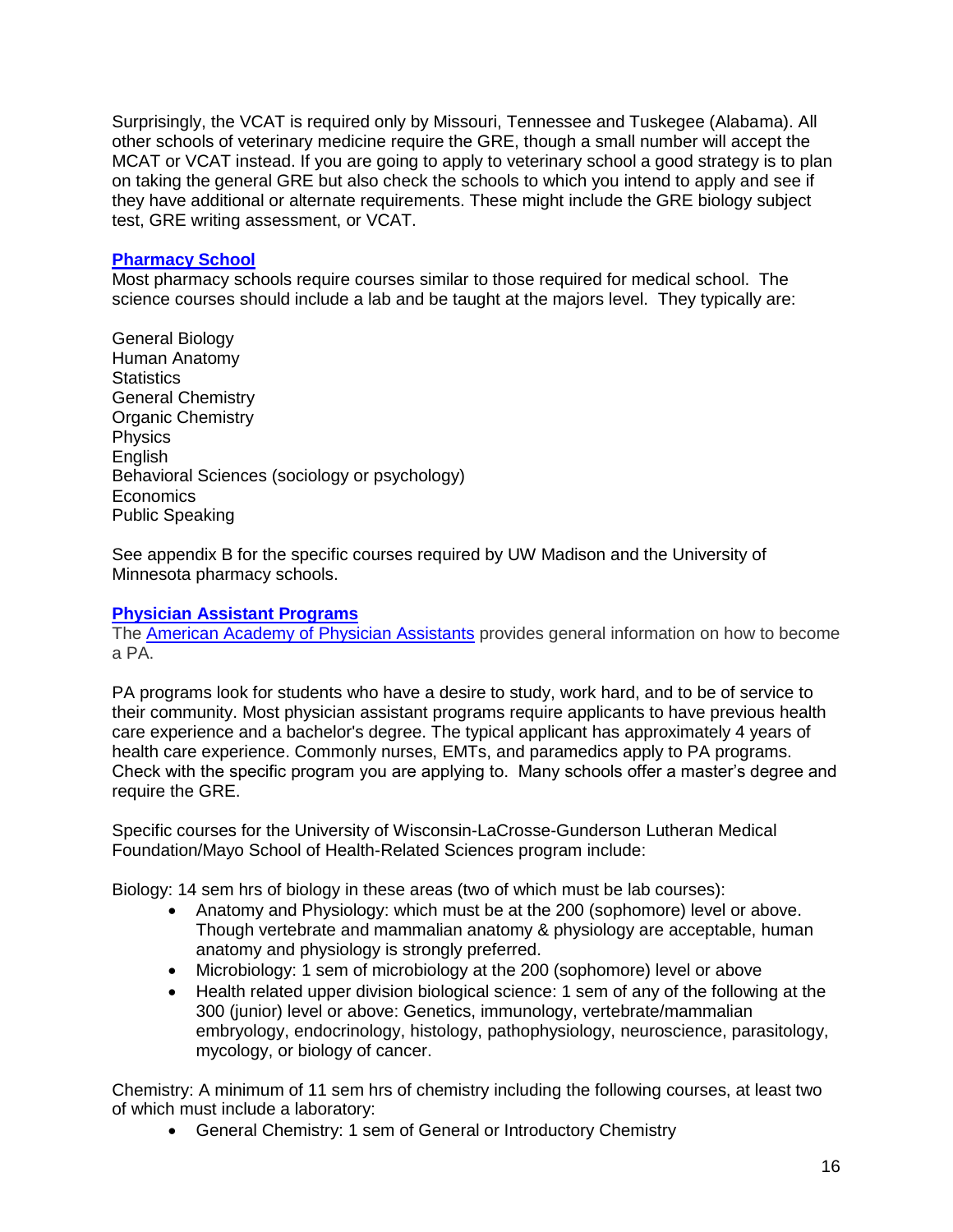Surprisingly, the VCAT is required only by Missouri, Tennessee and Tuskegee (Alabama). All other schools of veterinary medicine require the GRE, though a small number will accept the MCAT or VCAT instead. If you are going to apply to veterinary school a good strategy is to plan on taking the general GRE but also check the schools to which you intend to apply and see if they have additional or alternate requirements. These might include the GRE biology subject test, GRE writing assessment, or VCAT.

## Pharmacy School

Most pharmacy schools require courses similar to those required for medical school. The science courses should include a lab and be taught at the majors level. They typically are:

General Biology
Human Anatomy
Statistics
General Chemistry
Organic Chemistry
Physics
English
Behavioral Sciences (sociology or psychology)
Economics
Public Speaking

See appendix B for the specific courses required by UW Madison and the University of Minnesota pharmacy schools.

## Physician Assistant Programs

The American Academy of Physician Assistants provides general information on how to become a PA.

PA programs look for students who have a desire to study, work hard, and to be of service to their community. Most physician assistant programs require applicants to have previous health care experience and a bachelor's degree. The typical applicant has approximately 4 years of health care experience. Commonly nurses, EMTs, and paramedics apply to PA programs. Check with the specific program you are applying to. Many schools offer a master's degree and require the GRE.

Specific courses for the University of Wisconsin-LaCrosse-Gunderson Lutheran Medical Foundation/Mayo School of Health-Related Sciences program include:

Biology: 14 sem hrs of biology in these areas (two of which must be lab courses):

- Anatomy and Physiology: which must be at the 200 (sophomore) level or above. Though vertebrate and mammalian anatomy & physiology are acceptable, human anatomy and physiology is strongly preferred.
- Microbiology: 1 sem of microbiology at the 200 (sophomore) level or above
- Health related upper division biological science: 1 sem of any of the following at the 300 (junior) level or above: Genetics, immunology, vertebrate/mammalian embryology, endocrinology, histology, pathophysiology, neuroscience, parasitology, mycology, or biology of cancer.

Chemistry: A minimum of 11 sem hrs of chemistry including the following courses, at least two of which must include a laboratory:

- General Chemistry: 1 sem of General or Introductory Chemistry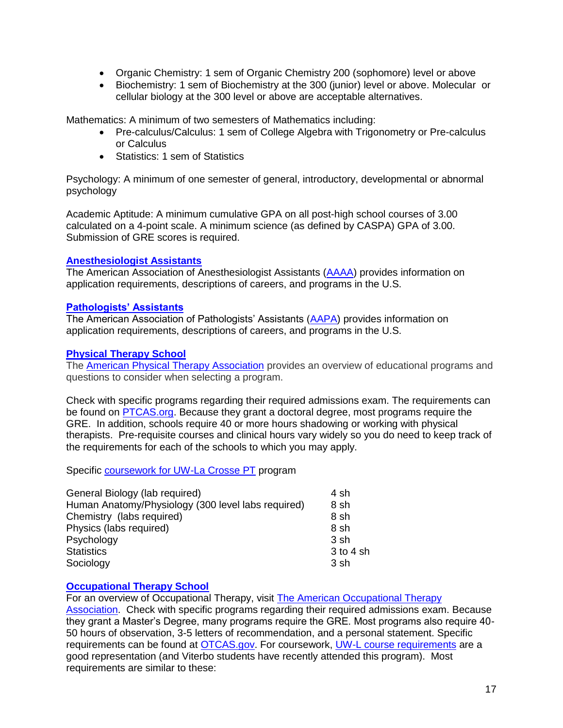- Organic Chemistry: 1 sem of Organic Chemistry 200 (sophomore) level or above
- Biochemistry: 1 sem of Biochemistry at the 300 (junior) level or above. Molecular or cellular biology at the 300 level or above are acceptable alternatives.

Mathematics: A minimum of two semesters of Mathematics including:

- Pre-calculus/Calculus: 1 sem of College Algebra with Trigonometry or Pre-calculus or Calculus
- Statistics: 1 sem of Statistics

Psychology: A minimum of one semester of general, introductory, developmental or abnormal psychology

Academic Aptitude: A minimum cumulative GPA on all post-high school courses of 3.00 calculated on a 4-point scale. A minimum science (as defined by CASPA) GPA of 3.00. Submission of GRE scores is required.

### Anesthesiologist Assistants

The American Association of Anesthesiologist Assistants (AAAA) provides information on application requirements, descriptions of careers, and programs in the U.S.

### Pathologists' Assistants

The American Association of Pathologists' Assistants (AAPA) provides information on application requirements, descriptions of careers, and programs in the U.S.

### Physical Therapy School

The American Physical Therapy Association provides an overview of educational programs and questions to consider when selecting a program.

Check with specific programs regarding their required admissions exam. The requirements can be found on PTCAS.org. Because they grant a doctoral degree, most programs require the GRE. In addition, schools require 40 or more hours shadowing or working with physical therapists. Pre-requisite courses and clinical hours vary widely so you do need to keep track of the requirements for each of the schools to which you may apply.

Specific coursework for UW-La Crosse PT program

| Course | Credits |
|---|---|
| General Biology (lab required) | 4 sh |
| Human Anatomy/Physiology (300 level labs required) | 8 sh |
| Chemistry (labs required) | 8 sh |
| Physics (labs required) | 8 sh |
| Psychology | 3 sh |
| Statistics | 3 to 4 sh |
| Sociology | 3 sh |

### Occupational Therapy School

For an overview of Occupational Therapy, visit The American Occupational Therapy Association. Check with specific programs regarding their required admissions exam. Because they grant a Master's Degree, many programs require the GRE. Most programs also require 40-50 hours of observation, 3-5 letters of recommendation, and a personal statement. Specific requirements can be found at OTCAS.gov. For coursework, UW-L course requirements are a good representation (and Viterbo students have recently attended this program). Most requirements are similar to these: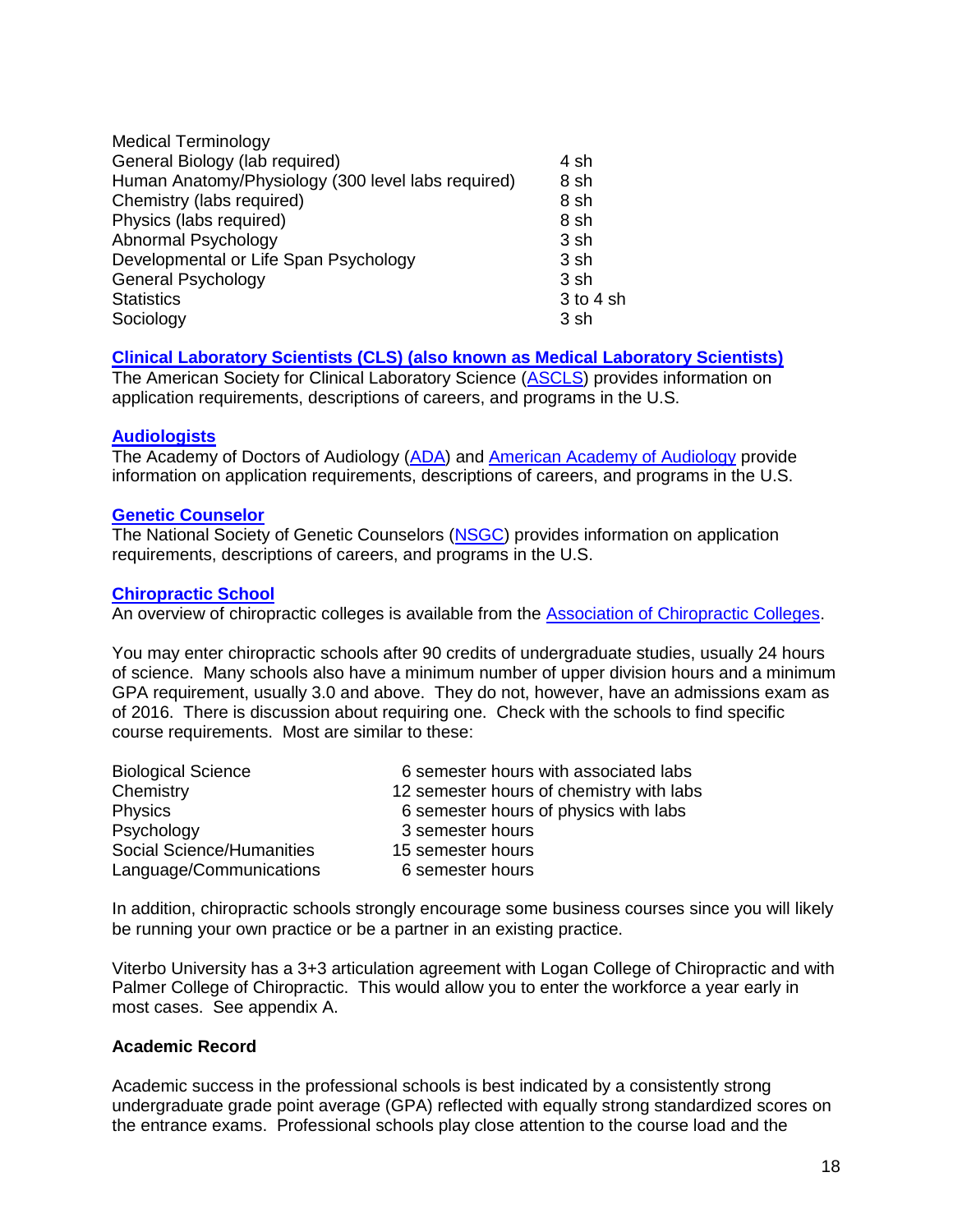| | |
|---|---|
| Medical Terminology | |
| General Biology (lab required) | 4 sh |
| Human Anatomy/Physiology (300 level labs required) | 8 sh |
| Chemistry (labs required) | 8 sh |
| Physics (labs required) | 8 sh |
| Abnormal Psychology | 3 sh |
| Developmental or Life Span Psychology | 3 sh |
| General Psychology | 3 sh |
| Statistics | 3 to 4 sh |
| Sociology | 3 sh |

**Clinical Laboratory Scientists (CLS) (also known as Medical Laboratory Scientists)**

The American Society for Clinical Laboratory Science (ASCLS) provides information on application requirements, descriptions of careers, and programs in the U.S.

**Audiologists**

The Academy of Doctors of Audiology (ADA) and American Academy of Audiology provide information on application requirements, descriptions of careers, and programs in the U.S.

**Genetic Counselor**

The National Society of Genetic Counselors (NSGC) provides information on application requirements, descriptions of careers, and programs in the U.S.

**Chiropractic School**

An overview of chiropractic colleges is available from the Association of Chiropractic Colleges.

You may enter chiropractic schools after 90 credits of undergraduate studies, usually 24 hours of science. Many schools also have a minimum number of upper division hours and a minimum GPA requirement, usually 3.0 and above. They do not, however, have an admissions exam as of 2016. There is discussion about requiring one. Check with the schools to find specific course requirements. Most are similar to these:

| | |
|---|---|
| Biological Science | 6 semester hours with associated labs |
| Chemistry | 12 semester hours of chemistry with labs |
| Physics | 6 semester hours of physics with labs |
| Psychology | 3 semester hours |
| Social Science/Humanities | 15 semester hours |
| Language/Communications | 6 semester hours |

In addition, chiropractic schools strongly encourage some business courses since you will likely be running your own practice or be a partner in an existing practice.

Viterbo University has a 3+3 articulation agreement with Logan College of Chiropractic and with Palmer College of Chiropractic. This would allow you to enter the workforce a year early in most cases. See appendix A.

**Academic Record**

Academic success in the professional schools is best indicated by a consistently strong undergraduate grade point average (GPA) reflected with equally strong standardized scores on the entrance exams. Professional schools play close attention to the course load and the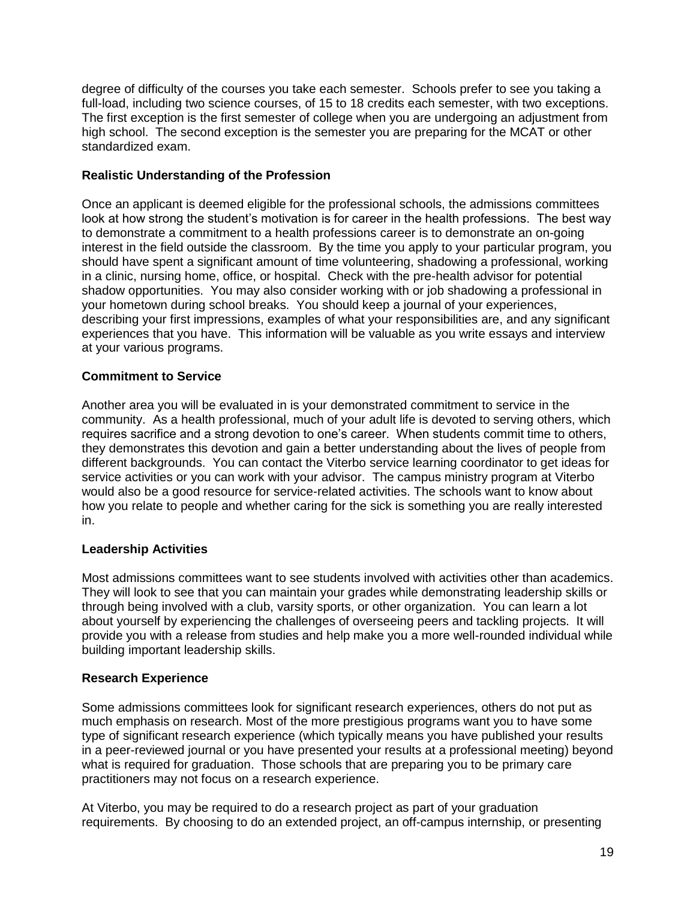degree of difficulty of the courses you take each semester. Schools prefer to see you taking a full-load, including two science courses, of 15 to 18 credits each semester, with two exceptions. The first exception is the first semester of college when you are undergoing an adjustment from high school. The second exception is the semester you are preparing for the MCAT or other standardized exam.

**Realistic Understanding of the Profession**

Once an applicant is deemed eligible for the professional schools, the admissions committees look at how strong the student's motivation is for career in the health professions. The best way to demonstrate a commitment to a health professions career is to demonstrate an on-going interest in the field outside the classroom. By the time you apply to your particular program, you should have spent a significant amount of time volunteering, shadowing a professional, working in a clinic, nursing home, office, or hospital. Check with the pre-health advisor for potential shadow opportunities. You may also consider working with or job shadowing a professional in your hometown during school breaks. You should keep a journal of your experiences, describing your first impressions, examples of what your responsibilities are, and any significant experiences that you have. This information will be valuable as you write essays and interview at your various programs.

**Commitment to Service**

Another area you will be evaluated in is your demonstrated commitment to service in the community. As a health professional, much of your adult life is devoted to serving others, which requires sacrifice and a strong devotion to one's career. When students commit time to others, they demonstrates this devotion and gain a better understanding about the lives of people from different backgrounds. You can contact the Viterbo service learning coordinator to get ideas for service activities or you can work with your advisor. The campus ministry program at Viterbo would also be a good resource for service-related activities. The schools want to know about how you relate to people and whether caring for the sick is something you are really interested in.

**Leadership Activities**

Most admissions committees want to see students involved with activities other than academics. They will look to see that you can maintain your grades while demonstrating leadership skills or through being involved with a club, varsity sports, or other organization. You can learn a lot about yourself by experiencing the challenges of overseeing peers and tackling projects. It will provide you with a release from studies and help make you a more well-rounded individual while building important leadership skills.

**Research Experience**

Some admissions committees look for significant research experiences, others do not put as much emphasis on research. Most of the more prestigious programs want you to have some type of significant research experience (which typically means you have published your results in a peer-reviewed journal or you have presented your results at a professional meeting) beyond what is required for graduation. Those schools that are preparing you to be primary care practitioners may not focus on a research experience.

At Viterbo, you may be required to do a research project as part of your graduation requirements. By choosing to do an extended project, an off-campus internship, or presenting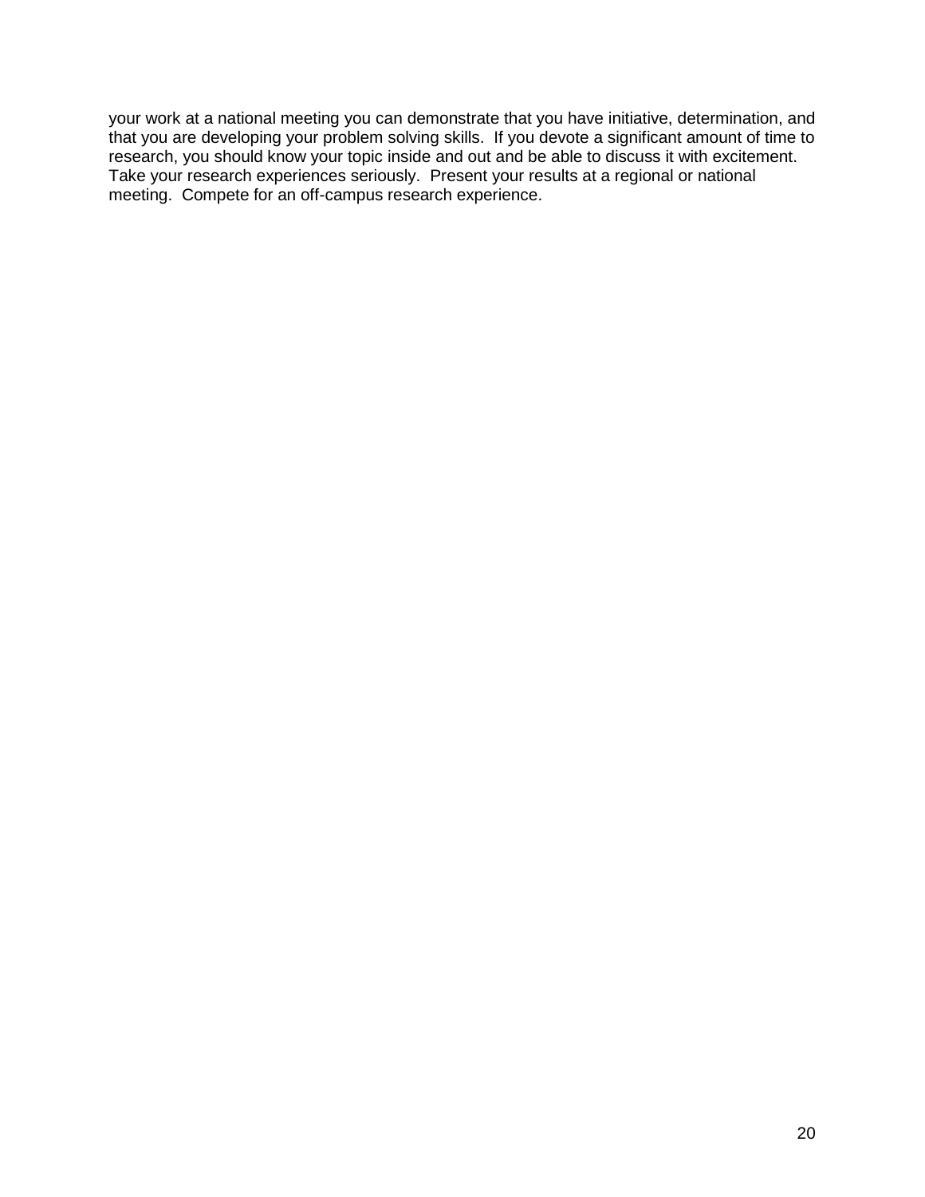your work at a national meeting you can demonstrate that you have initiative, determination, and that you are developing your problem solving skills. If you devote a significant amount of time to research, you should know your topic inside and out and be able to discuss it with excitement. Take your research experiences seriously. Present your results at a regional or national meeting. Compete for an off-campus research experience.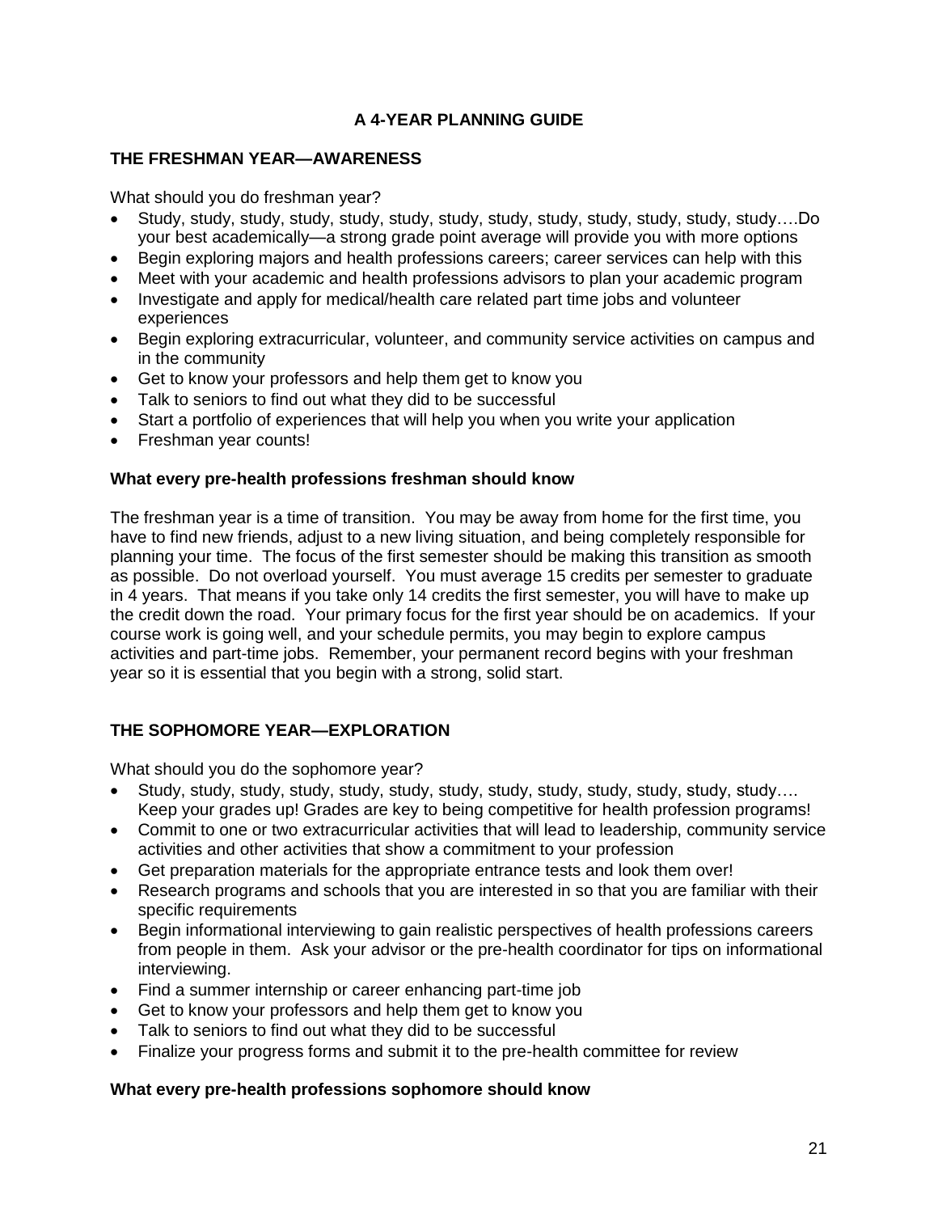# A 4-YEAR PLANNING GUIDE

## THE FRESHMAN YEAR—AWARENESS

What should you do freshman year?

- Study, study, study, study, study, study, study, study, study, study, study, study, study….Do your best academically—a strong grade point average will provide you with more options
- Begin exploring majors and health professions careers; career services can help with this
- Meet with your academic and health professions advisors to plan your academic program
- Investigate and apply for medical/health care related part time jobs and volunteer experiences
- Begin exploring extracurricular, volunteer, and community service activities on campus and in the community
- Get to know your professors and help them get to know you
- Talk to seniors to find out what they did to be successful
- Start a portfolio of experiences that will help you when you write your application
- Freshman year counts!

### What every pre-health professions freshman should know

The freshman year is a time of transition. You may be away from home for the first time, you have to find new friends, adjust to a new living situation, and being completely responsible for planning your time. The focus of the first semester should be making this transition as smooth as possible. Do not overload yourself. You must average 15 credits per semester to graduate in 4 years. That means if you take only 14 credits the first semester, you will have to make up the credit down the road. Your primary focus for the first year should be on academics. If your course work is going well, and your schedule permits, you may begin to explore campus activities and part-time jobs. Remember, your permanent record begins with your freshman year so it is essential that you begin with a strong, solid start.

## THE SOPHOMORE YEAR—EXPLORATION

What should you do the sophomore year?

- Study, study, study, study, study, study, study, study, study, study, study, study, study…. Keep your grades up! Grades are key to being competitive for health profession programs!
- Commit to one or two extracurricular activities that will lead to leadership, community service activities and other activities that show a commitment to your profession
- Get preparation materials for the appropriate entrance tests and look them over!
- Research programs and schools that you are interested in so that you are familiar with their specific requirements
- Begin informational interviewing to gain realistic perspectives of health professions careers from people in them. Ask your advisor or the pre-health coordinator for tips on informational interviewing.
- Find a summer internship or career enhancing part-time job
- Get to know your professors and help them get to know you
- Talk to seniors to find out what they did to be successful
- Finalize your progress forms and submit it to the pre-health committee for review

### What every pre-health professions sophomore should know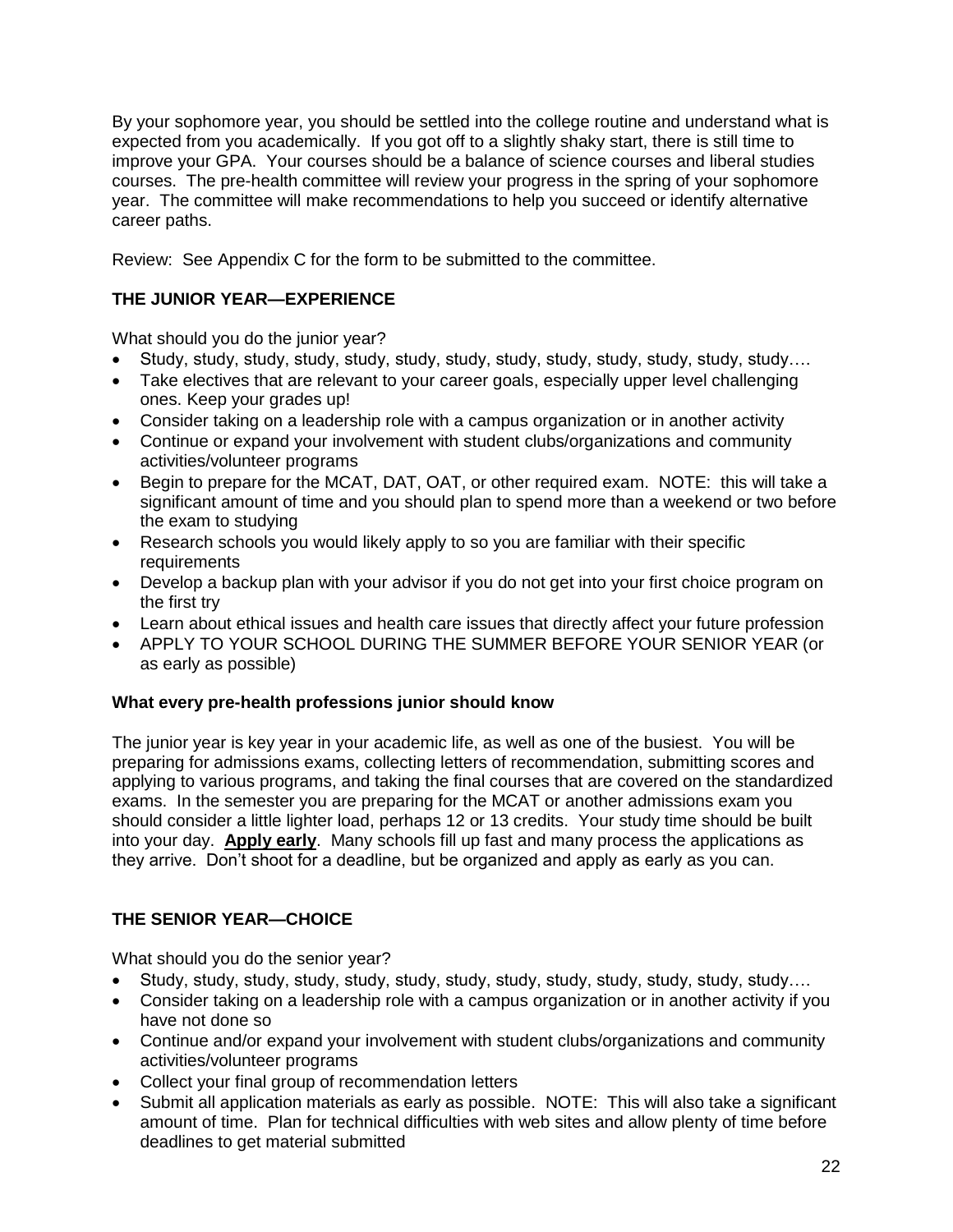By your sophomore year, you should be settled into the college routine and understand what is expected from you academically. If you got off to a slightly shaky start, there is still time to improve your GPA. Your courses should be a balance of science courses and liberal studies courses. The pre-health committee will review your progress in the spring of your sophomore year. The committee will make recommendations to help you succeed or identify alternative career paths.

Review: See Appendix C for the form to be submitted to the committee.

## THE JUNIOR YEAR—EXPERIENCE

What should you do the junior year?

- Study, study, study, study, study, study, study, study, study, study, study, study, study….
- Take electives that are relevant to your career goals, especially upper level challenging ones. Keep your grades up!
- Consider taking on a leadership role with a campus organization or in another activity
- Continue or expand your involvement with student clubs/organizations and community activities/volunteer programs
- Begin to prepare for the MCAT, DAT, OAT, or other required exam. NOTE: this will take a significant amount of time and you should plan to spend more than a weekend or two before the exam to studying
- Research schools you would likely apply to so you are familiar with their specific requirements
- Develop a backup plan with your advisor if you do not get into your first choice program on the first try
- Learn about ethical issues and health care issues that directly affect your future profession
- APPLY TO YOUR SCHOOL DURING THE SUMMER BEFORE YOUR SENIOR YEAR (or as early as possible)

### What every pre-health professions junior should know

The junior year is key year in your academic life, as well as one of the busiest. You will be preparing for admissions exams, collecting letters of recommendation, submitting scores and applying to various programs, and taking the final courses that are covered on the standardized exams. In the semester you are preparing for the MCAT or another admissions exam you should consider a little lighter load, perhaps 12 or 13 credits. Your study time should be built into your day. **Apply early**. Many schools fill up fast and many process the applications as they arrive. Don't shoot for a deadline, but be organized and apply as early as you can.

## THE SENIOR YEAR—CHOICE

What should you do the senior year?

- Study, study, study, study, study, study, study, study, study, study, study, study, study….
- Consider taking on a leadership role with a campus organization or in another activity if you have not done so
- Continue and/or expand your involvement with student clubs/organizations and community activities/volunteer programs
- Collect your final group of recommendation letters
- Submit all application materials as early as possible. NOTE: This will also take a significant amount of time. Plan for technical difficulties with web sites and allow plenty of time before deadlines to get material submitted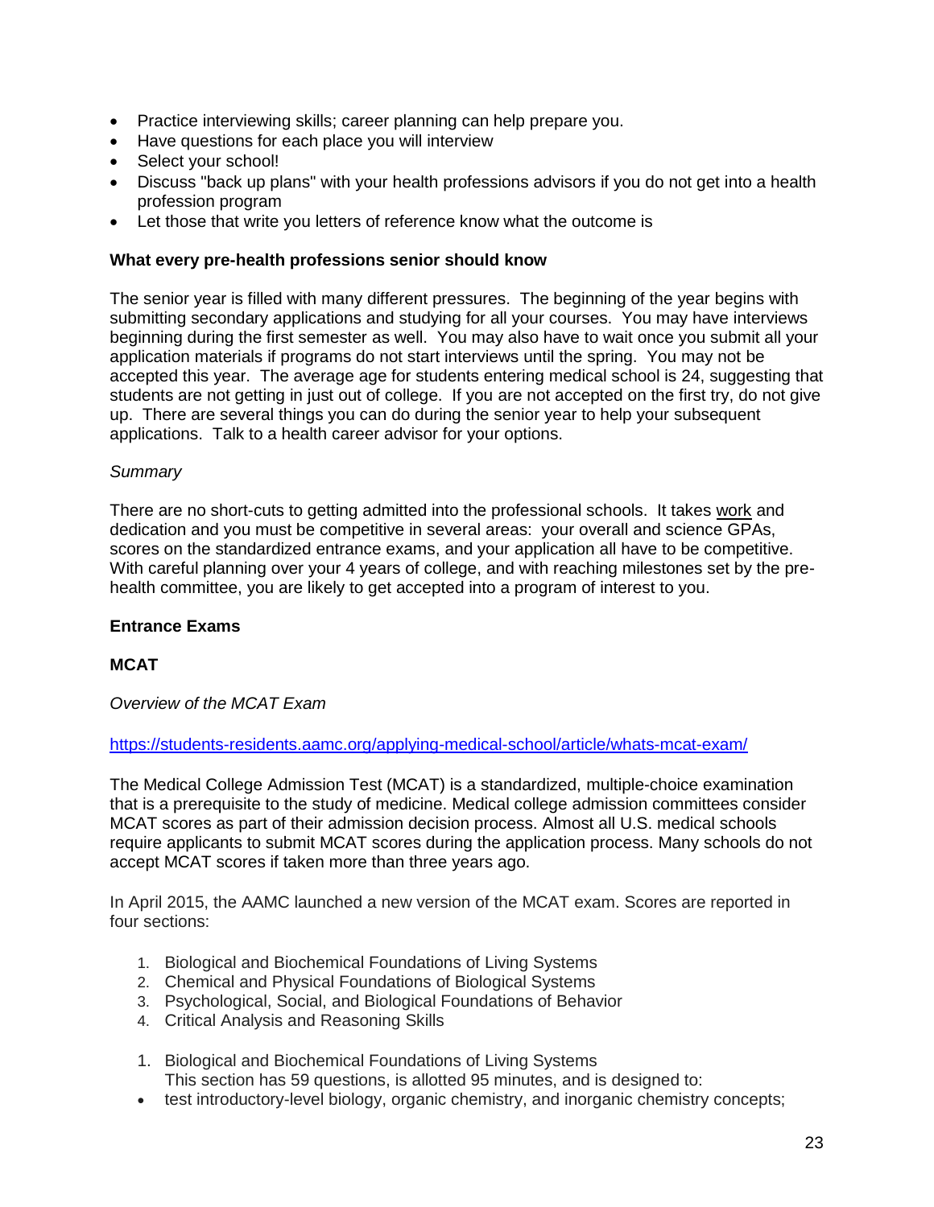- Practice interviewing skills; career planning can help prepare you.
- Have questions for each place you will interview
- Select your school!
- Discuss "back up plans" with your health professions advisors if you do not get into a health profession program
- Let those that write you letters of reference know what the outcome is

**What every pre-health professions senior should know**

The senior year is filled with many different pressures. The beginning of the year begins with submitting secondary applications and studying for all your courses. You may have interviews beginning during the first semester as well. You may also have to wait once you submit all your application materials if programs do not start interviews until the spring. You may not be accepted this year. The average age for students entering medical school is 24, suggesting that students are not getting in just out of college. If you are not accepted on the first try, do not give up. There are several things you can do during the senior year to help your subsequent applications. Talk to a health career advisor for your options.

*Summary*

There are no short-cuts to getting admitted into the professional schools. It takes <u>work</u> and dedication and you must be competitive in several areas: your overall and science GPAs, scores on the standardized entrance exams, and your application all have to be competitive. With careful planning over your 4 years of college, and with reaching milestones set by the pre-health committee, you are likely to get accepted into a program of interest to you.

**Entrance Exams**

**MCAT**

*Overview of the MCAT Exam*

https://students-residents.aamc.org/applying-medical-school/article/whats-mcat-exam/

The Medical College Admission Test (MCAT) is a standardized, multiple-choice examination that is a prerequisite to the study of medicine. Medical college admission committees consider MCAT scores as part of their admission decision process. Almost all U.S. medical schools require applicants to submit MCAT scores during the application process. Many schools do not accept MCAT scores if taken more than three years ago.

In April 2015, the AAMC launched a new version of the MCAT exam. Scores are reported in four sections:

1. Biological and Biochemical Foundations of Living Systems
2. Chemical and Physical Foundations of Biological Systems
3. Psychological, Social, and Biological Foundations of Behavior
4. Critical Analysis and Reasoning Skills

1. Biological and Biochemical Foundations of Living Systems
   This section has 59 questions, is allotted 95 minutes, and is designed to:

- test introductory-level biology, organic chemistry, and inorganic chemistry concepts;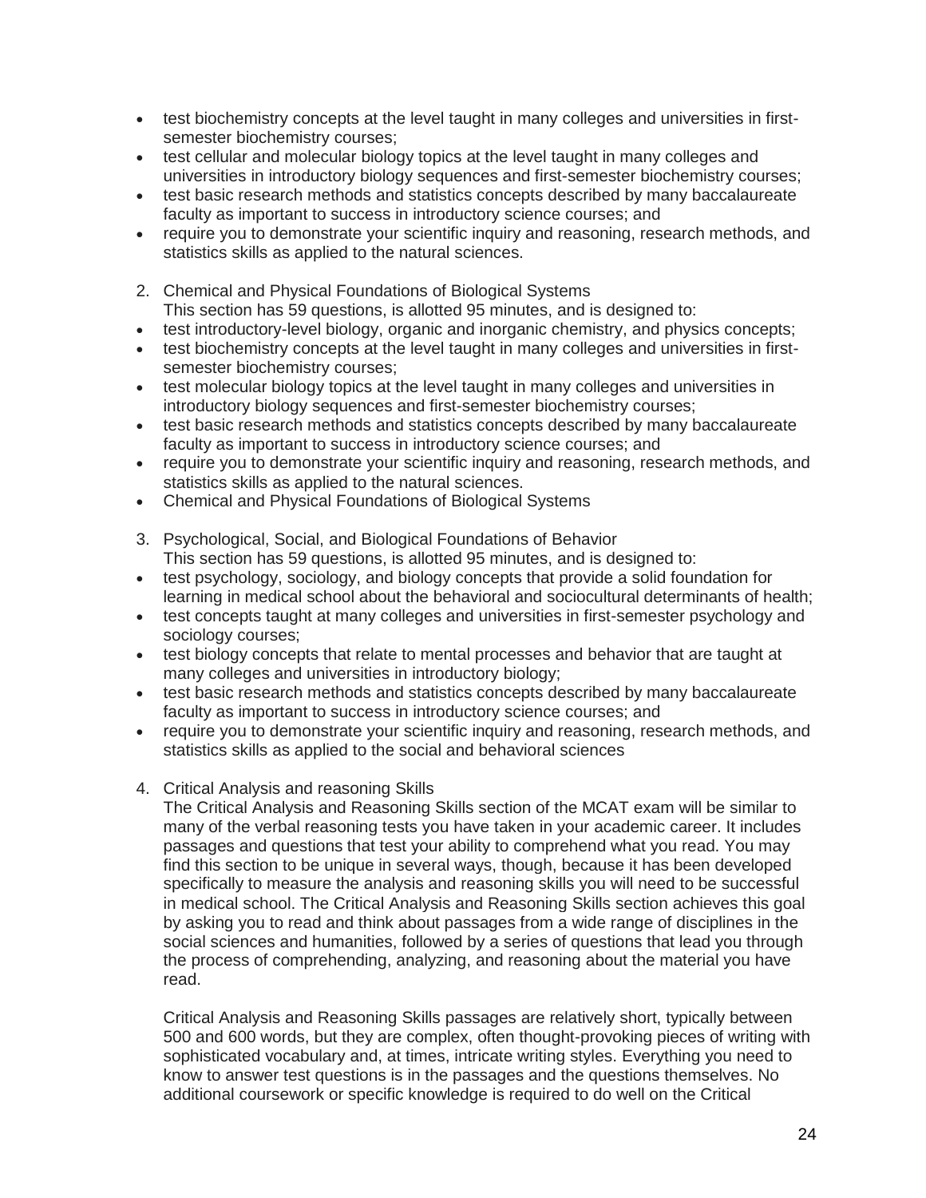- test biochemistry concepts at the level taught in many colleges and universities in first-semester biochemistry courses;
- test cellular and molecular biology topics at the level taught in many colleges and universities in introductory biology sequences and first-semester biochemistry courses;
- test basic research methods and statistics concepts described by many baccalaureate faculty as important to success in introductory science courses; and
- require you to demonstrate your scientific inquiry and reasoning, research methods, and statistics skills as applied to the natural sciences.

2. Chemical and Physical Foundations of Biological Systems
   This section has 59 questions, is allotted 95 minutes, and is designed to:

- test introductory-level biology, organic and inorganic chemistry, and physics concepts;
- test biochemistry concepts at the level taught in many colleges and universities in first-semester biochemistry courses;
- test molecular biology topics at the level taught in many colleges and universities in introductory biology sequences and first-semester biochemistry courses;
- test basic research methods and statistics concepts described by many baccalaureate faculty as important to success in introductory science courses; and
- require you to demonstrate your scientific inquiry and reasoning, research methods, and statistics skills as applied to the natural sciences.
- Chemical and Physical Foundations of Biological Systems

3. Psychological, Social, and Biological Foundations of Behavior
   This section has 59 questions, is allotted 95 minutes, and is designed to:

- test psychology, sociology, and biology concepts that provide a solid foundation for learning in medical school about the behavioral and sociocultural determinants of health;
- test concepts taught at many colleges and universities in first-semester psychology and sociology courses;
- test biology concepts that relate to mental processes and behavior that are taught at many colleges and universities in introductory biology;
- test basic research methods and statistics concepts described by many baccalaureate faculty as important to success in introductory science courses; and
- require you to demonstrate your scientific inquiry and reasoning, research methods, and statistics skills as applied to the social and behavioral sciences

4. Critical Analysis and reasoning Skills
   The Critical Analysis and Reasoning Skills section of the MCAT exam will be similar to many of the verbal reasoning tests you have taken in your academic career. It includes passages and questions that test your ability to comprehend what you read. You may find this section to be unique in several ways, though, because it has been developed specifically to measure the analysis and reasoning skills you will need to be successful in medical school. The Critical Analysis and Reasoning Skills section achieves this goal by asking you to read and think about passages from a wide range of disciplines in the social sciences and humanities, followed by a series of questions that lead you through the process of comprehending, analyzing, and reasoning about the material you have read.

   Critical Analysis and Reasoning Skills passages are relatively short, typically between 500 and 600 words, but they are complex, often thought-provoking pieces of writing with sophisticated vocabulary and, at times, intricate writing styles. Everything you need to know to answer test questions is in the passages and the questions themselves. No additional coursework or specific knowledge is required to do well on the Critical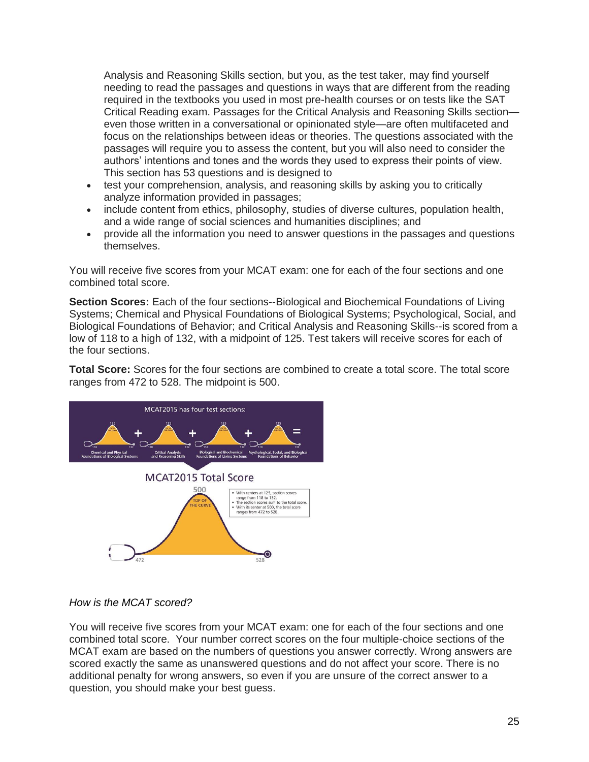Analysis and Reasoning Skills section, but you, as the test taker, may find yourself needing to read the passages and questions in ways that are different from the reading required in the textbooks you used in most pre-health courses or on tests like the SAT Critical Reading exam. Passages for the Critical Analysis and Reasoning Skills section—even those written in a conversational or opinionated style—are often multifaceted and focus on the relationships between ideas or theories. The questions associated with the passages will require you to assess the content, but you will also need to consider the authors' intentions and tones and the words they used to express their points of view. This section has 53 questions and is designed to

- test your comprehension, analysis, and reasoning skills by asking you to critically analyze information provided in passages;
- include content from ethics, philosophy, studies of diverse cultures, population health, and a wide range of social sciences and humanities disciplines; and
- provide all the information you need to answer questions in the passages and questions themselves.

You will receive five scores from your MCAT exam: one for each of the four sections and one combined total score.

**Section Scores:** Each of the four sections--Biological and Biochemical Foundations of Living Systems; Chemical and Physical Foundations of Biological Systems; Psychological, Social, and Biological Foundations of Behavior; and Critical Analysis and Reasoning Skills--is scored from a low of 118 to a high of 132, with a midpoint of 125. Test takers will receive scores for each of the four sections.

**Total Score:** Scores for the four sections are combined to create a total score. The total score ranges from 472 to 528. The midpoint is 500.

MCAT2015 has four test sections:

Chemical and Physical Foundations of Biological Systems + Critical Analysis and Reasoning Skills + Biological and Biochemical Foundations of Living Systems + Psychological, Social, and Biological Foundations of Behavior =

MCAT2015 Total Score

- With centers at 125, section scores range from 118 to 132.
- The section scores sum to the total score.
- With its center at 500, the total score ranges from 472 to 528.

*How is the MCAT scored?*

You will receive five scores from your MCAT exam: one for each of the four sections and one combined total score. Your number correct scores on the four multiple-choice sections of the MCAT exam are based on the numbers of questions you answer correctly. Wrong answers are scored exactly the same as unanswered questions and do not affect your score. There is no additional penalty for wrong answers, so even if you are unsure of the correct answer to a question, you should make your best guess.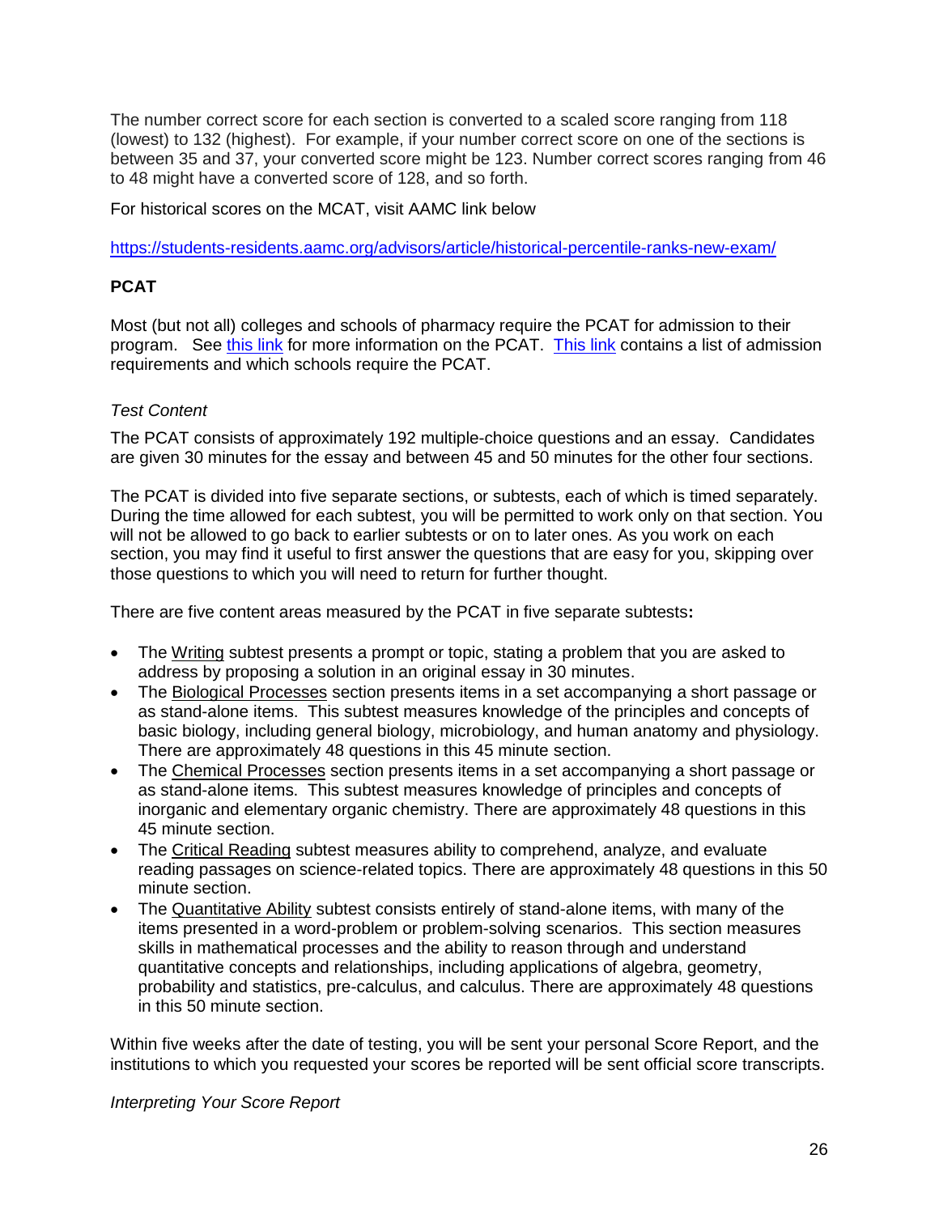The number correct score for each section is converted to a scaled score ranging from 118 (lowest) to 132 (highest). For example, if your number correct score on one of the sections is between 35 and 37, your converted score might be 123. Number correct scores ranging from 46 to 48 might have a converted score of 128, and so forth.

For historical scores on the MCAT, visit AAMC link below

https://students-residents.aamc.org/advisors/article/historical-percentile-ranks-new-exam/

**PCAT**

Most (but not all) colleges and schools of pharmacy require the PCAT for admission to their program. See this link for more information on the PCAT. This link contains a list of admission requirements and which schools require the PCAT.

*Test Content*

The PCAT consists of approximately 192 multiple-choice questions and an essay. Candidates are given 30 minutes for the essay and between 45 and 50 minutes for the other four sections.

The PCAT is divided into five separate sections, or subtests, each of which is timed separately. During the time allowed for each subtest, you will be permitted to work only on that section. You will not be allowed to go back to earlier subtests or on to later ones. As you work on each section, you may find it useful to first answer the questions that are easy for you, skipping over those questions to which you will need to return for further thought.

There are five content areas measured by the PCAT in five separate subtests**:**

- The Writing subtest presents a prompt or topic, stating a problem that you are asked to address by proposing a solution in an original essay in 30 minutes.
- The Biological Processes section presents items in a set accompanying a short passage or as stand-alone items. This subtest measures knowledge of the principles and concepts of basic biology, including general biology, microbiology, and human anatomy and physiology. There are approximately 48 questions in this 45 minute section.
- The Chemical Processes section presents items in a set accompanying a short passage or as stand-alone items. This subtest measures knowledge of principles and concepts of inorganic and elementary organic chemistry. There are approximately 48 questions in this 45 minute section.
- The Critical Reading subtest measures ability to comprehend, analyze, and evaluate reading passages on science-related topics. There are approximately 48 questions in this 50 minute section.
- The Quantitative Ability subtest consists entirely of stand-alone items, with many of the items presented in a word-problem or problem-solving scenarios. This section measures skills in mathematical processes and the ability to reason through and understand quantitative concepts and relationships, including applications of algebra, geometry, probability and statistics, pre-calculus, and calculus. There are approximately 48 questions in this 50 minute section.

Within five weeks after the date of testing, you will be sent your personal Score Report, and the institutions to which you requested your scores be reported will be sent official score transcripts.

*Interpreting Your Score Report*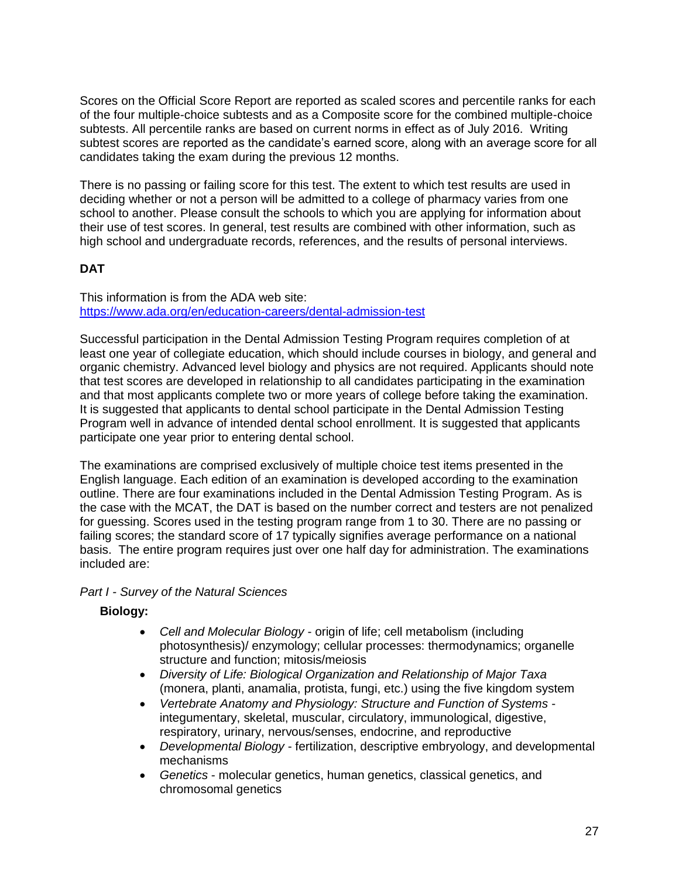Scores on the Official Score Report are reported as scaled scores and percentile ranks for each of the four multiple-choice subtests and as a Composite score for the combined multiple-choice subtests. All percentile ranks are based on current norms in effect as of July 2016. Writing subtest scores are reported as the candidate's earned score, along with an average score for all candidates taking the exam during the previous 12 months.

There is no passing or failing score for this test. The extent to which test results are used in deciding whether or not a person will be admitted to a college of pharmacy varies from one school to another. Please consult the schools to which you are applying for information about their use of test scores. In general, test results are combined with other information, such as high school and undergraduate records, references, and the results of personal interviews.

**DAT**

This information is from the ADA web site:
[https://www.ada.org/en/education-careers/dental-admission-test](https://www.ada.org/en/education-careers/dental-admission-test)

Successful participation in the Dental Admission Testing Program requires completion of at least one year of collegiate education, which should include courses in biology, and general and organic chemistry. Advanced level biology and physics are not required. Applicants should note that test scores are developed in relationship to all candidates participating in the examination and that most applicants complete two or more years of college before taking the examination. It is suggested that applicants to dental school participate in the Dental Admission Testing Program well in advance of intended dental school enrollment. It is suggested that applicants participate one year prior to entering dental school.

The examinations are comprised exclusively of multiple choice test items presented in the English language. Each edition of an examination is developed according to the examination outline. There are four examinations included in the Dental Admission Testing Program. As is the case with the MCAT, the DAT is based on the number correct and testers are not penalized for guessing. Scores used in the testing program range from 1 to 30. There are no passing or failing scores; the standard score of 17 typically signifies average performance on a national basis. The entire program requires just over one half day for administration. The examinations included are:

*Part I - Survey of the Natural Sciences*

**Biology:**

- *Cell and Molecular Biology* - origin of life; cell metabolism (including photosynthesis)/ enzymology; cellular processes: thermodynamics; organelle structure and function; mitosis/meiosis
- *Diversity of Life: Biological Organization and Relationship of Major Taxa* (monera, planti, anamalia, protista, fungi, etc.) using the five kingdom system
- *Vertebrate Anatomy and Physiology: Structure and Function of Systems* - integumentary, skeletal, muscular, circulatory, immunological, digestive, respiratory, urinary, nervous/senses, endocrine, and reproductive
- *Developmental Biology* - fertilization, descriptive embryology, and developmental mechanisms
- *Genetics* - molecular genetics, human genetics, classical genetics, and chromosomal genetics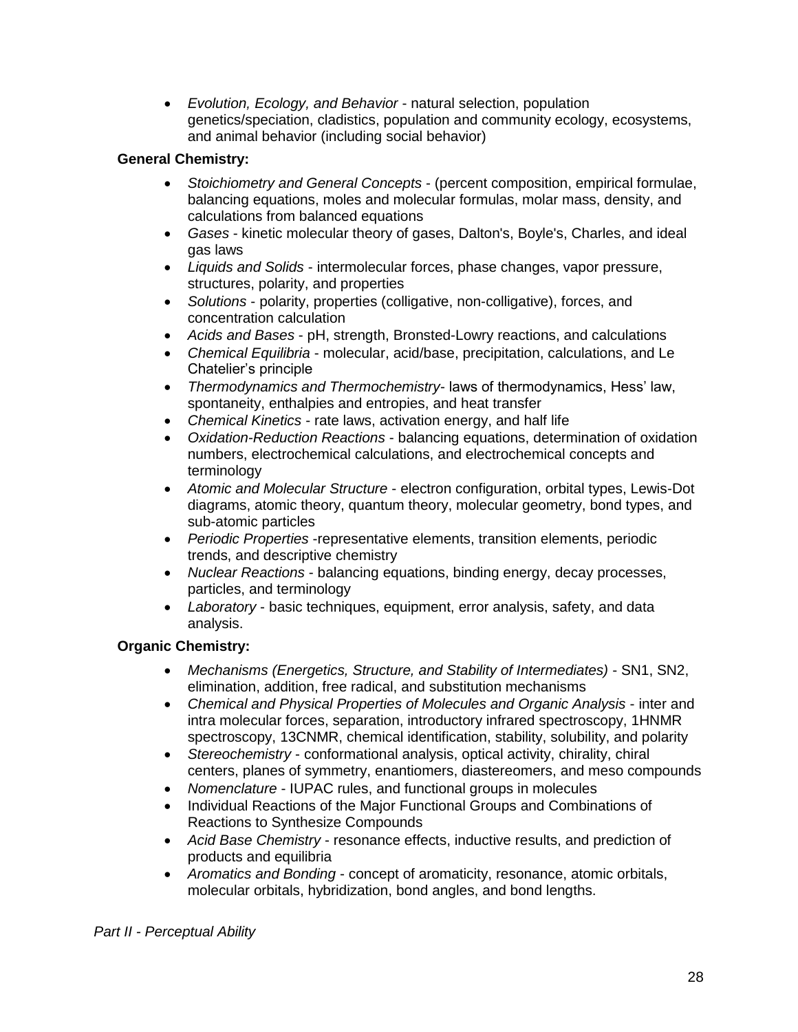- *Evolution, Ecology, and Behavior* - natural selection, population genetics/speciation, cladistics, population and community ecology, ecosystems, and animal behavior (including social behavior)

**General Chemistry:**

- *Stoichiometry and General Concepts* - (percent composition, empirical formulae, balancing equations, moles and molecular formulas, molar mass, density, and calculations from balanced equations
- *Gases* - kinetic molecular theory of gases, Dalton's, Boyle's, Charles, and ideal gas laws
- *Liquids and Solids* - intermolecular forces, phase changes, vapor pressure, structures, polarity, and properties
- *Solutions* - polarity, properties (colligative, non-colligative), forces, and concentration calculation
- *Acids and Bases* - pH, strength, Bronsted-Lowry reactions, and calculations
- *Chemical Equilibria* - molecular, acid/base, precipitation, calculations, and Le Chatelier's principle
- *Thermodynamics and Thermochemistry*- laws of thermodynamics, Hess' law, spontaneity, enthalpies and entropies, and heat transfer
- *Chemical Kinetics* - rate laws, activation energy, and half life
- *Oxidation-Reduction Reactions* - balancing equations, determination of oxidation numbers, electrochemical calculations, and electrochemical concepts and terminology
- *Atomic and Molecular Structure* - electron configuration, orbital types, Lewis-Dot diagrams, atomic theory, quantum theory, molecular geometry, bond types, and sub-atomic particles
- *Periodic Properties* -representative elements, transition elements, periodic trends, and descriptive chemistry
- *Nuclear Reactions* - balancing equations, binding energy, decay processes, particles, and terminology
- *Laboratory* - basic techniques, equipment, error analysis, safety, and data analysis.

**Organic Chemistry:**

- *Mechanisms (Energetics, Structure, and Stability of Intermediates)* - SN1, SN2, elimination, addition, free radical, and substitution mechanisms
- *Chemical and Physical Properties of Molecules and Organic Analysis* - inter and intra molecular forces, separation, introductory infrared spectroscopy, 1HNMR spectroscopy, 13CNMR, chemical identification, stability, solubility, and polarity
- *Stereochemistry* - conformational analysis, optical activity, chirality, chiral centers, planes of symmetry, enantiomers, diastereomers, and meso compounds
- *Nomenclature* - IUPAC rules, and functional groups in molecules
- Individual Reactions of the Major Functional Groups and Combinations of Reactions to Synthesize Compounds
- *Acid Base Chemistry* - resonance effects, inductive results, and prediction of products and equilibria
- *Aromatics and Bonding* - concept of aromaticity, resonance, atomic orbitals, molecular orbitals, hybridization, bond angles, and bond lengths.

*Part II - Perceptual Ability*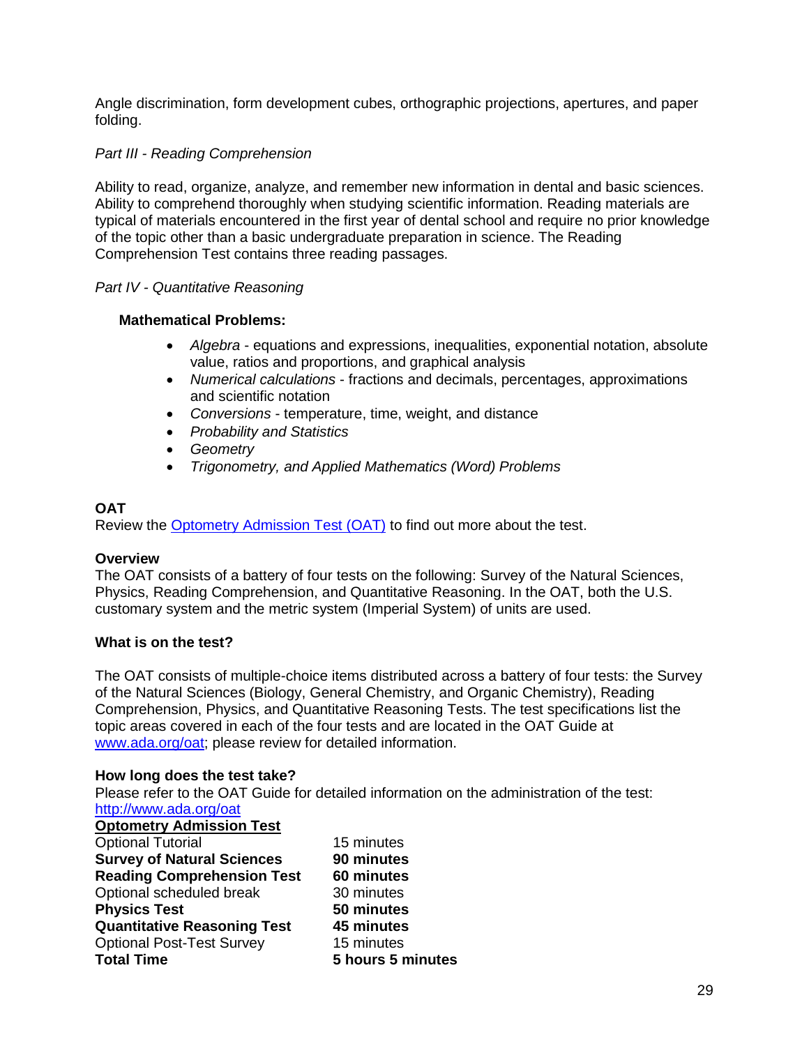Angle discrimination, form development cubes, orthographic projections, apertures, and paper folding.

*Part III - Reading Comprehension*

Ability to read, organize, analyze, and remember new information in dental and basic sciences. Ability to comprehend thoroughly when studying scientific information. Reading materials are typical of materials encountered in the first year of dental school and require no prior knowledge of the topic other than a basic undergraduate preparation in science. The Reading Comprehension Test contains three reading passages.

*Part IV - Quantitative Reasoning*

**Mathematical Problems:**

- *Algebra* - equations and expressions, inequalities, exponential notation, absolute value, ratios and proportions, and graphical analysis
- *Numerical calculations* - fractions and decimals, percentages, approximations and scientific notation
- *Conversions* - temperature, time, weight, and distance
- *Probability and Statistics*
- *Geometry*
- *Trigonometry, and Applied Mathematics (Word) Problems*

**OAT**
Review the [Optometry Admission Test (OAT)](https://www.ada.org/oat) to find out more about the test.

**Overview**
The OAT consists of a battery of four tests on the following: Survey of the Natural Sciences, Physics, Reading Comprehension, and Quantitative Reasoning. In the OAT, both the U.S. customary system and the metric system (Imperial System) of units are used.

**What is on the test?**

The OAT consists of multiple-choice items distributed across a battery of four tests: the Survey of the Natural Sciences (Biology, General Chemistry, and Organic Chemistry), Reading Comprehension, Physics, and Quantitative Reasoning Tests. The test specifications list the topic areas covered in each of the four tests and are located in the OAT Guide at [www.ada.org/oat](http://www.ada.org/oat); please review for detailed information.

**How long does the test take?**
Please refer to the OAT Guide for detailed information on the administration of the test: [http://www.ada.org/oat](http://www.ada.org/oat)

| **Optometry Admission Test** | |
|---|---|
| Optional Tutorial | 15 minutes |
| **Survey of Natural Sciences** | **90 minutes** |
| **Reading Comprehension Test** | **60 minutes** |
| Optional scheduled break | 30 minutes |
| **Physics Test** | **50 minutes** |
| **Quantitative Reasoning Test** | **45 minutes** |
| Optional Post-Test Survey | 15 minutes |
| **Total Time** | **5 hours 5 minutes** |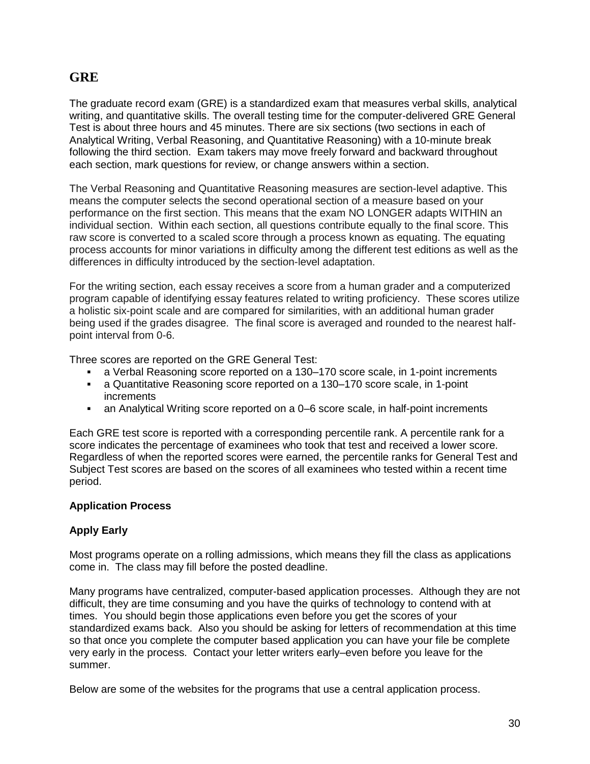## GRE

The graduate record exam (GRE) is a standardized exam that measures verbal skills, analytical writing, and quantitative skills. The overall testing time for the computer-delivered GRE General Test is about three hours and 45 minutes. There are six sections (two sections in each of Analytical Writing, Verbal Reasoning, and Quantitative Reasoning) with a 10-minute break following the third section. Exam takers may move freely forward and backward throughout each section, mark questions for review, or change answers within a section.

The Verbal Reasoning and Quantitative Reasoning measures are section-level adaptive. This means the computer selects the second operational section of a measure based on your performance on the first section. This means that the exam NO LONGER adapts WITHIN an individual section. Within each section, all questions contribute equally to the final score. This raw score is converted to a scaled score through a process known as equating. The equating process accounts for minor variations in difficulty among the different test editions as well as the differences in difficulty introduced by the section-level adaptation.

For the writing section, each essay receives a score from a human grader and a computerized program capable of identifying essay features related to writing proficiency. These scores utilize a holistic six-point scale and are compared for similarities, with an additional human grader being used if the grades disagree. The final score is averaged and rounded to the nearest half-point interval from 0-6.

Three scores are reported on the GRE General Test:

- a Verbal Reasoning score reported on a 130–170 score scale, in 1-point increments
- a Quantitative Reasoning score reported on a 130–170 score scale, in 1-point increments
- an Analytical Writing score reported on a 0–6 score scale, in half-point increments

Each GRE test score is reported with a corresponding percentile rank. A percentile rank for a score indicates the percentage of examinees who took that test and received a lower score. Regardless of when the reported scores were earned, the percentile ranks for General Test and Subject Test scores are based on the scores of all examinees who tested within a recent time period.

**Application Process**

**Apply Early**

Most programs operate on a rolling admissions, which means they fill the class as applications come in. The class may fill before the posted deadline.

Many programs have centralized, computer-based application processes. Although they are not difficult, they are time consuming and you have the quirks of technology to contend with at times. You should begin those applications even before you get the scores of your standardized exams back. Also you should be asking for letters of recommendation at this time so that once you complete the computer based application you can have your file be complete very early in the process. Contact your letter writers early–even before you leave for the summer.

Below are some of the websites for the programs that use a central application process.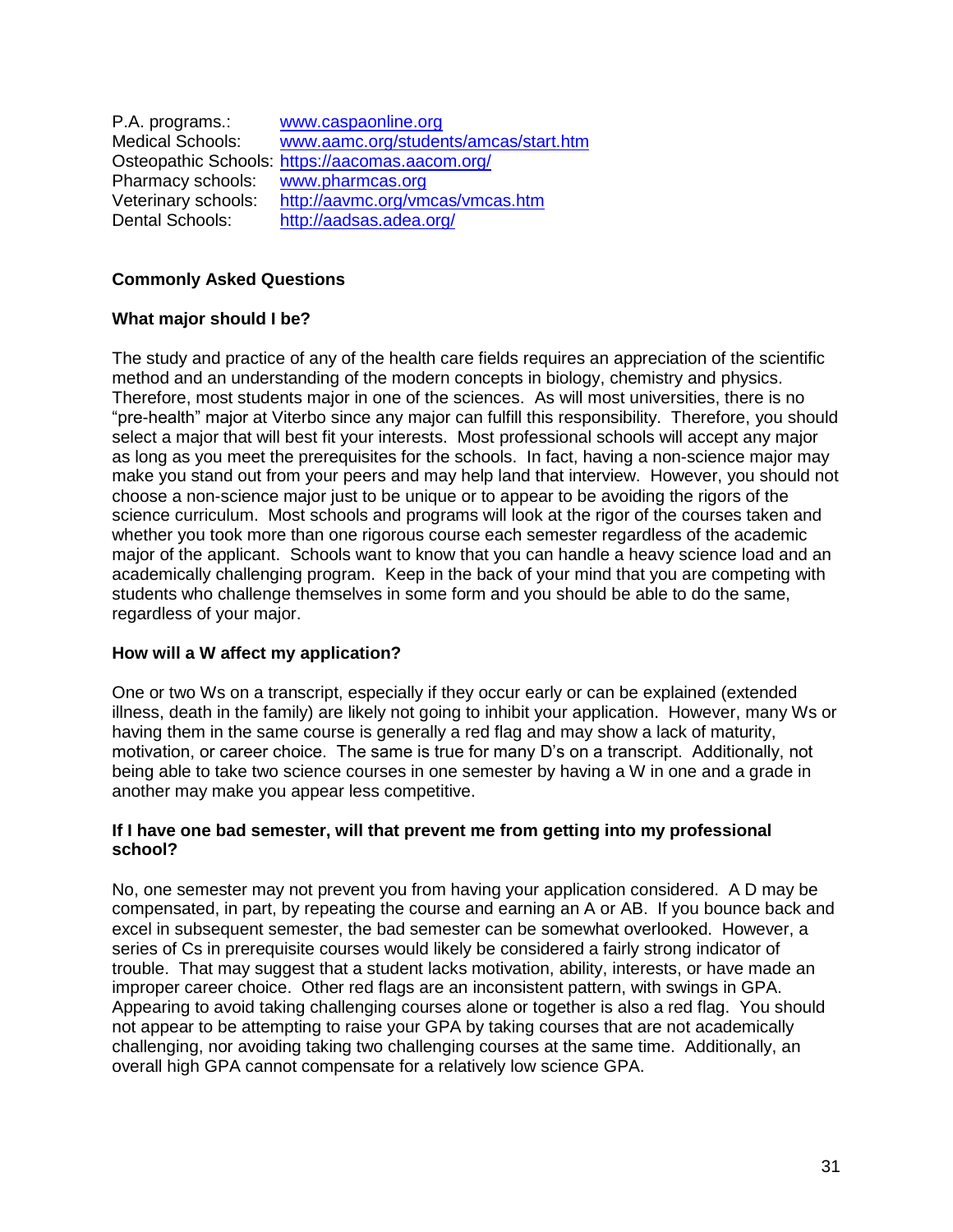P.A. programs.: [www.caspaonline.org](http://www.caspaonline.org)
Medical Schools: [www.aamc.org/students/amcas/start.htm](http://www.aamc.org/students/amcas/start.htm)
Osteopathic Schools: [https://aacomas.aacom.org/](https://aacomas.aacom.org/)
Pharmacy schools: [www.pharmcas.org](http://www.pharmcas.org)
Veterinary schools: [http://aavmc.org/vmcas/vmcas.htm](http://aavmc.org/vmcas/vmcas.htm)
Dental Schools: [http://aadsas.adea.org/](http://aadsas.adea.org/)

## Commonly Asked Questions

### What major should I be?

The study and practice of any of the health care fields requires an appreciation of the scientific method and an understanding of the modern concepts in biology, chemistry and physics. Therefore, most students major in one of the sciences. As will most universities, there is no "pre-health" major at Viterbo since any major can fulfill this responsibility. Therefore, you should select a major that will best fit your interests. Most professional schools will accept any major as long as you meet the prerequisites for the schools. In fact, having a non-science major may make you stand out from your peers and may help land that interview. However, you should not choose a non-science major just to be unique or to appear to be avoiding the rigors of the science curriculum. Most schools and programs will look at the rigor of the courses taken and whether you took more than one rigorous course each semester regardless of the academic major of the applicant. Schools want to know that you can handle a heavy science load and an academically challenging program. Keep in the back of your mind that you are competing with students who challenge themselves in some form and you should be able to do the same, regardless of your major.

### How will a W affect my application?

One or two Ws on a transcript, especially if they occur early or can be explained (extended illness, death in the family) are likely not going to inhibit your application. However, many Ws or having them in the same course is generally a red flag and may show a lack of maturity, motivation, or career choice. The same is true for many D's on a transcript. Additionally, not being able to take two science courses in one semester by having a W in one and a grade in another may make you appear less competitive.

### If I have one bad semester, will that prevent me from getting into my professional school?

No, one semester may not prevent you from having your application considered. A D may be compensated, in part, by repeating the course and earning an A or AB. If you bounce back and excel in subsequent semester, the bad semester can be somewhat overlooked. However, a series of Cs in prerequisite courses would likely be considered a fairly strong indicator of trouble. That may suggest that a student lacks motivation, ability, interests, or have made an improper career choice. Other red flags are an inconsistent pattern, with swings in GPA. Appearing to avoid taking challenging courses alone or together is also a red flag. You should not appear to be attempting to raise your GPA by taking courses that are not academically challenging, nor avoiding taking two challenging courses at the same time. Additionally, an overall high GPA cannot compensate for a relatively low science GPA.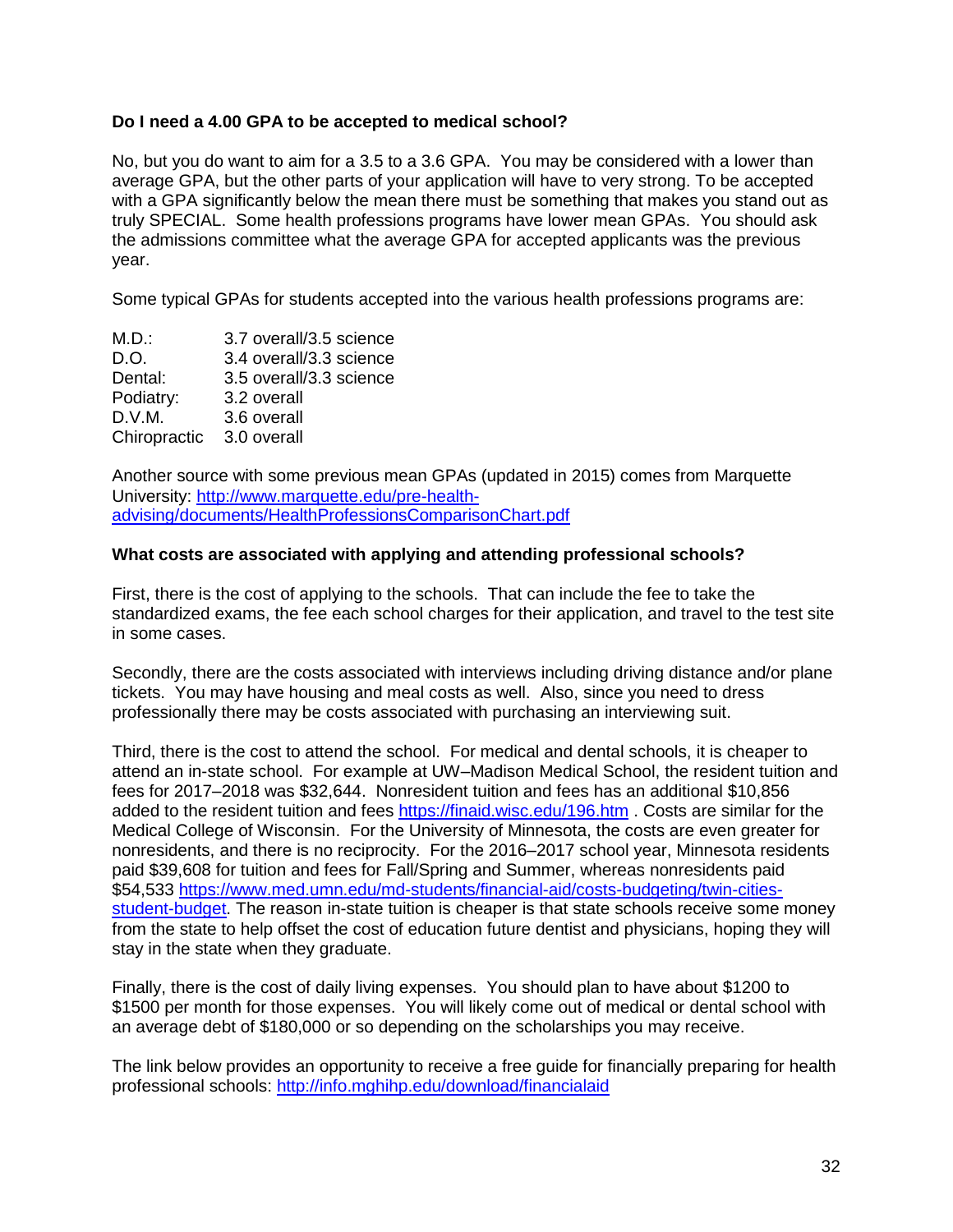**Do I need a 4.00 GPA to be accepted to medical school?**

No, but you do want to aim for a 3.5 to a 3.6 GPA. You may be considered with a lower than average GPA, but the other parts of your application will have to very strong. To be accepted with a GPA significantly below the mean there must be something that makes you stand out as truly SPECIAL. Some health professions programs have lower mean GPAs. You should ask the admissions committee what the average GPA for accepted applicants was the previous year.

Some typical GPAs for students accepted into the various health professions programs are:

| | |
|---|---|
| M.D.: | 3.7 overall/3.5 science |
| D.O. | 3.4 overall/3.3 science |
| Dental: | 3.5 overall/3.3 science |
| Podiatry: | 3.2 overall |
| D.V.M. | 3.6 overall |
| Chiropractic | 3.0 overall |

Another source with some previous mean GPAs (updated in 2015) comes from Marquette University: http://www.marquette.edu/pre-health-advising/documents/HealthProfessionsComparisonChart.pdf

**What costs are associated with applying and attending professional schools?**

First, there is the cost of applying to the schools. That can include the fee to take the standardized exams, the fee each school charges for their application, and travel to the test site in some cases.

Secondly, there are the costs associated with interviews including driving distance and/or plane tickets. You may have housing and meal costs as well. Also, since you need to dress professionally there may be costs associated with purchasing an interviewing suit.

Third, there is the cost to attend the school. For medical and dental schools, it is cheaper to attend an in-state school. For example at UW–Madison Medical School, the resident tuition and fees for 2017–2018 was $32,644. Nonresident tuition and fees has an additional $10,856 added to the resident tuition and fees https://finaid.wisc.edu/196.htm . Costs are similar for the Medical College of Wisconsin. For the University of Minnesota, the costs are even greater for nonresidents, and there is no reciprocity. For the 2016–2017 school year, Minnesota residents paid $39,608 for tuition and fees for Fall/Spring and Summer, whereas nonresidents paid $54,533 https://www.med.umn.edu/md-students/financial-aid/costs-budgeting/twin-cities-student-budget. The reason in-state tuition is cheaper is that state schools receive some money from the state to help offset the cost of education future dentist and physicians, hoping they will stay in the state when they graduate.

Finally, there is the cost of daily living expenses. You should plan to have about $1200 to $1500 per month for those expenses. You will likely come out of medical or dental school with an average debt of $180,000 or so depending on the scholarships you may receive.

The link below provides an opportunity to receive a free guide for financially preparing for health professional schools: http://info.mghihp.edu/download/financialaid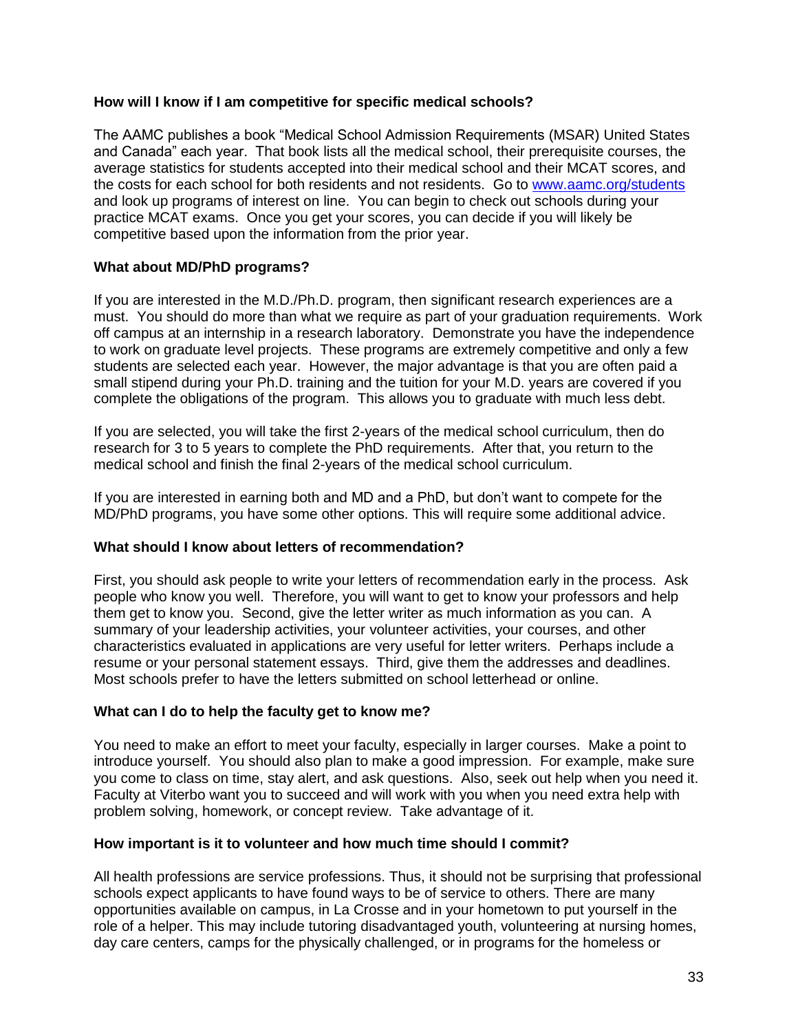**How will I know if I am competitive for specific medical schools?**

The AAMC publishes a book "Medical School Admission Requirements (MSAR) United States and Canada" each year. That book lists all the medical school, their prerequisite courses, the average statistics for students accepted into their medical school and their MCAT scores, and the costs for each school for both residents and not residents. Go to [www.aamc.org/students](www.aamc.org/students) and look up programs of interest on line. You can begin to check out schools during your practice MCAT exams. Once you get your scores, you can decide if you will likely be competitive based upon the information from the prior year.

**What about MD/PhD programs?**

If you are interested in the M.D./Ph.D. program, then significant research experiences are a must. You should do more than what we require as part of your graduation requirements. Work off campus at an internship in a research laboratory. Demonstrate you have the independence to work on graduate level projects. These programs are extremely competitive and only a few students are selected each year. However, the major advantage is that you are often paid a small stipend during your Ph.D. training and the tuition for your M.D. years are covered if you complete the obligations of the program. This allows you to graduate with much less debt.

If you are selected, you will take the first 2-years of the medical school curriculum, then do research for 3 to 5 years to complete the PhD requirements. After that, you return to the medical school and finish the final 2-years of the medical school curriculum.

If you are interested in earning both and MD and a PhD, but don't want to compete for the MD/PhD programs, you have some other options. This will require some additional advice.

**What should I know about letters of recommendation?**

First, you should ask people to write your letters of recommendation early in the process. Ask people who know you well. Therefore, you will want to get to know your professors and help them get to know you. Second, give the letter writer as much information as you can. A summary of your leadership activities, your volunteer activities, your courses, and other characteristics evaluated in applications are very useful for letter writers. Perhaps include a resume or your personal statement essays. Third, give them the addresses and deadlines. Most schools prefer to have the letters submitted on school letterhead or online.

**What can I do to help the faculty get to know me?**

You need to make an effort to meet your faculty, especially in larger courses. Make a point to introduce yourself. You should also plan to make a good impression. For example, make sure you come to class on time, stay alert, and ask questions. Also, seek out help when you need it. Faculty at Viterbo want you to succeed and will work with you when you need extra help with problem solving, homework, or concept review. Take advantage of it.

**How important is it to volunteer and how much time should I commit?**

All health professions are service professions. Thus, it should not be surprising that professional schools expect applicants to have found ways to be of service to others. There are many opportunities available on campus, in La Crosse and in your hometown to put yourself in the role of a helper. This may include tutoring disadvantaged youth, volunteering at nursing homes, day care centers, camps for the physically challenged, or in programs for the homeless or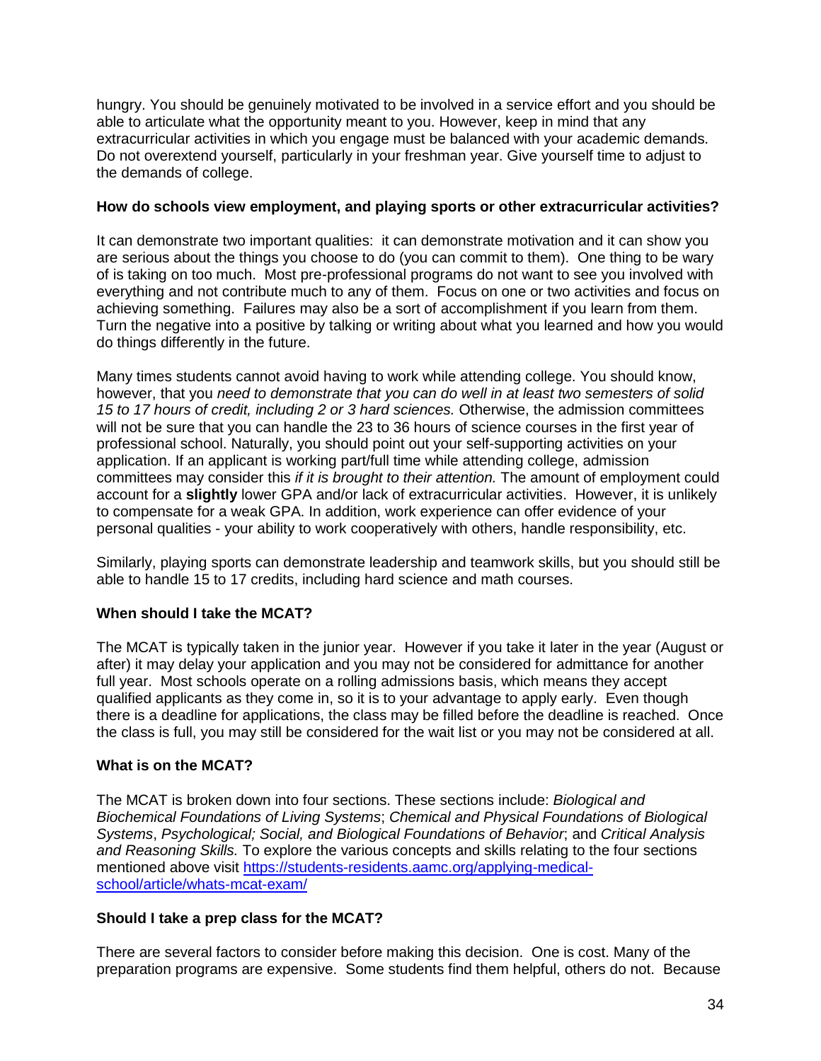hungry. You should be genuinely motivated to be involved in a service effort and you should be able to articulate what the opportunity meant to you. However, keep in mind that any extracurricular activities in which you engage must be balanced with your academic demands. Do not overextend yourself, particularly in your freshman year. Give yourself time to adjust to the demands of college.

**How do schools view employment, and playing sports or other extracurricular activities?**

It can demonstrate two important qualities: it can demonstrate motivation and it can show you are serious about the things you choose to do (you can commit to them). One thing to be wary of is taking on too much. Most pre-professional programs do not want to see you involved with everything and not contribute much to any of them. Focus on one or two activities and focus on achieving something. Failures may also be a sort of accomplishment if you learn from them. Turn the negative into a positive by talking or writing about what you learned and how you would do things differently in the future.

Many times students cannot avoid having to work while attending college. You should know, however, that you *need to demonstrate that you can do well in at least two semesters of solid 15 to 17 hours of credit, including 2 or 3 hard sciences.* Otherwise, the admission committees will not be sure that you can handle the 23 to 36 hours of science courses in the first year of professional school. Naturally, you should point out your self-supporting activities on your application. If an applicant is working part/full time while attending college, admission committees may consider this *if it is brought to their attention.* The amount of employment could account for a **slightly** lower GPA and/or lack of extracurricular activities. However, it is unlikely to compensate for a weak GPA. In addition, work experience can offer evidence of your personal qualities - your ability to work cooperatively with others, handle responsibility, etc.

Similarly, playing sports can demonstrate leadership and teamwork skills, but you should still be able to handle 15 to 17 credits, including hard science and math courses.

**When should I take the MCAT?**

The MCAT is typically taken in the junior year. However if you take it later in the year (August or after) it may delay your application and you may not be considered for admittance for another full year. Most schools operate on a rolling admissions basis, which means they accept qualified applicants as they come in, so it is to your advantage to apply early. Even though there is a deadline for applications, the class may be filled before the deadline is reached. Once the class is full, you may still be considered for the wait list or you may not be considered at all.

**What is on the MCAT?**

The MCAT is broken down into four sections. These sections include: *Biological and Biochemical Foundations of Living Systems*; *Chemical and Physical Foundations of Biological Systems*, *Psychological; Social, and Biological Foundations of Behavior*; and *Critical Analysis and Reasoning Skills.* To explore the various concepts and skills relating to the four sections mentioned above visit [https://students-residents.aamc.org/applying-medical-school/article/whats-mcat-exam/](https://students-residents.aamc.org/applying-medical-school/article/whats-mcat-exam/)

**Should I take a prep class for the MCAT?**

There are several factors to consider before making this decision. One is cost. Many of the preparation programs are expensive. Some students find them helpful, others do not. Because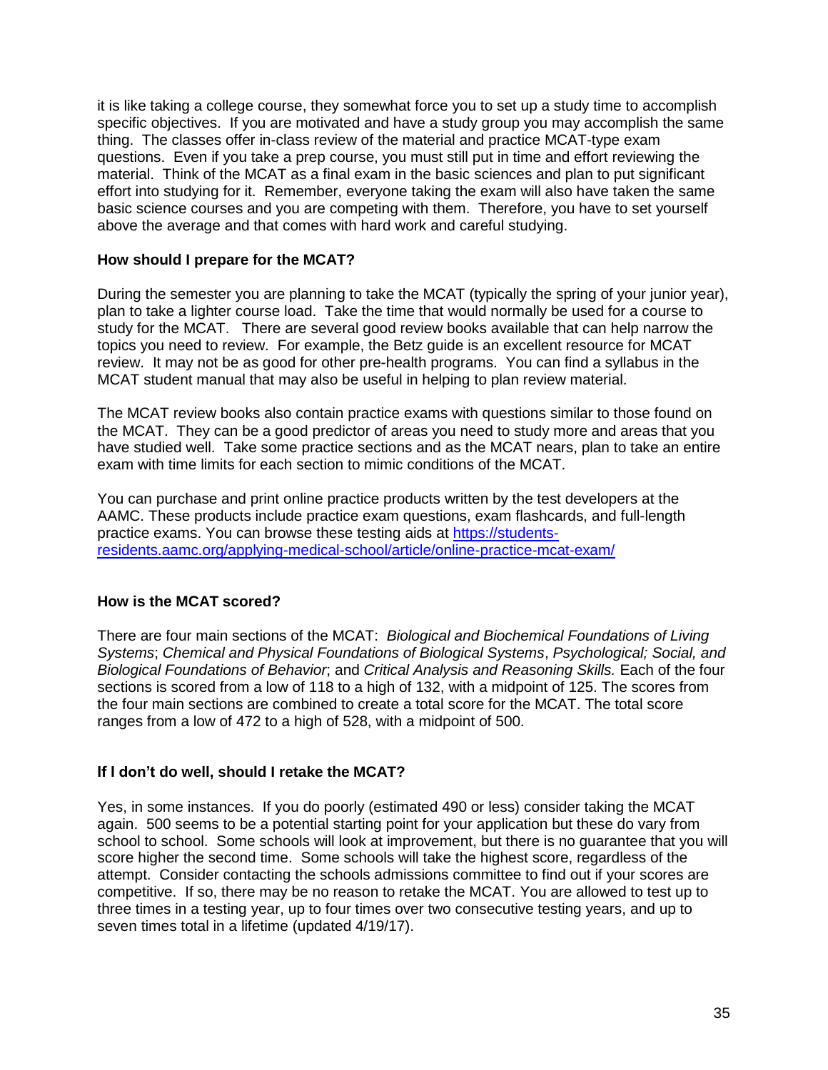it is like taking a college course, they somewhat force you to set up a study time to accomplish specific objectives. If you are motivated and have a study group you may accomplish the same thing. The classes offer in-class review of the material and practice MCAT-type exam questions. Even if you take a prep course, you must still put in time and effort reviewing the material. Think of the MCAT as a final exam in the basic sciences and plan to put significant effort into studying for it. Remember, everyone taking the exam will also have taken the same basic science courses and you are competing with them. Therefore, you have to set yourself above the average and that comes with hard work and careful studying.

**How should I prepare for the MCAT?**

During the semester you are planning to take the MCAT (typically the spring of your junior year), plan to take a lighter course load. Take the time that would normally be used for a course to study for the MCAT. There are several good review books available that can help narrow the topics you need to review. For example, the Betz guide is an excellent resource for MCAT review. It may not be as good for other pre-health programs. You can find a syllabus in the MCAT student manual that may also be useful in helping to plan review material.

The MCAT review books also contain practice exams with questions similar to those found on the MCAT. They can be a good predictor of areas you need to study more and areas that you have studied well. Take some practice sections and as the MCAT nears, plan to take an entire exam with time limits for each section to mimic conditions of the MCAT.

You can purchase and print online practice products written by the test developers at the AAMC. These products include practice exam questions, exam flashcards, and full-length practice exams. You can browse these testing aids at [https://students-residents.aamc.org/applying-medical-school/article/online-practice-mcat-exam/](https://students-residents.aamc.org/applying-medical-school/article/online-practice-mcat-exam/)

**How is the MCAT scored?**

There are four main sections of the MCAT: *Biological and Biochemical Foundations of Living Systems*; *Chemical and Physical Foundations of Biological Systems*, *Psychological; Social, and Biological Foundations of Behavior*; and *Critical Analysis and Reasoning Skills.* Each of the four sections is scored from a low of 118 to a high of 132, with a midpoint of 125. The scores from the four main sections are combined to create a total score for the MCAT. The total score ranges from a low of 472 to a high of 528, with a midpoint of 500.

**If I don't do well, should I retake the MCAT?**

Yes, in some instances. If you do poorly (estimated 490 or less) consider taking the MCAT again. 500 seems to be a potential starting point for your application but these do vary from school to school. Some schools will look at improvement, but there is no guarantee that you will score higher the second time. Some schools will take the highest score, regardless of the attempt. Consider contacting the schools admissions committee to find out if your scores are competitive. If so, there may be no reason to retake the MCAT. You are allowed to test up to three times in a testing year, up to four times over two consecutive testing years, and up to seven times total in a lifetime (updated 4/19/17).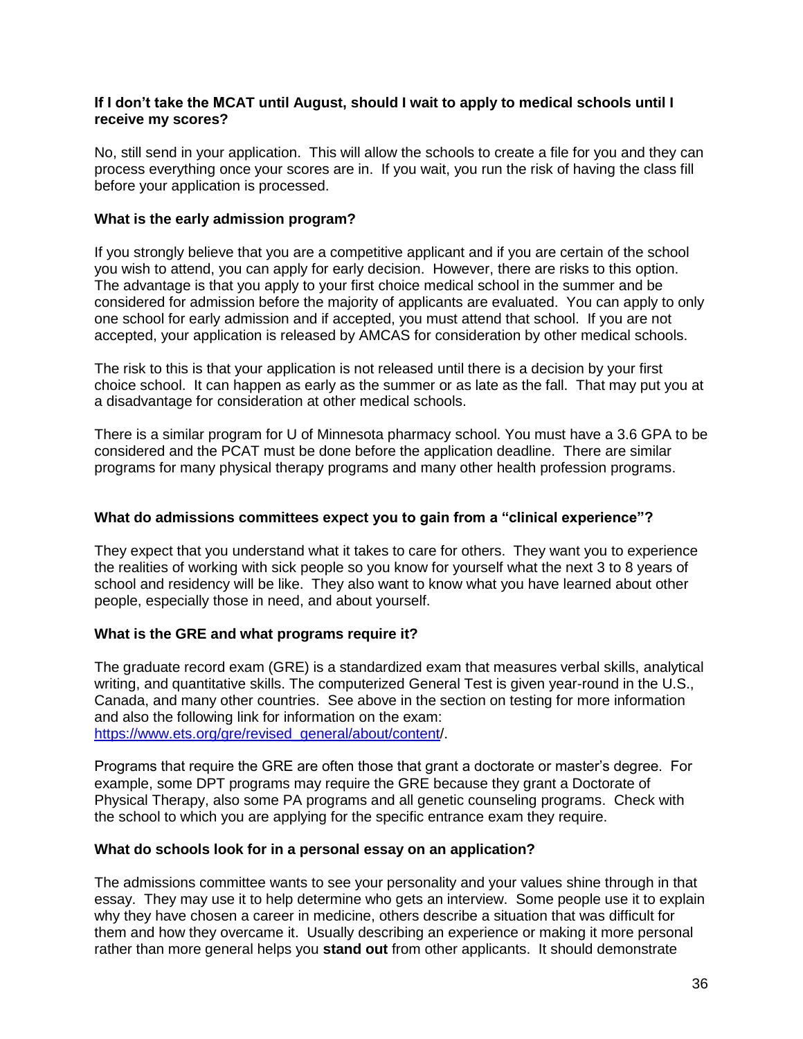**If I don't take the MCAT until August, should I wait to apply to medical schools until I receive my scores?**

No, still send in your application. This will allow the schools to create a file for you and they can process everything once your scores are in. If you wait, you run the risk of having the class fill before your application is processed.

**What is the early admission program?**

If you strongly believe that you are a competitive applicant and if you are certain of the school you wish to attend, you can apply for early decision. However, there are risks to this option. The advantage is that you apply to your first choice medical school in the summer and be considered for admission before the majority of applicants are evaluated. You can apply to only one school for early admission and if accepted, you must attend that school. If you are not accepted, your application is released by AMCAS for consideration by other medical schools.

The risk to this is that your application is not released until there is a decision by your first choice school. It can happen as early as the summer or as late as the fall. That may put you at a disadvantage for consideration at other medical schools.

There is a similar program for U of Minnesota pharmacy school. You must have a 3.6 GPA to be considered and the PCAT must be done before the application deadline. There are similar programs for many physical therapy programs and many other health profession programs.

**What do admissions committees expect you to gain from a "clinical experience"?**

They expect that you understand what it takes to care for others. They want you to experience the realities of working with sick people so you know for yourself what the next 3 to 8 years of school and residency will be like. They also want to know what you have learned about other people, especially those in need, and about yourself.

**What is the GRE and what programs require it?**

The graduate record exam (GRE) is a standardized exam that measures verbal skills, analytical writing, and quantitative skills. The computerized General Test is given year-round in the U.S., Canada, and many other countries. See above in the section on testing for more information and also the following link for information on the exam: https://www.ets.org/gre/revised_general/about/content/.

Programs that require the GRE are often those that grant a doctorate or master's degree. For example, some DPT programs may require the GRE because they grant a Doctorate of Physical Therapy, also some PA programs and all genetic counseling programs. Check with the school to which you are applying for the specific entrance exam they require.

**What do schools look for in a personal essay on an application?**

The admissions committee wants to see your personality and your values shine through in that essay. They may use it to help determine who gets an interview. Some people use it to explain why they have chosen a career in medicine, others describe a situation that was difficult for them and how they overcame it. Usually describing an experience or making it more personal rather than more general helps you **stand out** from other applicants. It should demonstrate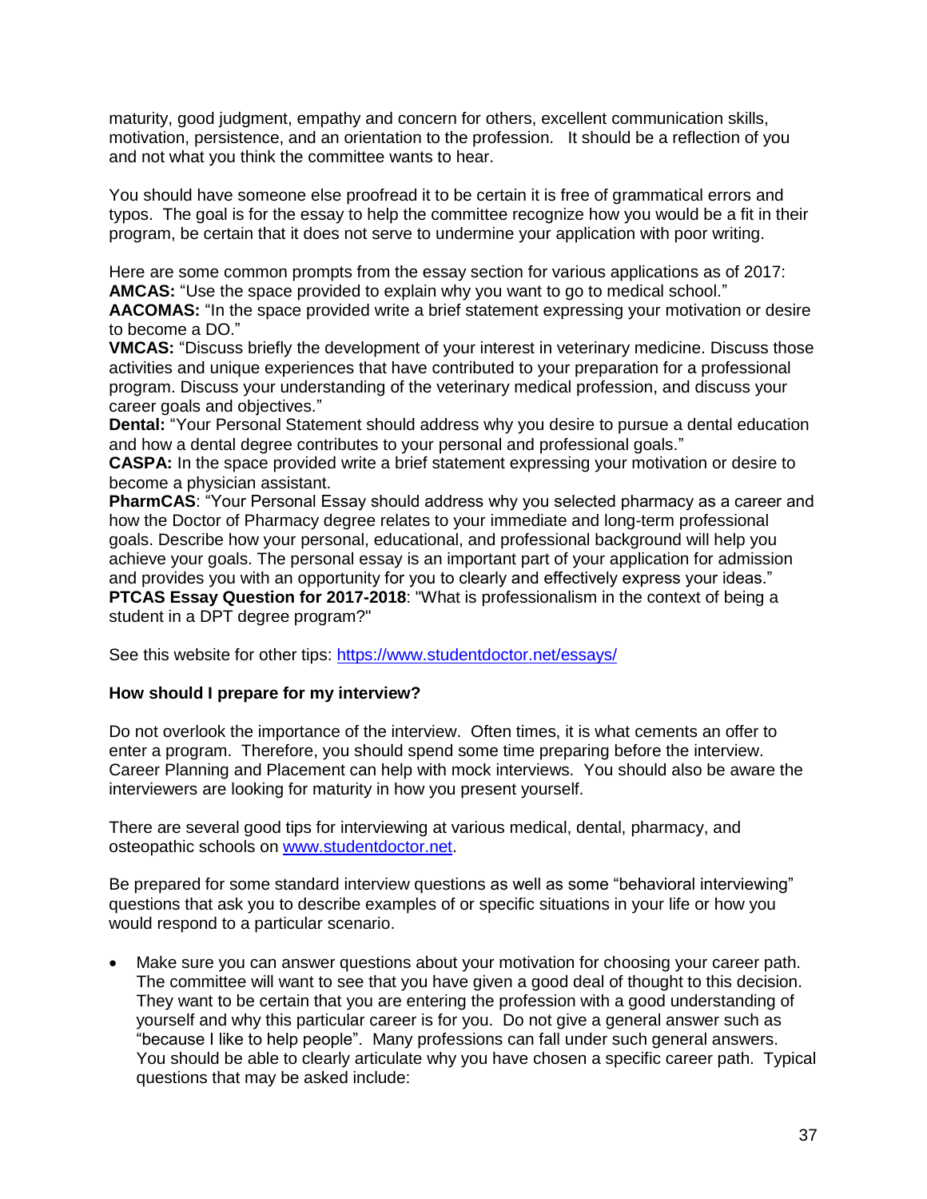maturity, good judgment, empathy and concern for others, excellent communication skills, motivation, persistence, and an orientation to the profession. It should be a reflection of you and not what you think the committee wants to hear.

You should have someone else proofread it to be certain it is free of grammatical errors and typos. The goal is for the essay to help the committee recognize how you would be a fit in their program, be certain that it does not serve to undermine your application with poor writing.

Here are some common prompts from the essay section for various applications as of 2017:
**AMCAS:** "Use the space provided to explain why you want to go to medical school."
**AACOMAS:** "In the space provided write a brief statement expressing your motivation or desire to become a DO."
**VMCAS:** "Discuss briefly the development of your interest in veterinary medicine. Discuss those activities and unique experiences that have contributed to your preparation for a professional program. Discuss your understanding of the veterinary medical profession, and discuss your career goals and objectives."
**Dental:** "Your Personal Statement should address why you desire to pursue a dental education and how a dental degree contributes to your personal and professional goals."
**CASPA:** In the space provided write a brief statement expressing your motivation or desire to become a physician assistant.
**PharmCAS**: "Your Personal Essay should address why you selected pharmacy as a career and how the Doctor of Pharmacy degree relates to your immediate and long-term professional goals. Describe how your personal, educational, and professional background will help you achieve your goals. The personal essay is an important part of your application for admission and provides you with an opportunity for you to clearly and effectively express your ideas."
**PTCAS Essay Question for 2017-2018**: "What is professionalism in the context of being a student in a DPT degree program?"

See this website for other tips: https://www.studentdoctor.net/essays/

**How should I prepare for my interview?**

Do not overlook the importance of the interview. Often times, it is what cements an offer to enter a program. Therefore, you should spend some time preparing before the interview. Career Planning and Placement can help with mock interviews. You should also be aware the interviewers are looking for maturity in how you present yourself.

There are several good tips for interviewing at various medical, dental, pharmacy, and osteopathic schools on www.studentdoctor.net.

Be prepared for some standard interview questions as well as some "behavioral interviewing" questions that ask you to describe examples of or specific situations in your life or how you would respond to a particular scenario.

- Make sure you can answer questions about your motivation for choosing your career path. The committee will want to see that you have given a good deal of thought to this decision. They want to be certain that you are entering the profession with a good understanding of yourself and why this particular career is for you. Do not give a general answer such as "because I like to help people". Many professions can fall under such general answers. You should be able to clearly articulate why you have chosen a specific career path. Typical questions that may be asked include: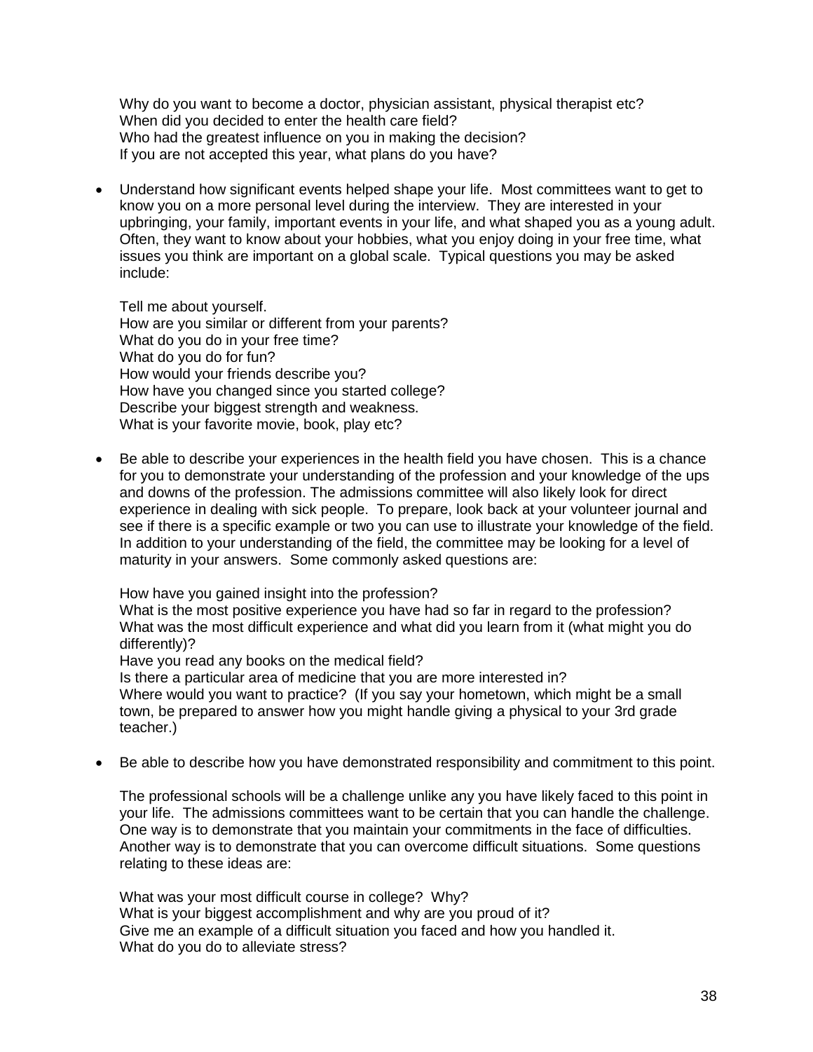Why do you want to become a doctor, physician assistant, physical therapist etc?
When did you decided to enter the health care field?
Who had the greatest influence on you in making the decision?
If you are not accepted this year, what plans do you have?

- Understand how significant events helped shape your life. Most committees want to get to know you on a more personal level during the interview. They are interested in your upbringing, your family, important events in your life, and what shaped you as a young adult. Often, they want to know about your hobbies, what you enjoy doing in your free time, what issues you think are important on a global scale. Typical questions you may be asked include:

  Tell me about yourself.
  How are you similar or different from your parents?
  What do you do in your free time?
  What do you do for fun?
  How would your friends describe you?
  How have you changed since you started college?
  Describe your biggest strength and weakness.
  What is your favorite movie, book, play etc?

- Be able to describe your experiences in the health field you have chosen. This is a chance for you to demonstrate your understanding of the profession and your knowledge of the ups and downs of the profession. The admissions committee will also likely look for direct experience in dealing with sick people. To prepare, look back at your volunteer journal and see if there is a specific example or two you can use to illustrate your knowledge of the field. In addition to your understanding of the field, the committee may be looking for a level of maturity in your answers. Some commonly asked questions are:

  How have you gained insight into the profession?
  What is the most positive experience you have had so far in regard to the profession?
  What was the most difficult experience and what did you learn from it (what might you do differently)?
  Have you read any books on the medical field?
  Is there a particular area of medicine that you are more interested in?
  Where would you want to practice? (If you say your hometown, which might be a small town, be prepared to answer how you might handle giving a physical to your 3rd grade teacher.)

- Be able to describe how you have demonstrated responsibility and commitment to this point.

  The professional schools will be a challenge unlike any you have likely faced to this point in your life. The admissions committees want to be certain that you can handle the challenge. One way is to demonstrate that you maintain your commitments in the face of difficulties. Another way is to demonstrate that you can overcome difficult situations. Some questions relating to these ideas are:

  What was your most difficult course in college? Why?
  What is your biggest accomplishment and why are you proud of it?
  Give me an example of a difficult situation you faced and how you handled it.
  What do you do to alleviate stress?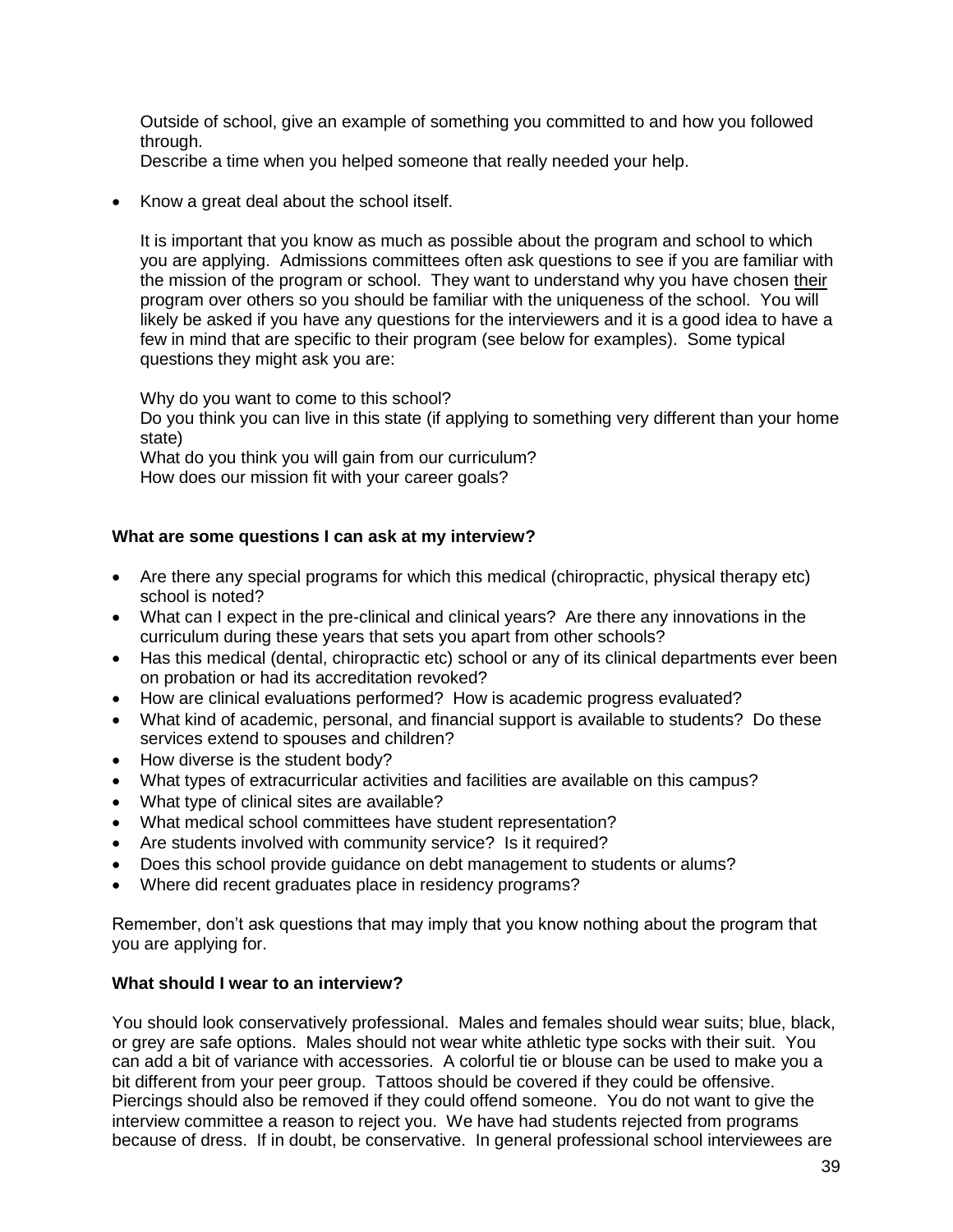Outside of school, give an example of something you committed to and how you followed through.
Describe a time when you helped someone that really needed your help.

- Know a great deal about the school itself.

  It is important that you know as much as possible about the program and school to which you are applying. Admissions committees often ask questions to see if you are familiar with the mission of the program or school. They want to understand why you have chosen <u>their</u> program over others so you should be familiar with the uniqueness of the school. You will likely be asked if you have any questions for the interviewers and it is a good idea to have a few in mind that are specific to their program (see below for examples). Some typical questions they might ask you are:

  Why do you want to come to this school?
  Do you think you can live in this state (if applying to something very different than your home state)
  What do you think you will gain from our curriculum?
  How does our mission fit with your career goals?

**What are some questions I can ask at my interview?**

- Are there any special programs for which this medical (chiropractic, physical therapy etc) school is noted?
- What can I expect in the pre-clinical and clinical years? Are there any innovations in the curriculum during these years that sets you apart from other schools?
- Has this medical (dental, chiropractic etc) school or any of its clinical departments ever been on probation or had its accreditation revoked?
- How are clinical evaluations performed? How is academic progress evaluated?
- What kind of academic, personal, and financial support is available to students? Do these services extend to spouses and children?
- How diverse is the student body?
- What types of extracurricular activities and facilities are available on this campus?
- What type of clinical sites are available?
- What medical school committees have student representation?
- Are students involved with community service? Is it required?
- Does this school provide guidance on debt management to students or alums?
- Where did recent graduates place in residency programs?

Remember, don't ask questions that may imply that you know nothing about the program that you are applying for.

**What should I wear to an interview?**

You should look conservatively professional. Males and females should wear suits; blue, black, or grey are safe options. Males should not wear white athletic type socks with their suit. You can add a bit of variance with accessories. A colorful tie or blouse can be used to make you a bit different from your peer group. Tattoos should be covered if they could be offensive. Piercings should also be removed if they could offend someone. You do not want to give the interview committee a reason to reject you. We have had students rejected from programs because of dress. If in doubt, be conservative. In general professional school interviewees are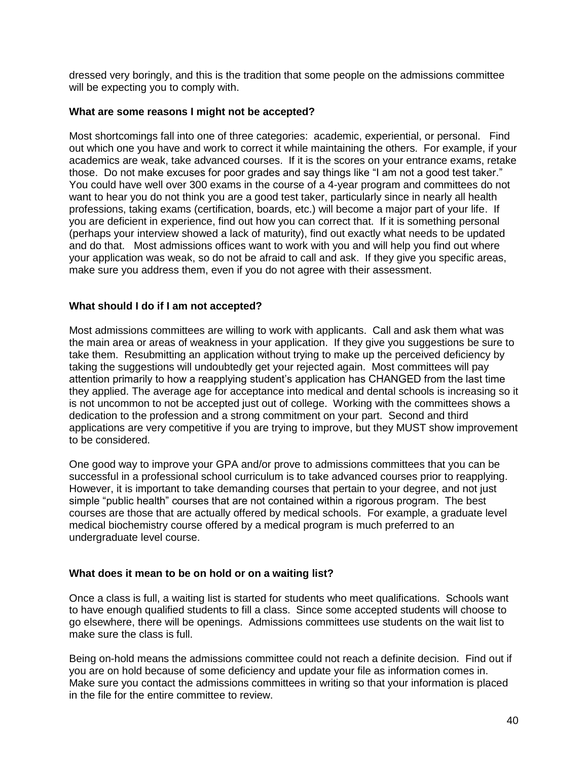dressed very boringly, and this is the tradition that some people on the admissions committee will be expecting you to comply with.

**What are some reasons I might not be accepted?**

Most shortcomings fall into one of three categories: academic, experiential, or personal. Find out which one you have and work to correct it while maintaining the others. For example, if your academics are weak, take advanced courses. If it is the scores on your entrance exams, retake those. Do not make excuses for poor grades and say things like "I am not a good test taker." You could have well over 300 exams in the course of a 4-year program and committees do not want to hear you do not think you are a good test taker, particularly since in nearly all health professions, taking exams (certification, boards, etc.) will become a major part of your life. If you are deficient in experience, find out how you can correct that. If it is something personal (perhaps your interview showed a lack of maturity), find out exactly what needs to be updated and do that. Most admissions offices want to work with you and will help you find out where your application was weak, so do not be afraid to call and ask. If they give you specific areas, make sure you address them, even if you do not agree with their assessment.

**What should I do if I am not accepted?**

Most admissions committees are willing to work with applicants. Call and ask them what was the main area or areas of weakness in your application. If they give you suggestions be sure to take them. Resubmitting an application without trying to make up the perceived deficiency by taking the suggestions will undoubtedly get your rejected again. Most committees will pay attention primarily to how a reapplying student's application has CHANGED from the last time they applied. The average age for acceptance into medical and dental schools is increasing so it is not uncommon to not be accepted just out of college. Working with the committees shows a dedication to the profession and a strong commitment on your part. Second and third applications are very competitive if you are trying to improve, but they MUST show improvement to be considered.

One good way to improve your GPA and/or prove to admissions committees that you can be successful in a professional school curriculum is to take advanced courses prior to reapplying. However, it is important to take demanding courses that pertain to your degree, and not just simple "public health" courses that are not contained within a rigorous program. The best courses are those that are actually offered by medical schools. For example, a graduate level medical biochemistry course offered by a medical program is much preferred to an undergraduate level course.

**What does it mean to be on hold or on a waiting list?**

Once a class is full, a waiting list is started for students who meet qualifications. Schools want to have enough qualified students to fill a class. Since some accepted students will choose to go elsewhere, there will be openings. Admissions committees use students on the wait list to make sure the class is full.

Being on-hold means the admissions committee could not reach a definite decision. Find out if you are on hold because of some deficiency and update your file as information comes in. Make sure you contact the admissions committees in writing so that your information is placed in the file for the entire committee to review.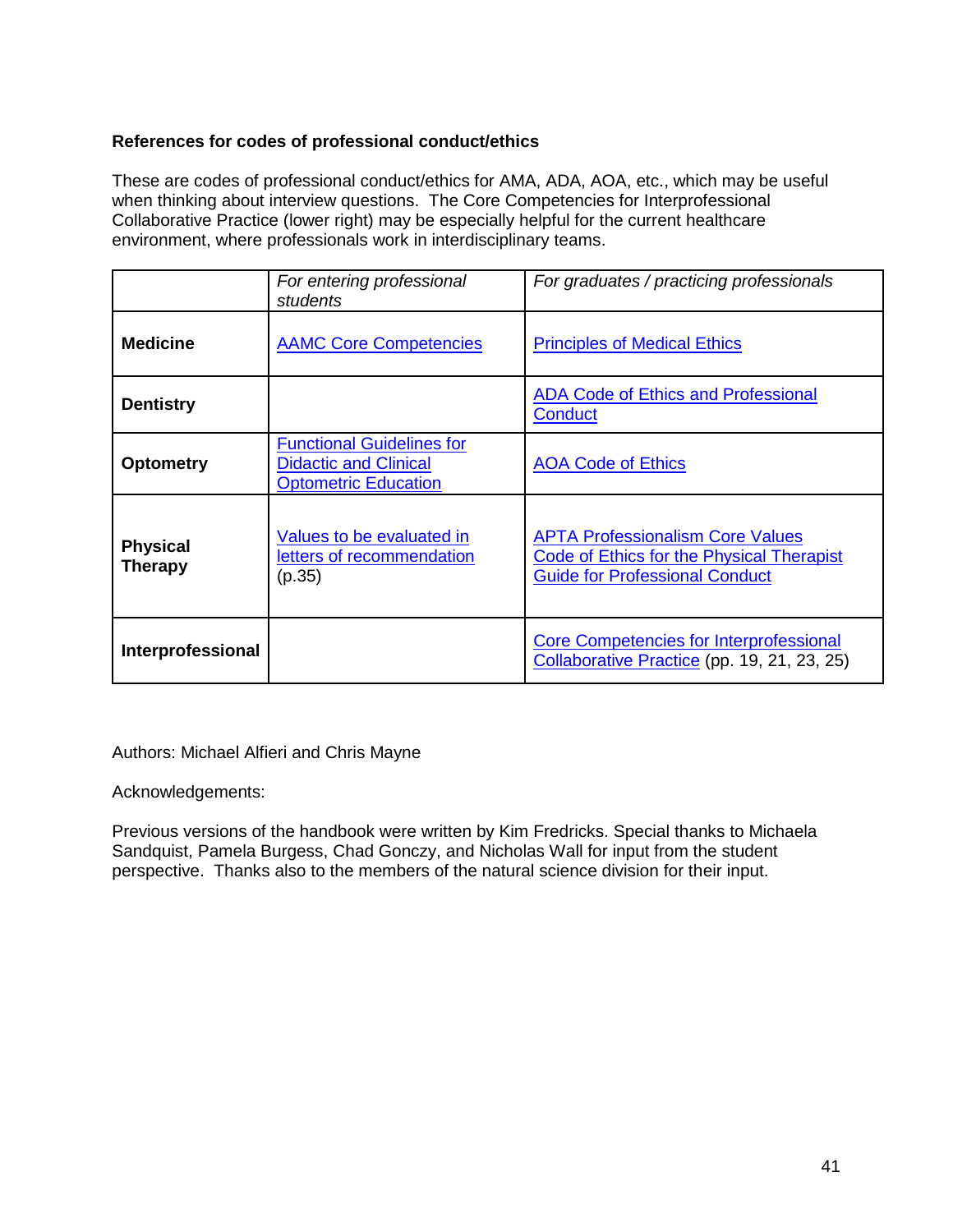**References for codes of professional conduct/ethics**

These are codes of professional conduct/ethics for AMA, ADA, AOA, etc., which may be useful when thinking about interview questions. The Core Competencies for Interprofessional Collaborative Practice (lower right) may be especially helpful for the current healthcare environment, where professionals work in interdisciplinary teams.

| | *For entering professional students* | *For graduates / practicing professionals* |
|---|---|---|
| **Medicine** | AAMC Core Competencies | Principles of Medical Ethics |
| **Dentistry** | | ADA Code of Ethics and Professional Conduct |
| **Optometry** | Functional Guidelines for Didactic and Clinical Optometric Education | AOA Code of Ethics |
| **Physical Therapy** | Values to be evaluated in letters of recommendation (p.35) | APTA Professionalism Core Values<br>Code of Ethics for the Physical Therapist<br>Guide for Professional Conduct |
| **Interprofessional** | | Core Competencies for Interprofessional Collaborative Practice (pp. 19, 21, 23, 25) |

Authors: Michael Alfieri and Chris Mayne

Acknowledgements:

Previous versions of the handbook were written by Kim Fredricks. Special thanks to Michaela Sandquist, Pamela Burgess, Chad Gonczy, and Nicholas Wall for input from the student perspective. Thanks also to the members of the natural science division for their input.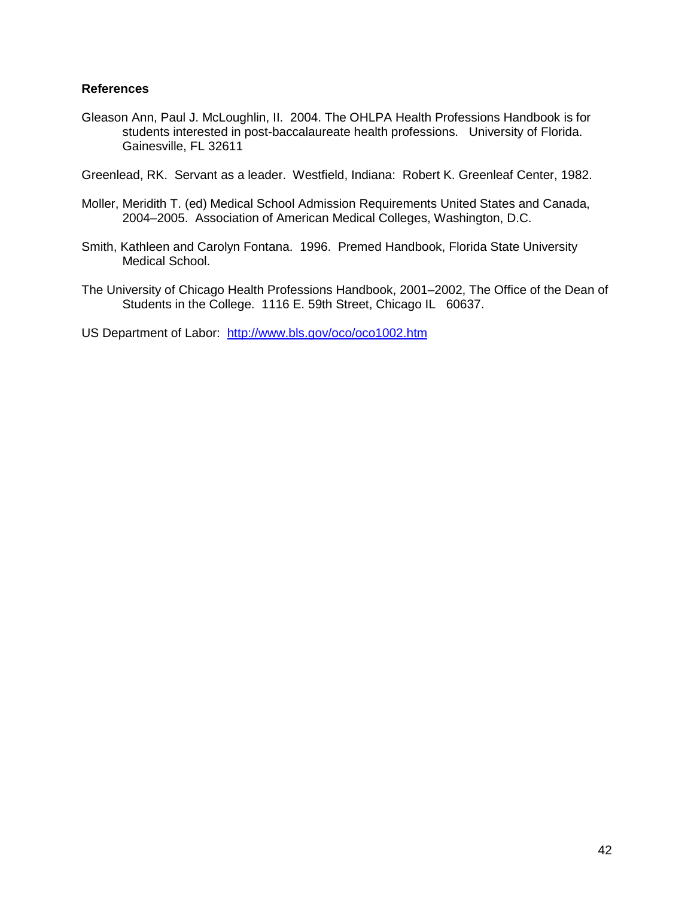## References

Gleason Ann, Paul J. McLoughlin, II. 2004. The OHLPA Health Professions Handbook is for students interested in post-baccalaureate health professions. University of Florida. Gainesville, FL 32611

Greenlead, RK. Servant as a leader. Westfield, Indiana: Robert K. Greenleaf Center, 1982.

Moller, Meridith T. (ed) Medical School Admission Requirements United States and Canada, 2004–2005. Association of American Medical Colleges, Washington, D.C.

Smith, Kathleen and Carolyn Fontana. 1996. Premed Handbook, Florida State University Medical School.

The University of Chicago Health Professions Handbook, 2001–2002, The Office of the Dean of Students in the College. 1116 E. 59th Street, Chicago IL 60637.

US Department of Labor: http://www.bls.gov/oco/oco1002.htm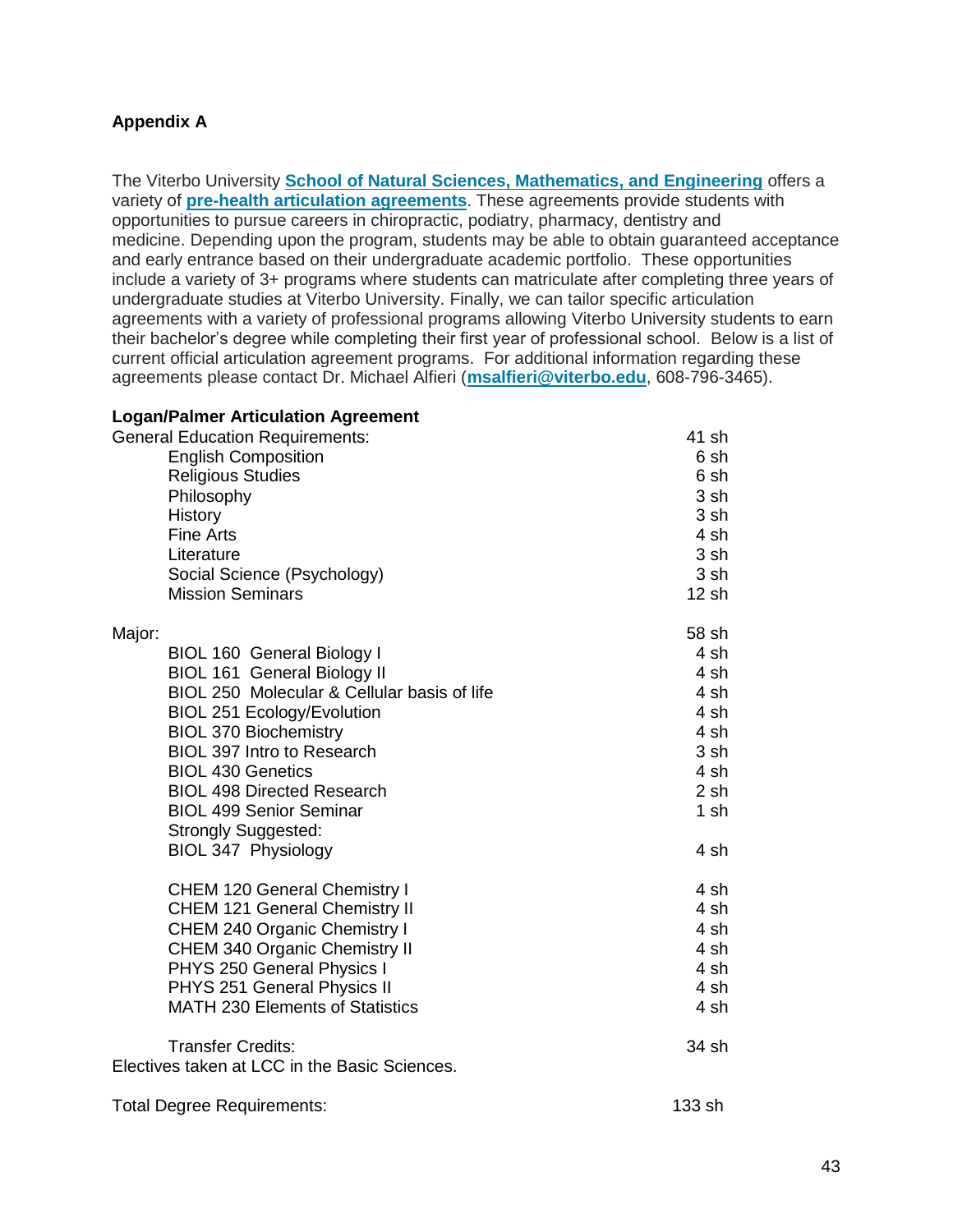## Appendix A

The Viterbo University **School of Natural Sciences, Mathematics, and Engineering** offers a variety of **pre-health articulation agreements**. These agreements provide students with opportunities to pursue careers in chiropractic, podiatry, pharmacy, dentistry and medicine. Depending upon the program, students may be able to obtain guaranteed acceptance and early entrance based on their undergraduate academic portfolio. These opportunities include a variety of 3+ programs where students can matriculate after completing three years of undergraduate studies at Viterbo University. Finally, we can tailor specific articulation agreements with a variety of professional programs allowing Viterbo University students to earn their bachelor's degree while completing their first year of professional school. Below is a list of current official articulation agreement programs. For additional information regarding these agreements please contact Dr. Michael Alfieri (**msalfieri@viterbo.edu**, 608-796-3465).

**Logan/Palmer Articulation Agreement**

| | |
|---|---|
| General Education Requirements: | 41 sh |
| English Composition | 6 sh |
| Religious Studies | 6 sh |
| Philosophy | 3 sh |
| History | 3 sh |
| Fine Arts | 4 sh |
| Literature | 3 sh |
| Social Science (Psychology) | 3 sh |
| Mission Seminars | 12 sh |
| | |
| Major: | 58 sh |
| BIOL 160 General Biology I | 4 sh |
| BIOL 161 General Biology II | 4 sh |
| BIOL 250 Molecular & Cellular basis of life | 4 sh |
| BIOL 251 Ecology/Evolution | 4 sh |
| BIOL 370 Biochemistry | 4 sh |
| BIOL 397 Intro to Research | 3 sh |
| BIOL 430 Genetics | 4 sh |
| BIOL 498 Directed Research | 2 sh |
| BIOL 499 Senior Seminar | 1 sh |
| Strongly Suggested: | |
| BIOL 347 Physiology | 4 sh |
| | |
| CHEM 120 General Chemistry I | 4 sh |
| CHEM 121 General Chemistry II | 4 sh |
| CHEM 240 Organic Chemistry I | 4 sh |
| CHEM 340 Organic Chemistry II | 4 sh |
| PHYS 250 General Physics I | 4 sh |
| PHYS 251 General Physics II | 4 sh |
| MATH 230 Elements of Statistics | 4 sh |
| | |
| Transfer Credits: | 34 sh |
| Electives taken at LCC in the Basic Sciences. | |
| | |
| Total Degree Requirements: | 133 sh |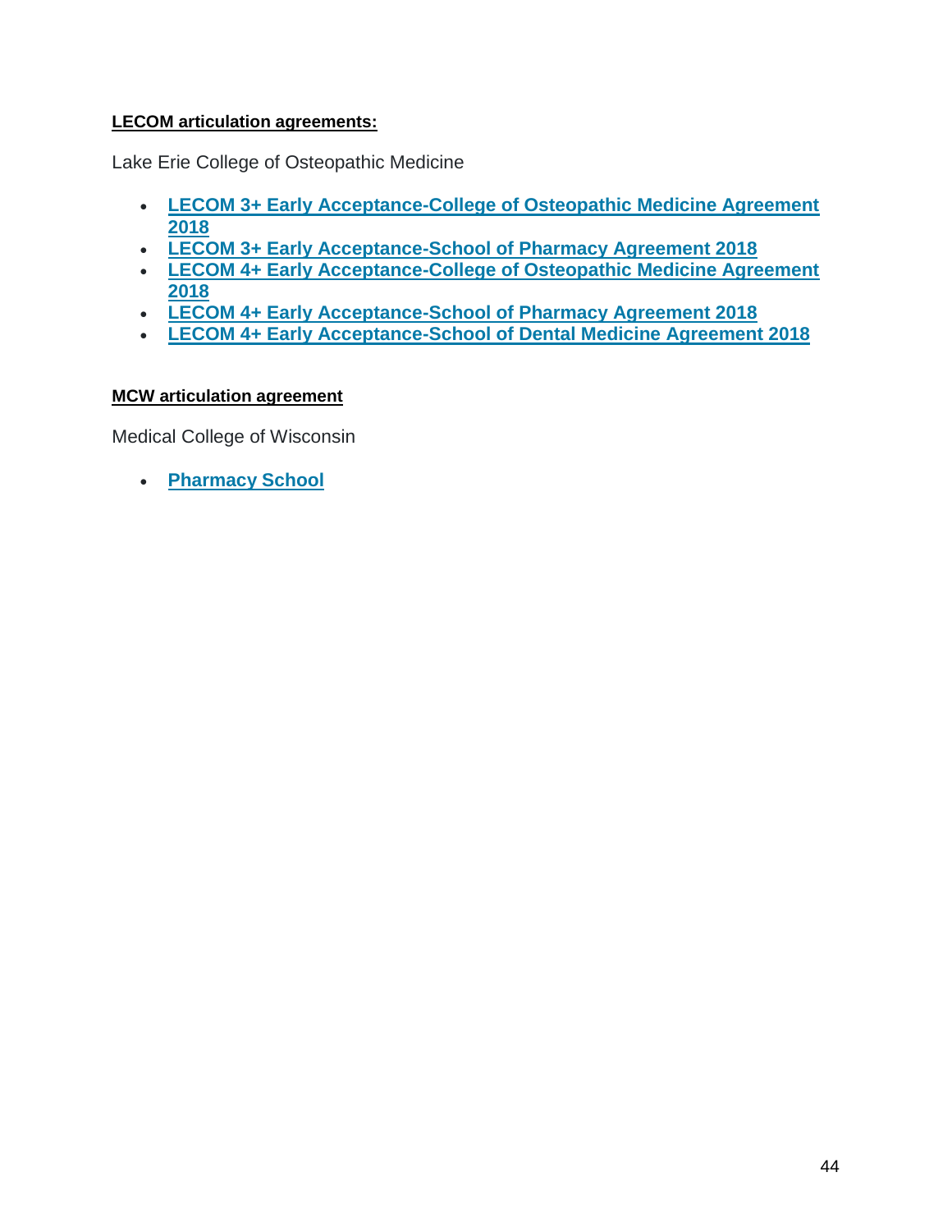**LECOM articulation agreements:**

Lake Erie College of Osteopathic Medicine

- **LECOM 3+ Early Acceptance-College of Osteopathic Medicine Agreement 2018**
- **LECOM 3+ Early Acceptance-School of Pharmacy Agreement 2018**
- **LECOM 4+ Early Acceptance-College of Osteopathic Medicine Agreement 2018**
- **LECOM 4+ Early Acceptance-School of Pharmacy Agreement 2018**
- **LECOM 4+ Early Acceptance-School of Dental Medicine Agreement 2018**

**MCW articulation agreement**

Medical College of Wisconsin

- **Pharmacy School**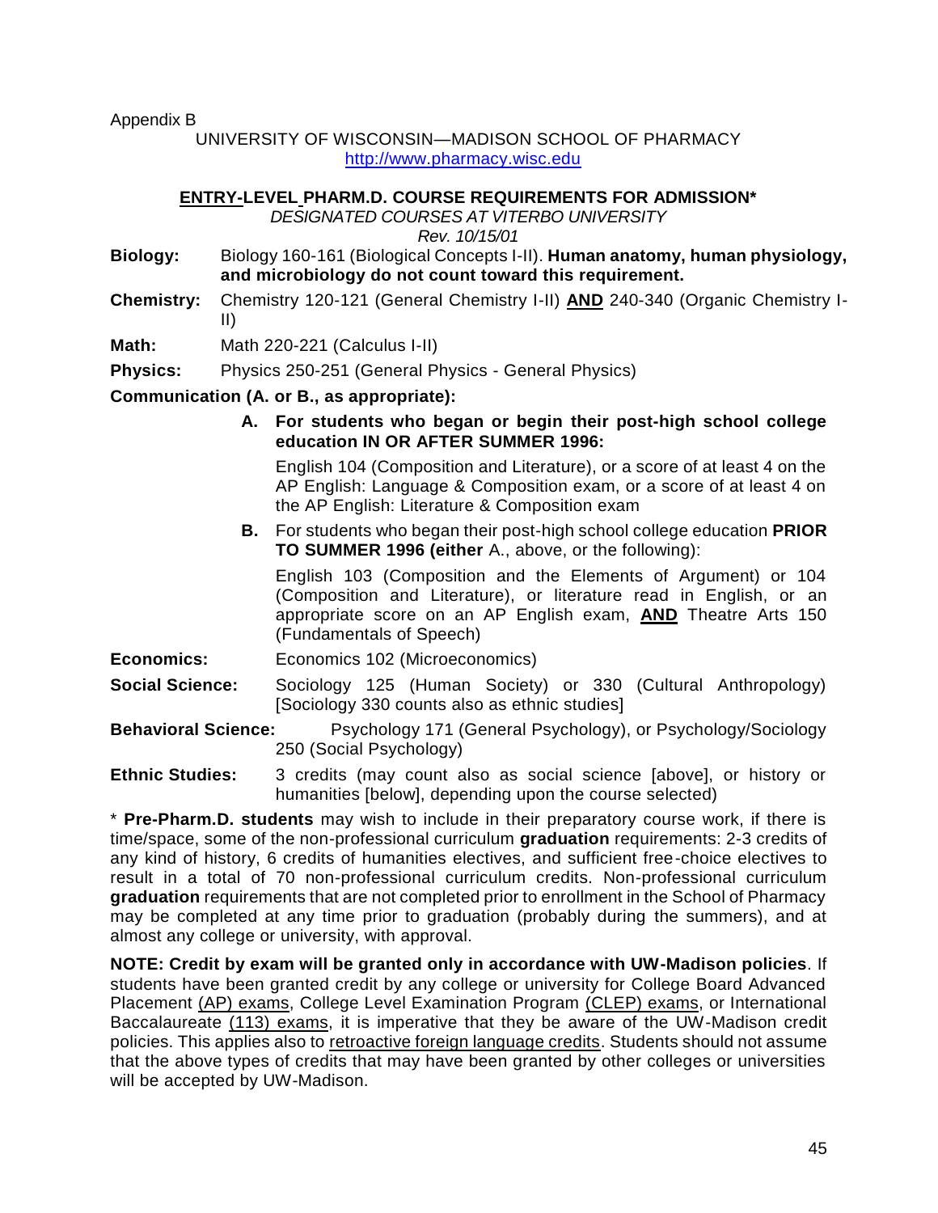Appendix B

UNIVERSITY OF WISCONSIN—MADISON SCHOOL OF PHARMACY
http://www.pharmacy.wisc.edu

## ENTRY-LEVEL PHARM.D. COURSE REQUIREMENTS FOR ADMISSION*

*DESIGNATED COURSES AT VITERBO UNIVERSITY*

*Rev. 10/15/01*

**Biology:** Biology 160-161 (Biological Concepts I-II). **Human anatomy, human physiology, and microbiology do not count toward this requirement.**

**Chemistry:** Chemistry 120-121 (General Chemistry I-II) **AND** 240-340 (Organic Chemistry I-II)

**Math:** Math 220-221 (Calculus I-II)

**Physics:** Physics 250-251 (General Physics - General Physics)

**Communication (A. or B., as appropriate):**

**A. For students who began or begin their post-high school college education IN OR AFTER SUMMER 1996:**

English 104 (Composition and Literature), or a score of at least 4 on the AP English: Language & Composition exam, or a score of at least 4 on the AP English: Literature & Composition exam

**B.** For students who began their post-high school college education **PRIOR TO SUMMER 1996 (either** A., above, or the following):

English 103 (Composition and the Elements of Argument) or 104 (Composition and Literature), or literature read in English, or an appropriate score on an AP English exam, **AND** Theatre Arts 150 (Fundamentals of Speech)

**Economics:** Economics 102 (Microeconomics)

**Social Science:** Sociology 125 (Human Society) or 330 (Cultural Anthropology) [Sociology 330 counts also as ethnic studies]

**Behavioral Science:** Psychology 171 (General Psychology), or Psychology/Sociology 250 (Social Psychology)

**Ethnic Studies:** 3 credits (may count also as social science [above], or history or humanities [below], depending upon the course selected)

\* **Pre-Pharm.D. students** may wish to include in their preparatory course work, if there is time/space, some of the non-professional curriculum **graduation** requirements: 2-3 credits of any kind of history, 6 credits of humanities electives, and sufficient free-choice electives to result in a total of 70 non-professional curriculum credits. Non-professional curriculum **graduation** requirements that are not completed prior to enrollment in the School of Pharmacy may be completed at any time prior to graduation (probably during the summers), and at almost any college or university, with approval.

**NOTE: Credit by exam will be granted only in accordance with UW-Madison policies**. If students have been granted credit by any college or university for College Board Advanced Placement (AP) exams, College Level Examination Program (CLEP) exams, or International Baccalaureate (113) exams, it is imperative that they be aware of the UW-Madison credit policies. This applies also to retroactive foreign language credits. Students should not assume that the above types of credits that may have been granted by other colleges or universities will be accepted by UW-Madison.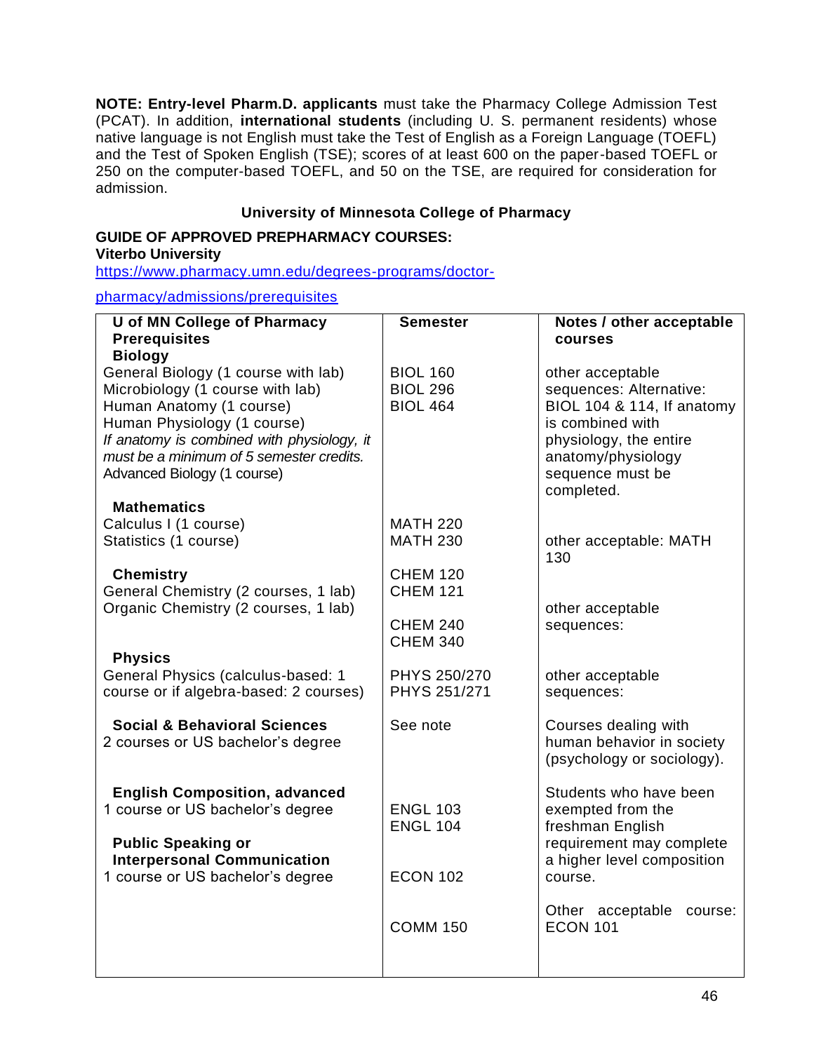**NOTE: Entry-level Pharm.D. applicants** must take the Pharmacy College Admission Test (PCAT). In addition, **international students** (including U. S. permanent residents) whose native language is not English must take the Test of English as a Foreign Language (TOEFL) and the Test of Spoken English (TSE); scores of at least 600 on the paper-based TOEFL or 250 on the computer-based TOEFL, and 50 on the TSE, are required for consideration for admission.

**University of Minnesota College of Pharmacy**

**GUIDE OF APPROVED PREPHARMACY COURSES:**
**Viterbo University**
https://www.pharmacy.umn.edu/degrees-programs/doctor-pharmacy/admissions/prerequisites

| U of MN College of Pharmacy Prerequisites | Semester | Notes / other acceptable courses |
|---|---|---|
| **Biology** | | |
| General Biology (1 course with lab) | BIOL 160 | other acceptable sequences: Alternative: BIOL 104 & 114, If anatomy is combined with physiology, the entire anatomy/physiology sequence must be completed. |
| Microbiology (1 course with lab) | BIOL 296 | |
| Human Anatomy (1 course) | BIOL 464 | |
| Human Physiology (1 course) | | |
| *If anatomy is combined with physiology, it must be a minimum of 5 semester credits.* | | |
| Advanced Biology (1 course) | | |
| **Mathematics** | | |
| Calculus I (1 course) | MATH 220 | |
| Statistics (1 course) | MATH 230 | other acceptable: MATH 130 |
| **Chemistry** | CHEM 120 | |
| General Chemistry (2 courses, 1 lab) | CHEM 121 | |
| Organic Chemistry (2 courses, 1 lab) | CHEM 240<br>CHEM 340 | other acceptable sequences: |
| **Physics** | | |
| General Physics (calculus-based: 1 course or if algebra-based: 2 courses) | PHYS 250/270<br>PHYS 251/271 | other acceptable sequences: |
| **Social & Behavioral Sciences** | See note | Courses dealing with human behavior in society (psychology or sociology). |
| 2 courses or US bachelor's degree | | |
| **English Composition, advanced** | | Students who have been exempted from the freshman English requirement may complete a higher level composition course. |
| 1 course or US bachelor's degree | ENGL 103<br>ENGL 104 | |
| **Public Speaking or Interpersonal Communication** | | |
| 1 course or US bachelor's degree | ECON 102 | |
| | COMM 150 | Other acceptable course: ECON 101 |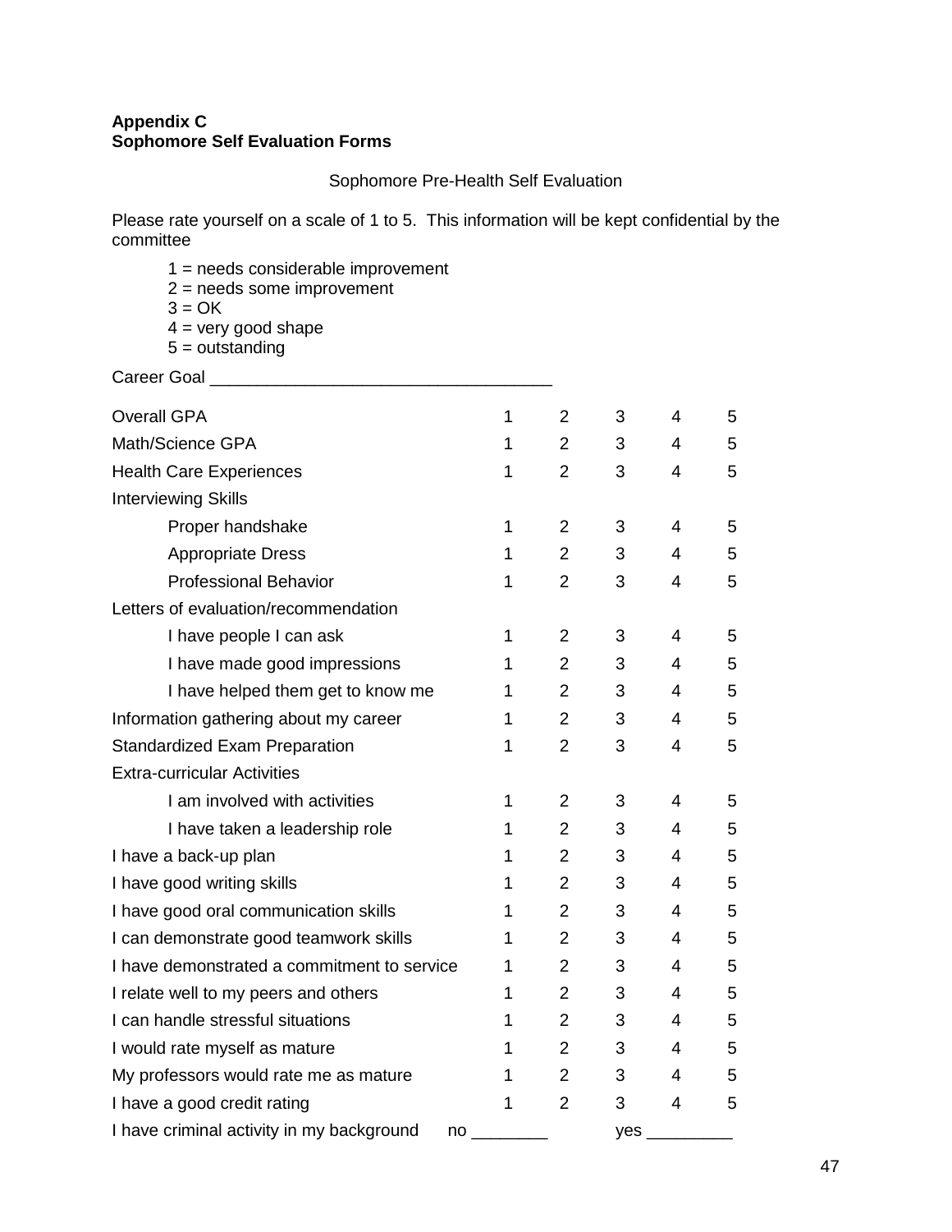**Appendix C**
**Sophomore Self Evaluation Forms**

Sophomore Pre-Health Self Evaluation

Please rate yourself on a scale of 1 to 5. This information will be kept confidential by the committee

1 = needs considerable improvement
2 = needs some improvement
3 = OK
4 = very good shape
5 = outstanding

Career Goal ___________________________________

| | | | | | |
|---|---|---|---|---|---|
| Overall GPA | 1 | 2 | 3 | 4 | 5 |
| Math/Science GPA | 1 | 2 | 3 | 4 | 5 |
| Health Care Experiences | 1 | 2 | 3 | 4 | 5 |
| Interviewing Skills | | | | | |
| Proper handshake | 1 | 2 | 3 | 4 | 5 |
| Appropriate Dress | 1 | 2 | 3 | 4 | 5 |
| Professional Behavior | 1 | 2 | 3 | 4 | 5 |
| Letters of evaluation/recommendation | | | | | |
| I have people I can ask | 1 | 2 | 3 | 4 | 5 |
| I have made good impressions | 1 | 2 | 3 | 4 | 5 |
| I have helped them get to know me | 1 | 2 | 3 | 4 | 5 |
| Information gathering about my career | 1 | 2 | 3 | 4 | 5 |
| Standardized Exam Preparation | 1 | 2 | 3 | 4 | 5 |
| Extra-curricular Activities | | | | | |
| I am involved with activities | 1 | 2 | 3 | 4 | 5 |
| I have taken a leadership role | 1 | 2 | 3 | 4 | 5 |
| I have a back-up plan | 1 | 2 | 3 | 4 | 5 |
| I have good writing skills | 1 | 2 | 3 | 4 | 5 |
| I have good oral communication skills | 1 | 2 | 3 | 4 | 5 |
| I can demonstrate good teamwork skills | 1 | 2 | 3 | 4 | 5 |
| I have demonstrated a commitment to service | 1 | 2 | 3 | 4 | 5 |
| I relate well to my peers and others | 1 | 2 | 3 | 4 | 5 |
| I can handle stressful situations | 1 | 2 | 3 | 4 | 5 |
| I would rate myself as mature | 1 | 2 | 3 | 4 | 5 |
| My professors would rate me as mature | 1 | 2 | 3 | 4 | 5 |
| I have a good credit rating | 1 | 2 | 3 | 4 | 5 |

I have criminal activity in my background     no ________     yes _________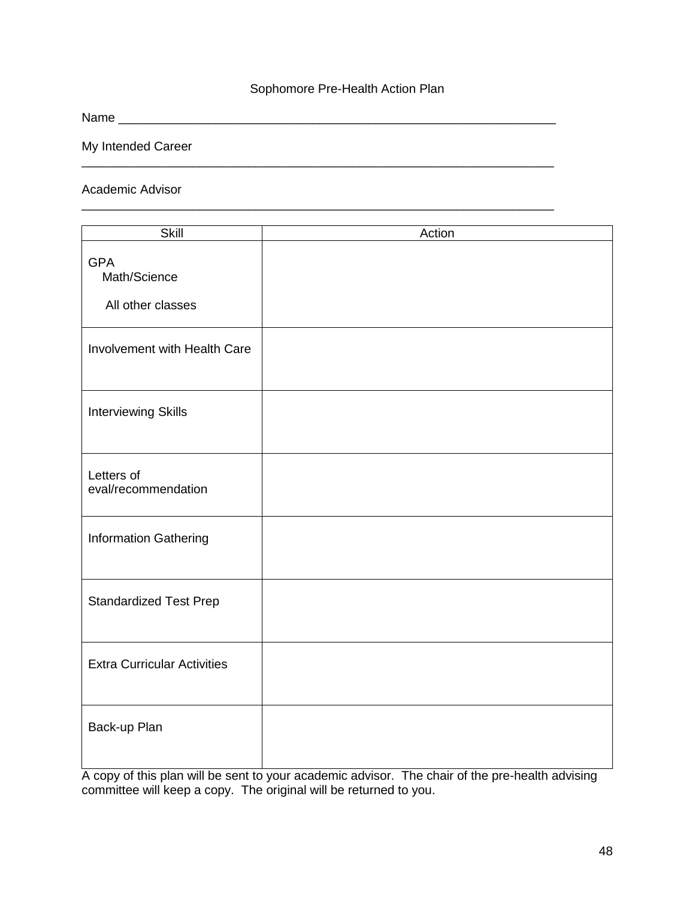# Sophomore Pre-Health Action Plan

Name ________________________________________________________________

My Intended Career
_____________________________________________________________________

Academic Advisor
_____________________________________________________________________

| Skill | Action |
|---|---|
| GPA<br>Math/Science<br><br>All other classes | |
| Involvement with Health Care | |
| Interviewing Skills | |
| Letters of eval/recommendation | |
| Information Gathering | |
| Standardized Test Prep | |
| Extra Curricular Activities | |
| Back-up Plan | |

A copy of this plan will be sent to your academic advisor. The chair of the pre-health advising committee will keep a copy. The original will be returned to you.